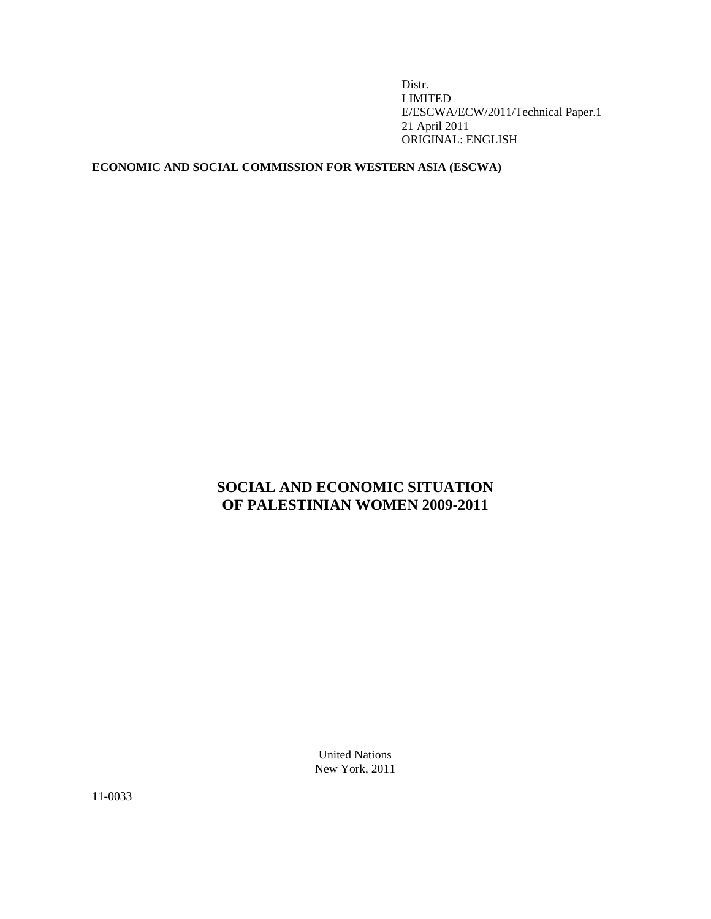Distr.
LIMITED
E/ESCWA/ECW/2011/Technical Paper.1
21 April 2011
ORIGINAL: ENGLISH

**ECONOMIC AND SOCIAL COMMISSION FOR WESTERN ASIA (ESCWA)**

# SOCIAL AND ECONOMIC SITUATION OF PALESTINIAN WOMEN 2009-2011

United Nations
New York, 2011

11-0033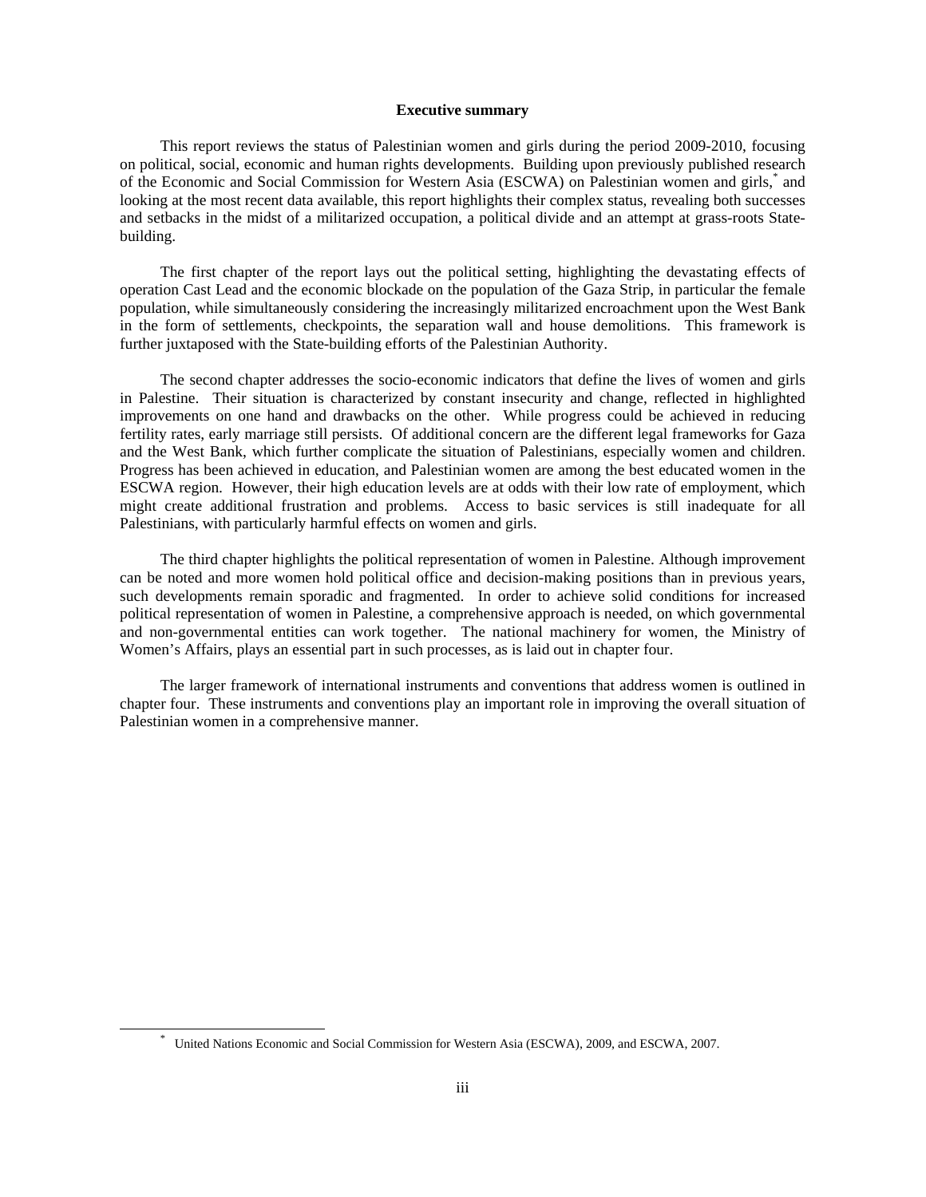# Executive summary

This report reviews the status of Palestinian women and girls during the period 2009-2010, focusing on political, social, economic and human rights developments. Building upon previously published research of the Economic and Social Commission for Western Asia (ESCWA) on Palestinian women and girls,* and looking at the most recent data available, this report highlights their complex status, revealing both successes and setbacks in the midst of a militarized occupation, a political divide and an attempt at grass-roots State-building.

The first chapter of the report lays out the political setting, highlighting the devastating effects of operation Cast Lead and the economic blockade on the population of the Gaza Strip, in particular the female population, while simultaneously considering the increasingly militarized encroachment upon the West Bank in the form of settlements, checkpoints, the separation wall and house demolitions. This framework is further juxtaposed with the State-building efforts of the Palestinian Authority.

The second chapter addresses the socio-economic indicators that define the lives of women and girls in Palestine. Their situation is characterized by constant insecurity and change, reflected in highlighted improvements on one hand and drawbacks on the other. While progress could be achieved in reducing fertility rates, early marriage still persists. Of additional concern are the different legal frameworks for Gaza and the West Bank, which further complicate the situation of Palestinians, especially women and children. Progress has been achieved in education, and Palestinian women are among the best educated women in the ESCWA region. However, their high education levels are at odds with their low rate of employment, which might create additional frustration and problems. Access to basic services is still inadequate for all Palestinians, with particularly harmful effects on women and girls.

The third chapter highlights the political representation of women in Palestine. Although improvement can be noted and more women hold political office and decision-making positions than in previous years, such developments remain sporadic and fragmented. In order to achieve solid conditions for increased political representation of women in Palestine, a comprehensive approach is needed, on which governmental and non-governmental entities can work together. The national machinery for women, the Ministry of Women's Affairs, plays an essential part in such processes, as is laid out in chapter four.

The larger framework of international instruments and conventions that address women is outlined in chapter four. These instruments and conventions play an important role in improving the overall situation of Palestinian women in a comprehensive manner.

---

* United Nations Economic and Social Commission for Western Asia (ESCWA), 2009, and ESCWA, 2007.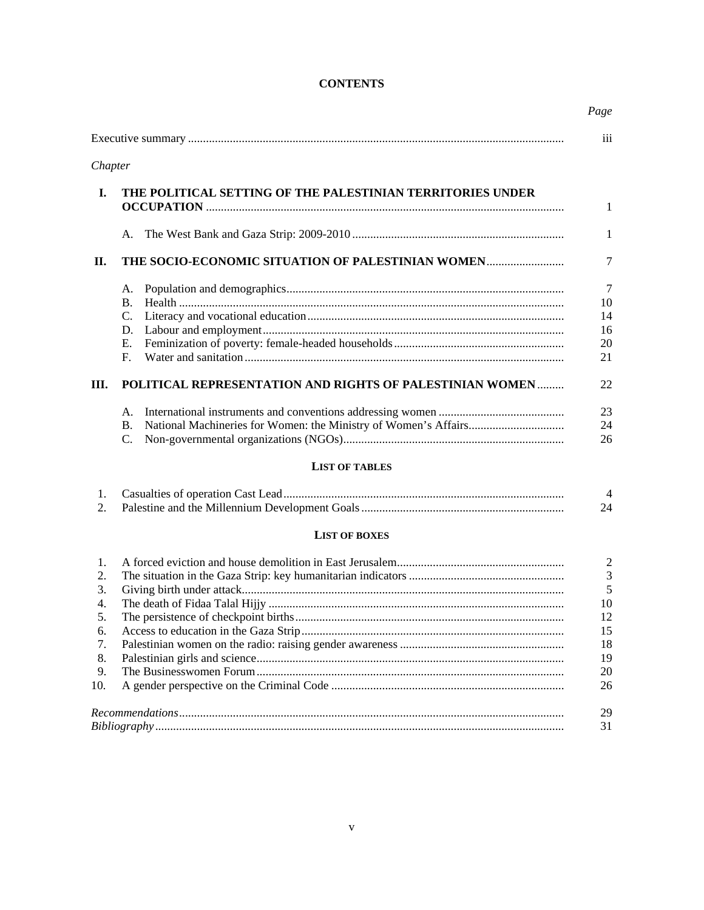# CONTENTS

| | | Page |
|---|---|---|
| Executive summary | | iii |
| *Chapter* | | |
| **I.** | **THE POLITICAL SETTING OF THE PALESTINIAN TERRITORIES UNDER OCCUPATION** | 1 |
| | A. The West Bank and Gaza Strip: 2009-2010 | 1 |
| **II.** | **THE SOCIO-ECONOMIC SITUATION OF PALESTINIAN WOMEN** | 7 |
| | A. Population and demographics | 7 |
| | B. Health | 10 |
| | C. Literacy and vocational education | 14 |
| | D. Labour and employment | 16 |
| | E. Feminization of poverty: female-headed households | 20 |
| | F. Water and sanitation | 21 |
| **III.** | **POLITICAL REPRESENTATION AND RIGHTS OF PALESTINIAN WOMEN** | 22 |
| | A. International instruments and conventions addressing women | 23 |
| | B. National Machineries for Women: the Ministry of Women's Affairs | 24 |
| | C. Non-governmental organizations (NGOs) | 26 |

## LIST OF TABLES

| | | |
|---|---|---|
| 1. | Casualties of operation Cast Lead | 4 |
| 2. | Palestine and the Millennium Development Goals | 24 |

## LIST OF BOXES

| | | |
|---|---|---|
| 1. | A forced eviction and house demolition in East Jerusalem | 2 |
| 2. | The situation in the Gaza Strip: key humanitarian indicators | 3 |
| 3. | Giving birth under attack | 5 |
| 4. | The death of Fidaa Talal Hijjy | 10 |
| 5. | The persistence of checkpoint births | 12 |
| 6. | Access to education in the Gaza Strip | 15 |
| 7. | Palestinian women on the radio: raising gender awareness | 18 |
| 8. | Palestinian girls and science | 19 |
| 9. | The Businesswomen Forum | 20 |
| 10. | A gender perspective on the Criminal Code | 26 |

| | |
|---|---|
| *Recommendations* | 29 |
| *Bibliography* | 31 |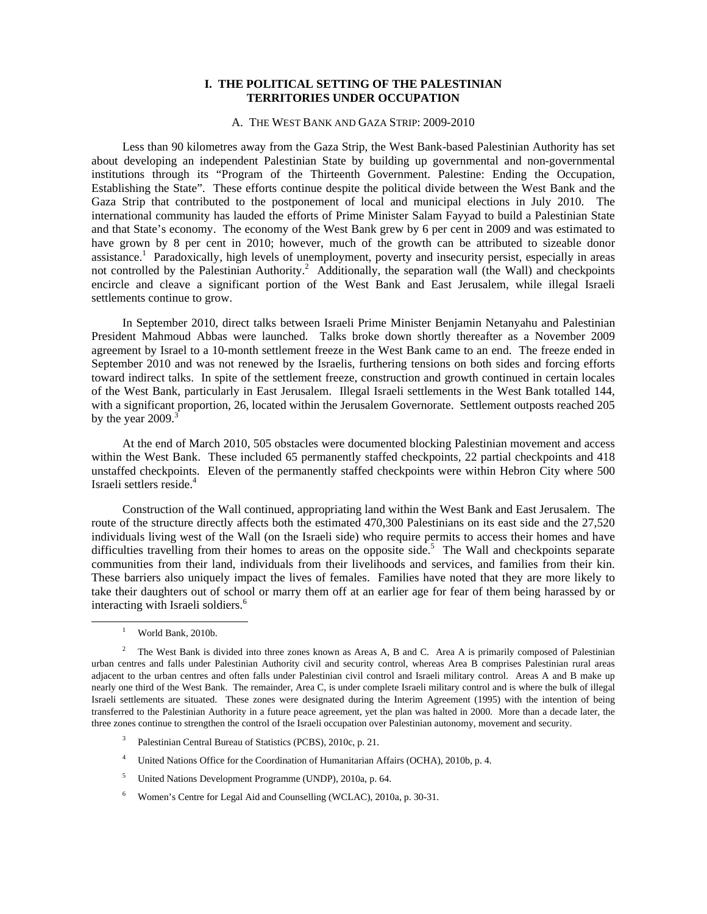# I. THE POLITICAL SETTING OF THE PALESTINIAN TERRITORIES UNDER OCCUPATION

## A. The West Bank and Gaza Strip: 2009-2010

Less than 90 kilometres away from the Gaza Strip, the West Bank-based Palestinian Authority has set about developing an independent Palestinian State by building up governmental and non-governmental institutions through its "Program of the Thirteenth Government. Palestine: Ending the Occupation, Establishing the State". These efforts continue despite the political divide between the West Bank and the Gaza Strip that contributed to the postponement of local and municipal elections in July 2010. The international community has lauded the efforts of Prime Minister Salam Fayyad to build a Palestinian State and that State's economy. The economy of the West Bank grew by 6 per cent in 2009 and was estimated to have grown by 8 per cent in 2010; however, much of the growth can be attributed to sizeable donor assistance.[1] Paradoxically, high levels of unemployment, poverty and insecurity persist, especially in areas not controlled by the Palestinian Authority.[2] Additionally, the separation wall (the Wall) and checkpoints encircle and cleave a significant portion of the West Bank and East Jerusalem, while illegal Israeli settlements continue to grow.

In September 2010, direct talks between Israeli Prime Minister Benjamin Netanyahu and Palestinian President Mahmoud Abbas were launched. Talks broke down shortly thereafter as a November 2009 agreement by Israel to a 10-month settlement freeze in the West Bank came to an end. The freeze ended in September 2010 and was not renewed by the Israelis, furthering tensions on both sides and forcing efforts toward indirect talks. In spite of the settlement freeze, construction and growth continued in certain locales of the West Bank, particularly in East Jerusalem. Illegal Israeli settlements in the West Bank totalled 144, with a significant proportion, 26, located within the Jerusalem Governorate. Settlement outposts reached 205 by the year 2009.[3]

At the end of March 2010, 505 obstacles were documented blocking Palestinian movement and access within the West Bank. These included 65 permanently staffed checkpoints, 22 partial checkpoints and 418 unstaffed checkpoints. Eleven of the permanently staffed checkpoints were within Hebron City where 500 Israeli settlers reside.[4]

Construction of the Wall continued, appropriating land within the West Bank and East Jerusalem. The route of the structure directly affects both the estimated 470,300 Palestinians on its east side and the 27,520 individuals living west of the Wall (on the Israeli side) who require permits to access their homes and have difficulties travelling from their homes to areas on the opposite side.[5] The Wall and checkpoints separate communities from their land, individuals from their livelihoods and services, and families from their kin. These barriers also uniquely impact the lives of females. Families have noted that they are more likely to take their daughters out of school or marry them off at an earlier age for fear of them being harassed by or interacting with Israeli soldiers.[6]

---

[1] World Bank, 2010b.

[2] The West Bank is divided into three zones known as Areas A, B and C. Area A is primarily composed of Palestinian urban centres and falls under Palestinian Authority civil and security control, whereas Area B comprises Palestinian rural areas adjacent to the urban centres and often falls under Palestinian civil control and Israeli military control. Areas A and B make up nearly one third of the West Bank. The remainder, Area C, is under complete Israeli military control and is where the bulk of illegal Israeli settlements are situated. These zones were designated during the Interim Agreement (1995) with the intention of being transferred to the Palestinian Authority in a future peace agreement, yet the plan was halted in 2000. More than a decade later, the three zones continue to strengthen the control of the Israeli occupation over Palestinian autonomy, movement and security.

[3] Palestinian Central Bureau of Statistics (PCBS), 2010c, p. 21.

[4] United Nations Office for the Coordination of Humanitarian Affairs (OCHA), 2010b, p. 4.

[5] United Nations Development Programme (UNDP), 2010a, p. 64.

[6] Women's Centre for Legal Aid and Counselling (WCLAC), 2010a, p. 30-31.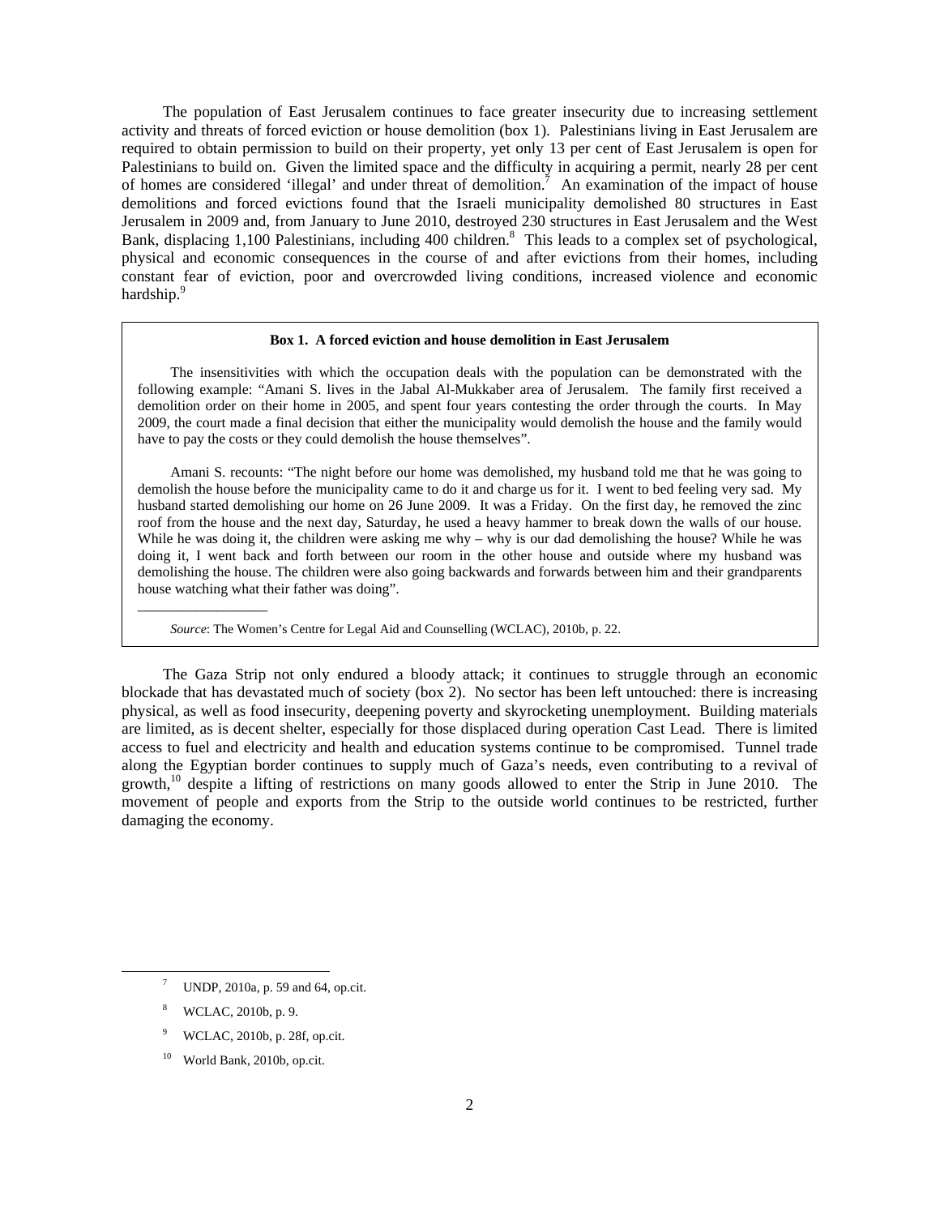The population of East Jerusalem continues to face greater insecurity due to increasing settlement activity and threats of forced eviction or house demolition (box 1). Palestinians living in East Jerusalem are required to obtain permission to build on their property, yet only 13 per cent of East Jerusalem is open for Palestinians to build on. Given the limited space and the difficulty in acquiring a permit, nearly 28 per cent of homes are considered 'illegal' and under threat of demolition.[7] An examination of the impact of house demolitions and forced evictions found that the Israeli municipality demolished 80 structures in East Jerusalem in 2009 and, from January to June 2010, destroyed 230 structures in East Jerusalem and the West Bank, displacing 1,100 Palestinians, including 400 children.[8] This leads to a complex set of psychological, physical and economic consequences in the course of and after evictions from their homes, including constant fear of eviction, poor and overcrowded living conditions, increased violence and economic hardship.[9]

> **Box 1. A forced eviction and house demolition in East Jerusalem**
>
> The insensitivities with which the occupation deals with the population can be demonstrated with the following example: "Amani S. lives in the Jabal Al-Mukkaber area of Jerusalem. The family first received a demolition order on their home in 2005, and spent four years contesting the order through the courts. In May 2009, the court made a final decision that either the municipality would demolish the house and the family would have to pay the costs or they could demolish the house themselves".
>
> Amani S. recounts: "The night before our home was demolished, my husband told me that he was going to demolish the house before the municipality came to do it and charge us for it. I went to bed feeling very sad. My husband started demolishing our home on 26 June 2009. It was a Friday. On the first day, he removed the zinc roof from the house and the next day, Saturday, he used a heavy hammer to break down the walls of our house. While he was doing it, the children were asking me why – why is our dad demolishing the house? While he was doing it, I went back and forth between our room in the other house and outside where my husband was demolishing the house. The children were also going backwards and forwards between him and their grandparents house watching what their father was doing".
>
> *Source*: The Women's Centre for Legal Aid and Counselling (WCLAC), 2010b, p. 22.

The Gaza Strip not only endured a bloody attack; it continues to struggle through an economic blockade that has devastated much of society (box 2). No sector has been left untouched: there is increasing physical, as well as food insecurity, deepening poverty and skyrocketing unemployment. Building materials are limited, as is decent shelter, especially for those displaced during operation Cast Lead. There is limited access to fuel and electricity and health and education systems continue to be compromised. Tunnel trade along the Egyptian border continues to supply much of Gaza's needs, even contributing to a revival of growth,[10] despite a lifting of restrictions on many goods allowed to enter the Strip in June 2010. The movement of people and exports from the Strip to the outside world continues to be restricted, further damaging the economy.

---

[7] UNDP, 2010a, p. 59 and 64, op.cit.

[8] WCLAC, 2010b, p. 9.

[9] WCLAC, 2010b, p. 28f, op.cit.

[10] World Bank, 2010b, op.cit.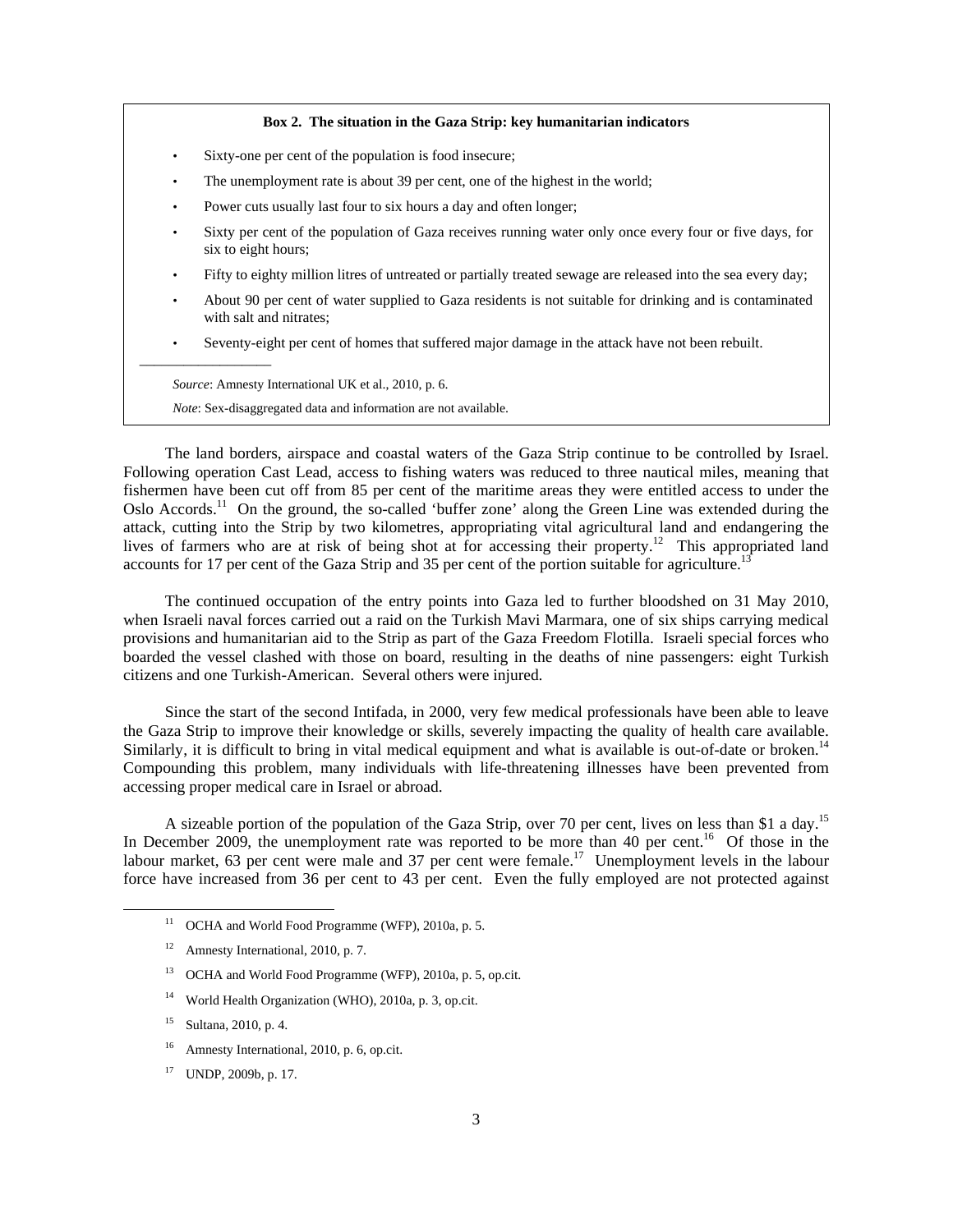**Box 2. The situation in the Gaza Strip: key humanitarian indicators**

- Sixty-one per cent of the population is food insecure;
- The unemployment rate is about 39 per cent, one of the highest in the world;
- Power cuts usually last four to six hours a day and often longer;
- Sixty per cent of the population of Gaza receives running water only once every four or five days, for six to eight hours;
- Fifty to eighty million litres of untreated or partially treated sewage are released into the sea every day;
- About 90 per cent of water supplied to Gaza residents is not suitable for drinking and is contaminated with salt and nitrates;
- Seventy-eight per cent of homes that suffered major damage in the attack have not been rebuilt.

---

*Source*: Amnesty International UK et al., 2010, p. 6.

*Note*: Sex-disaggregated data and information are not available.

The land borders, airspace and coastal waters of the Gaza Strip continue to be controlled by Israel. Following operation Cast Lead, access to fishing waters was reduced to three nautical miles, meaning that fishermen have been cut off from 85 per cent of the maritime areas they were entitled access to under the Oslo Accords.[11] On the ground, the so-called 'buffer zone' along the Green Line was extended during the attack, cutting into the Strip by two kilometres, appropriating vital agricultural land and endangering the lives of farmers who are at risk of being shot at for accessing their property.[12] This appropriated land accounts for 17 per cent of the Gaza Strip and 35 per cent of the portion suitable for agriculture.[13]

The continued occupation of the entry points into Gaza led to further bloodshed on 31 May 2010, when Israeli naval forces carried out a raid on the Turkish Mavi Marmara, one of six ships carrying medical provisions and humanitarian aid to the Strip as part of the Gaza Freedom Flotilla. Israeli special forces who boarded the vessel clashed with those on board, resulting in the deaths of nine passengers: eight Turkish citizens and one Turkish-American. Several others were injured.

Since the start of the second Intifada, in 2000, very few medical professionals have been able to leave the Gaza Strip to improve their knowledge or skills, severely impacting the quality of health care available. Similarly, it is difficult to bring in vital medical equipment and what is available is out-of-date or broken.[14] Compounding this problem, many individuals with life-threatening illnesses have been prevented from accessing proper medical care in Israel or abroad.

A sizeable portion of the population of the Gaza Strip, over 70 per cent, lives on less than \$1 a day.[15] In December 2009, the unemployment rate was reported to be more than 40 per cent.[16] Of those in the labour market, 63 per cent were male and 37 per cent were female.[17] Unemployment levels in the labour force have increased from 36 per cent to 43 per cent. Even the fully employed are not protected against

---

[11] OCHA and World Food Programme (WFP), 2010a, p. 5.

[12] Amnesty International, 2010, p. 7.

[13] OCHA and World Food Programme (WFP), 2010a, p. 5, op.cit.

[14] World Health Organization (WHO), 2010a, p. 3, op.cit.

[15] Sultana, 2010, p. 4.

[16] Amnesty International, 2010, p. 6, op.cit.

[17] UNDP, 2009b, p. 17.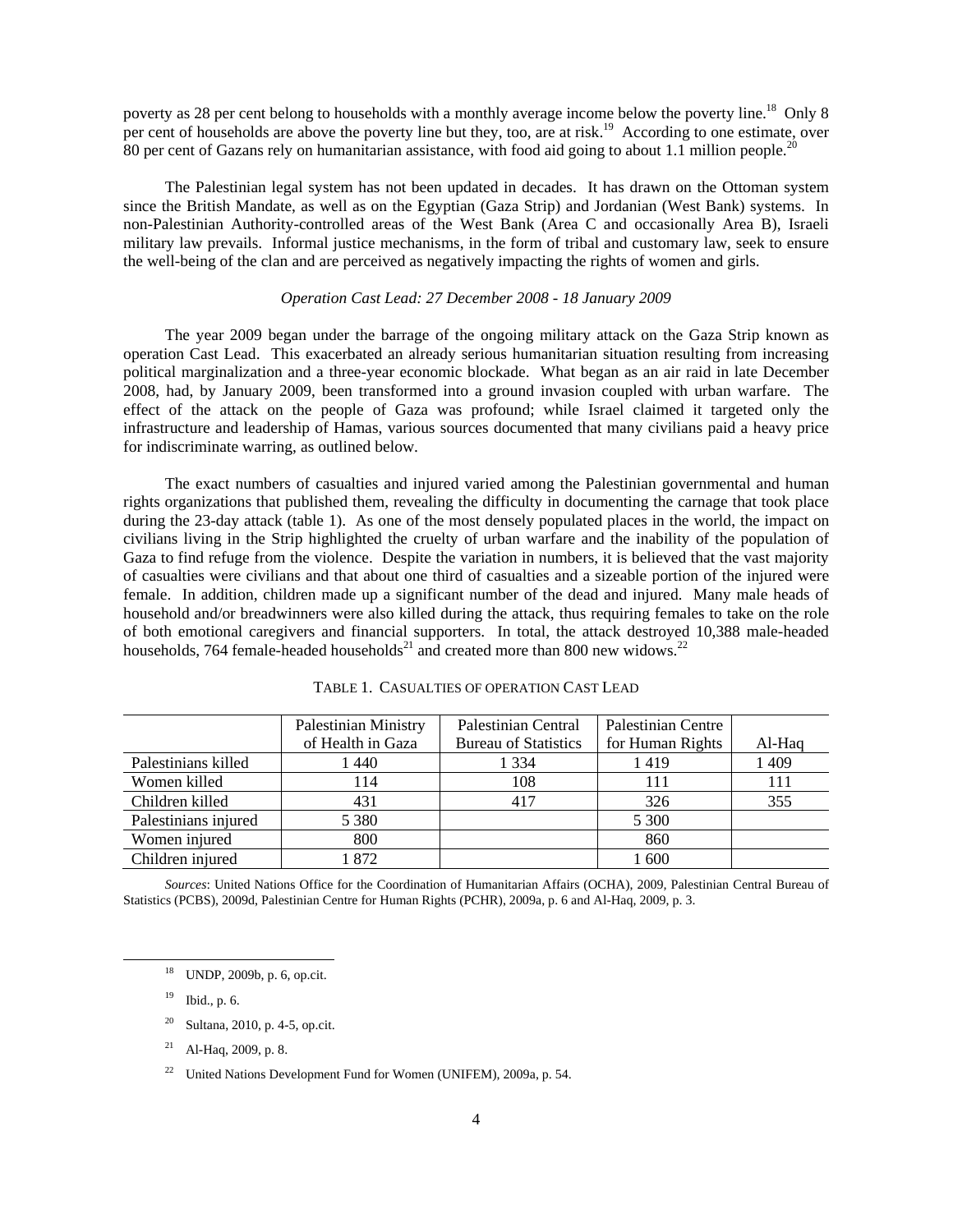poverty as 28 per cent belong to households with a monthly average income below the poverty line.[18] Only 8 per cent of households are above the poverty line but they, too, are at risk.[19] According to one estimate, over 80 per cent of Gazans rely on humanitarian assistance, with food aid going to about 1.1 million people.[20]

The Palestinian legal system has not been updated in decades. It has drawn on the Ottoman system since the British Mandate, as well as on the Egyptian (Gaza Strip) and Jordanian (West Bank) systems. In non-Palestinian Authority-controlled areas of the West Bank (Area C and occasionally Area B), Israeli military law prevails. Informal justice mechanisms, in the form of tribal and customary law, seek to ensure the well-being of the clan and are perceived as negatively impacting the rights of women and girls.

*Operation Cast Lead: 27 December 2008 - 18 January 2009*

The year 2009 began under the barrage of the ongoing military attack on the Gaza Strip known as operation Cast Lead. This exacerbated an already serious humanitarian situation resulting from increasing political marginalization and a three-year economic blockade. What began as an air raid in late December 2008, had, by January 2009, been transformed into a ground invasion coupled with urban warfare. The effect of the attack on the people of Gaza was profound; while Israel claimed it targeted only the infrastructure and leadership of Hamas, various sources documented that many civilians paid a heavy price for indiscriminate warring, as outlined below.

The exact numbers of casualties and injured varied among the Palestinian governmental and human rights organizations that published them, revealing the difficulty in documenting the carnage that took place during the 23-day attack (table 1). As one of the most densely populated places in the world, the impact on civilians living in the Strip highlighted the cruelty of urban warfare and the inability of the population of Gaza to find refuge from the violence. Despite the variation in numbers, it is believed that the vast majority of casualties were civilians and that about one third of casualties and a sizeable portion of the injured were female. In addition, children made up a significant number of the dead and injured. Many male heads of household and/or breadwinners were also killed during the attack, thus requiring females to take on the role of both emotional caregivers and financial supporters. In total, the attack destroyed 10,388 male-headed households, 764 female-headed households[21] and created more than 800 new widows.[22]

TABLE 1. CASUALTIES OF OPERATION CAST LEAD

| | Palestinian Ministry of Health in Gaza | Palestinian Central Bureau of Statistics | Palestinian Centre for Human Rights | Al-Haq |
|---|---|---|---|---|
| Palestinians killed | 1 440 | 1 334 | 1 419 | 1 409 |
| Women killed | 114 | 108 | 111 | 111 |
| Children killed | 431 | 417 | 326 | 355 |
| Palestinians injured | 5 380 | | 5 300 | |
| Women injured | 800 | | 860 | |
| Children injured | 1 872 | | 1 600 | |

*Sources*: United Nations Office for the Coordination of Humanitarian Affairs (OCHA), 2009, Palestinian Central Bureau of Statistics (PCBS), 2009d, Palestinian Centre for Human Rights (PCHR), 2009a, p. 6 and Al-Haq, 2009, p. 3.

[18] UNDP, 2009b, p. 6, op.cit.

[19] Ibid., p. 6.

[20] Sultana, 2010, p. 4-5, op.cit.

[21] Al-Haq, 2009, p. 8.

[22] United Nations Development Fund for Women (UNIFEM), 2009a, p. 54.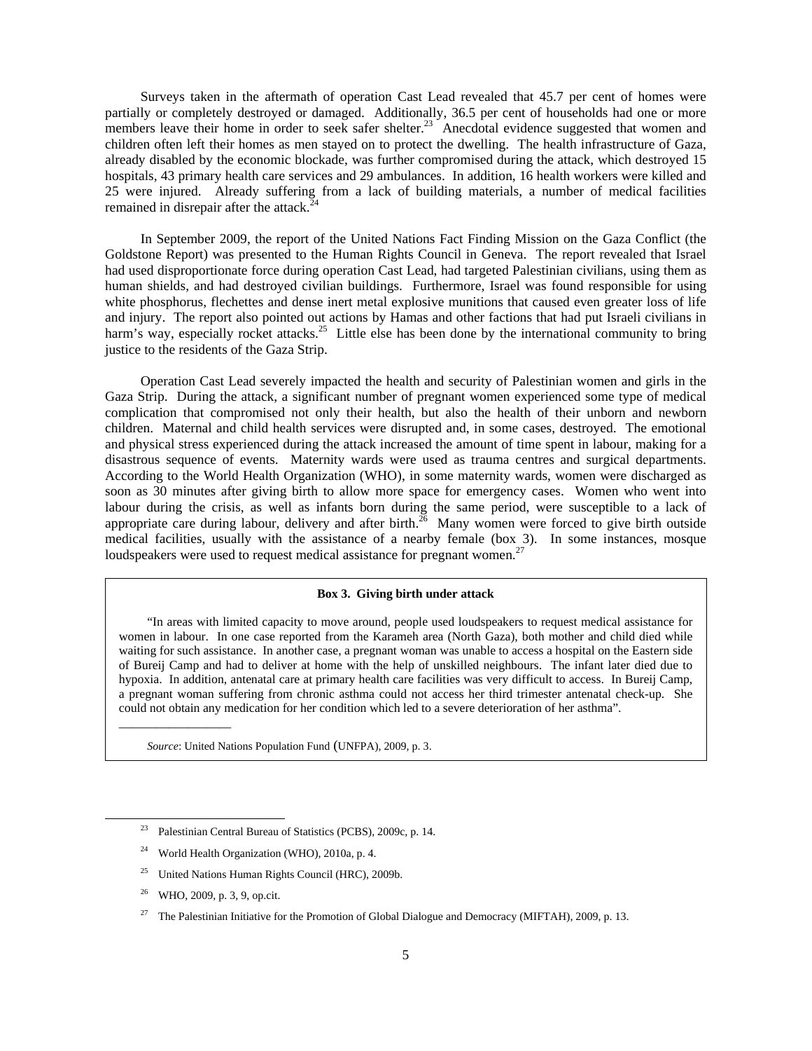Surveys taken in the aftermath of operation Cast Lead revealed that 45.7 per cent of homes were partially or completely destroyed or damaged. Additionally, 36.5 per cent of households had one or more members leave their home in order to seek safer shelter.[23] Anecdotal evidence suggested that women and children often left their homes as men stayed on to protect the dwelling. The health infrastructure of Gaza, already disabled by the economic blockade, was further compromised during the attack, which destroyed 15 hospitals, 43 primary health care services and 29 ambulances. In addition, 16 health workers were killed and 25 were injured. Already suffering from a lack of building materials, a number of medical facilities remained in disrepair after the attack.[24]

In September 2009, the report of the United Nations Fact Finding Mission on the Gaza Conflict (the Goldstone Report) was presented to the Human Rights Council in Geneva. The report revealed that Israel had used disproportionate force during operation Cast Lead, had targeted Palestinian civilians, using them as human shields, and had destroyed civilian buildings. Furthermore, Israel was found responsible for using white phosphorus, flechettes and dense inert metal explosive munitions that caused even greater loss of life and injury. The report also pointed out actions by Hamas and other factions that had put Israeli civilians in harm's way, especially rocket attacks.[25] Little else has been done by the international community to bring justice to the residents of the Gaza Strip.

Operation Cast Lead severely impacted the health and security of Palestinian women and girls in the Gaza Strip. During the attack, a significant number of pregnant women experienced some type of medical complication that compromised not only their health, but also the health of their unborn and newborn children. Maternal and child health services were disrupted and, in some cases, destroyed. The emotional and physical stress experienced during the attack increased the amount of time spent in labour, making for a disastrous sequence of events. Maternity wards were used as trauma centres and surgical departments. According to the World Health Organization (WHO), in some maternity wards, women were discharged as soon as 30 minutes after giving birth to allow more space for emergency cases. Women who went into labour during the crisis, as well as infants born during the same period, were susceptible to a lack of appropriate care during labour, delivery and after birth.[26] Many women were forced to give birth outside medical facilities, usually with the assistance of a nearby female (box 3). In some instances, mosque loudspeakers were used to request medical assistance for pregnant women.[27]

**Box 3. Giving birth under attack**

"In areas with limited capacity to move around, people used loudspeakers to request medical assistance for women in labour. In one case reported from the Karameh area (North Gaza), both mother and child died while waiting for such assistance. In another case, a pregnant woman was unable to access a hospital on the Eastern side of Bureij Camp and had to deliver at home with the help of unskilled neighbours. The infant later died due to hypoxia. In addition, antenatal care at primary health care facilities was very difficult to access. In Bureij Camp, a pregnant woman suffering from chronic asthma could not access her third trimester antenatal check-up. She could not obtain any medication for her condition which led to a severe deterioration of her asthma".

*Source*: United Nations Population Fund (UNFPA), 2009, p. 3.

---

[23] Palestinian Central Bureau of Statistics (PCBS), 2009c, p. 14.

[24] World Health Organization (WHO), 2010a, p. 4.

[25] United Nations Human Rights Council (HRC), 2009b.

[26] WHO, 2009, p. 3, 9, op.cit.

[27] The Palestinian Initiative for the Promotion of Global Dialogue and Democracy (MIFTAH), 2009, p. 13.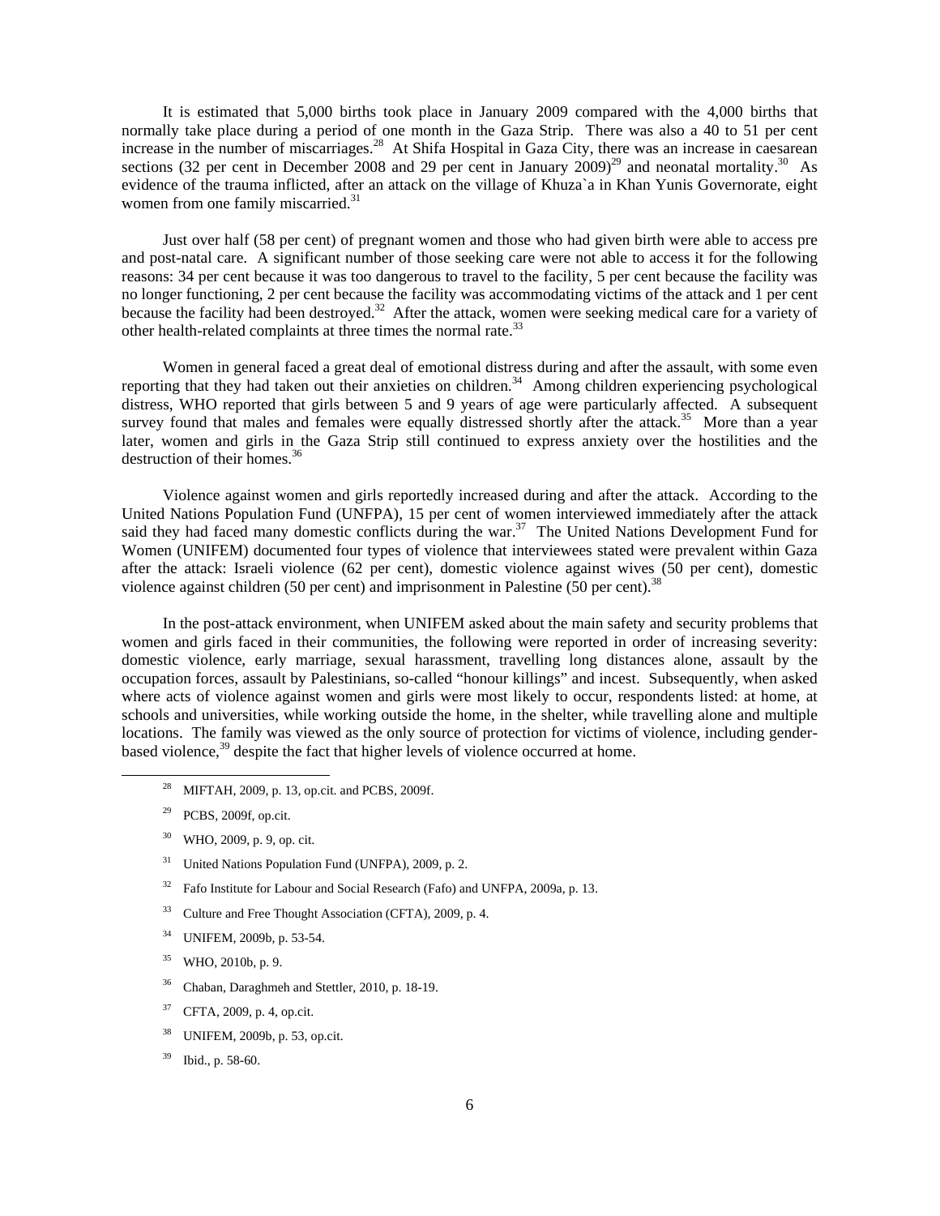It is estimated that 5,000 births took place in January 2009 compared with the 4,000 births that normally take place during a period of one month in the Gaza Strip. There was also a 40 to 51 per cent increase in the number of miscarriages.[28] At Shifa Hospital in Gaza City, there was an increase in caesarean sections (32 per cent in December 2008 and 29 per cent in January 2009)[29] and neonatal mortality.[30] As evidence of the trauma inflicted, after an attack on the village of Khuza`a in Khan Yunis Governorate, eight women from one family miscarried.[31]

Just over half (58 per cent) of pregnant women and those who had given birth were able to access pre and post-natal care. A significant number of those seeking care were not able to access it for the following reasons: 34 per cent because it was too dangerous to travel to the facility, 5 per cent because the facility was no longer functioning, 2 per cent because the facility was accommodating victims of the attack and 1 per cent because the facility had been destroyed.[32] After the attack, women were seeking medical care for a variety of other health-related complaints at three times the normal rate.[33]

Women in general faced a great deal of emotional distress during and after the assault, with some even reporting that they had taken out their anxieties on children.[34] Among children experiencing psychological distress, WHO reported that girls between 5 and 9 years of age were particularly affected. A subsequent survey found that males and females were equally distressed shortly after the attack.[35] More than a year later, women and girls in the Gaza Strip still continued to express anxiety over the hostilities and the destruction of their homes.[36]

Violence against women and girls reportedly increased during and after the attack. According to the United Nations Population Fund (UNFPA), 15 per cent of women interviewed immediately after the attack said they had faced many domestic conflicts during the war.[37] The United Nations Development Fund for Women (UNIFEM) documented four types of violence that interviewees stated were prevalent within Gaza after the attack: Israeli violence (62 per cent), domestic violence against wives (50 per cent), domestic violence against children (50 per cent) and imprisonment in Palestine (50 per cent).[38]

In the post-attack environment, when UNIFEM asked about the main safety and security problems that women and girls faced in their communities, the following were reported in order of increasing severity: domestic violence, early marriage, sexual harassment, travelling long distances alone, assault by the occupation forces, assault by Palestinians, so-called "honour killings" and incest. Subsequently, when asked where acts of violence against women and girls were most likely to occur, respondents listed: at home, at schools and universities, while working outside the home, in the shelter, while travelling alone and multiple locations. The family was viewed as the only source of protection for victims of violence, including gender-based violence,[39] despite the fact that higher levels of violence occurred at home.

[28] MIFTAH, 2009, p. 13, op.cit. and PCBS, 2009f.

[29] PCBS, 2009f, op.cit.

[30] WHO, 2009, p. 9, op. cit.

[31] United Nations Population Fund (UNFPA), 2009, p. 2.

[32] Fafo Institute for Labour and Social Research (Fafo) and UNFPA, 2009a, p. 13.

[33] Culture and Free Thought Association (CFTA), 2009, p. 4.

[34] UNIFEM, 2009b, p. 53-54.

[35] WHO, 2010b, p. 9.

[36] Chaban, Daraghmeh and Stettler, 2010, p. 18-19.

[37] CFTA, 2009, p. 4, op.cit.

[38] UNIFEM, 2009b, p. 53, op.cit.

[39] Ibid., p. 58-60.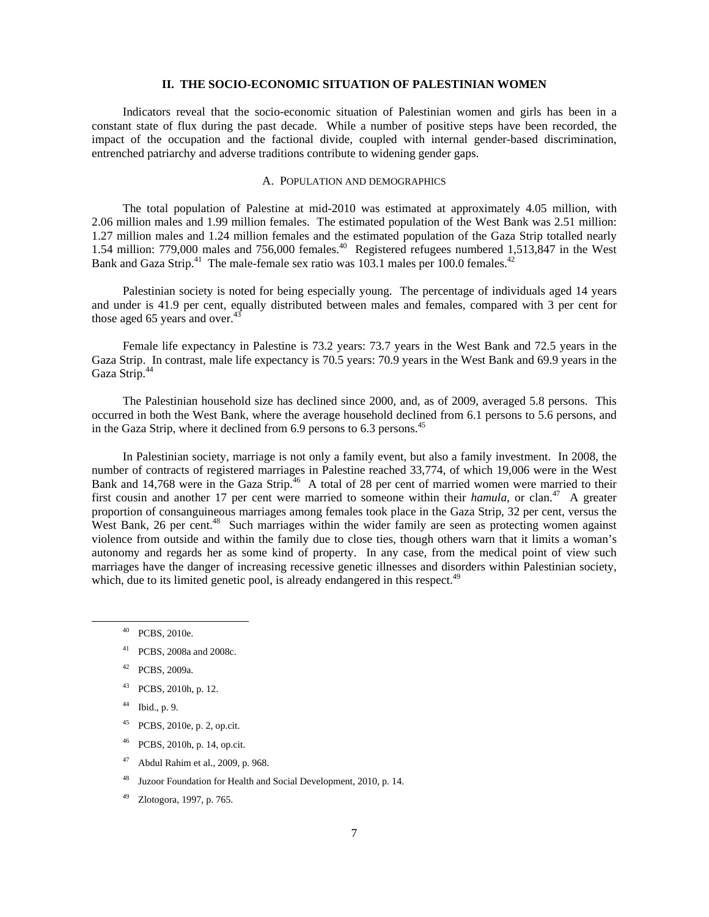## II. THE SOCIO-ECONOMIC SITUATION OF PALESTINIAN WOMEN

Indicators reveal that the socio-economic situation of Palestinian women and girls has been in a constant state of flux during the past decade. While a number of positive steps have been recorded, the impact of the occupation and the factional divide, coupled with internal gender-based discrimination, entrenched patriarchy and adverse traditions contribute to widening gender gaps.

### A. POPULATION AND DEMOGRAPHICS

The total population of Palestine at mid-2010 was estimated at approximately 4.05 million, with 2.06 million males and 1.99 million females. The estimated population of the West Bank was 2.51 million: 1.27 million males and 1.24 million females and the estimated population of the Gaza Strip totalled nearly 1.54 million: 779,000 males and 756,000 females.[40] Registered refugees numbered 1,513,847 in the West Bank and Gaza Strip.[41] The male-female sex ratio was 103.1 males per 100.0 females.[42]

Palestinian society is noted for being especially young. The percentage of individuals aged 14 years and under is 41.9 per cent, equally distributed between males and females, compared with 3 per cent for those aged 65 years and over.[43]

Female life expectancy in Palestine is 73.2 years: 73.7 years in the West Bank and 72.5 years in the Gaza Strip. In contrast, male life expectancy is 70.5 years: 70.9 years in the West Bank and 69.9 years in the Gaza Strip.[44]

The Palestinian household size has declined since 2000, and, as of 2009, averaged 5.8 persons. This occurred in both the West Bank, where the average household declined from 6.1 persons to 5.6 persons, and in the Gaza Strip, where it declined from 6.9 persons to 6.3 persons.[45]

In Palestinian society, marriage is not only a family event, but also a family investment. In 2008, the number of contracts of registered marriages in Palestine reached 33,774, of which 19,006 were in the West Bank and 14,768 were in the Gaza Strip.[46] A total of 28 per cent of married women were married to their first cousin and another 17 per cent were married to someone within their *hamula*, or clan.[47] A greater proportion of consanguineous marriages among females took place in the Gaza Strip, 32 per cent, versus the West Bank, 26 per cent.[48] Such marriages within the wider family are seen as protecting women against violence from outside and within the family due to close ties, though others warn that it limits a woman's autonomy and regards her as some kind of property. In any case, from the medical point of view such marriages have the danger of increasing recessive genetic illnesses and disorders within Palestinian society, which, due to its limited genetic pool, is already endangered in this respect.[49]

---

[40] PCBS, 2010e.

[41] PCBS, 2008a and 2008c.

[42] PCBS, 2009a.

[43] PCBS, 2010h, p. 12.

[44] Ibid., p. 9.

[45] PCBS, 2010e, p. 2, op.cit.

[46] PCBS, 2010h, p. 14, op.cit.

[47] Abdul Rahim et al., 2009, p. 968.

[48] Juzoor Foundation for Health and Social Development, 2010, p. 14.

[49] Zlotogora, 1997, p. 765.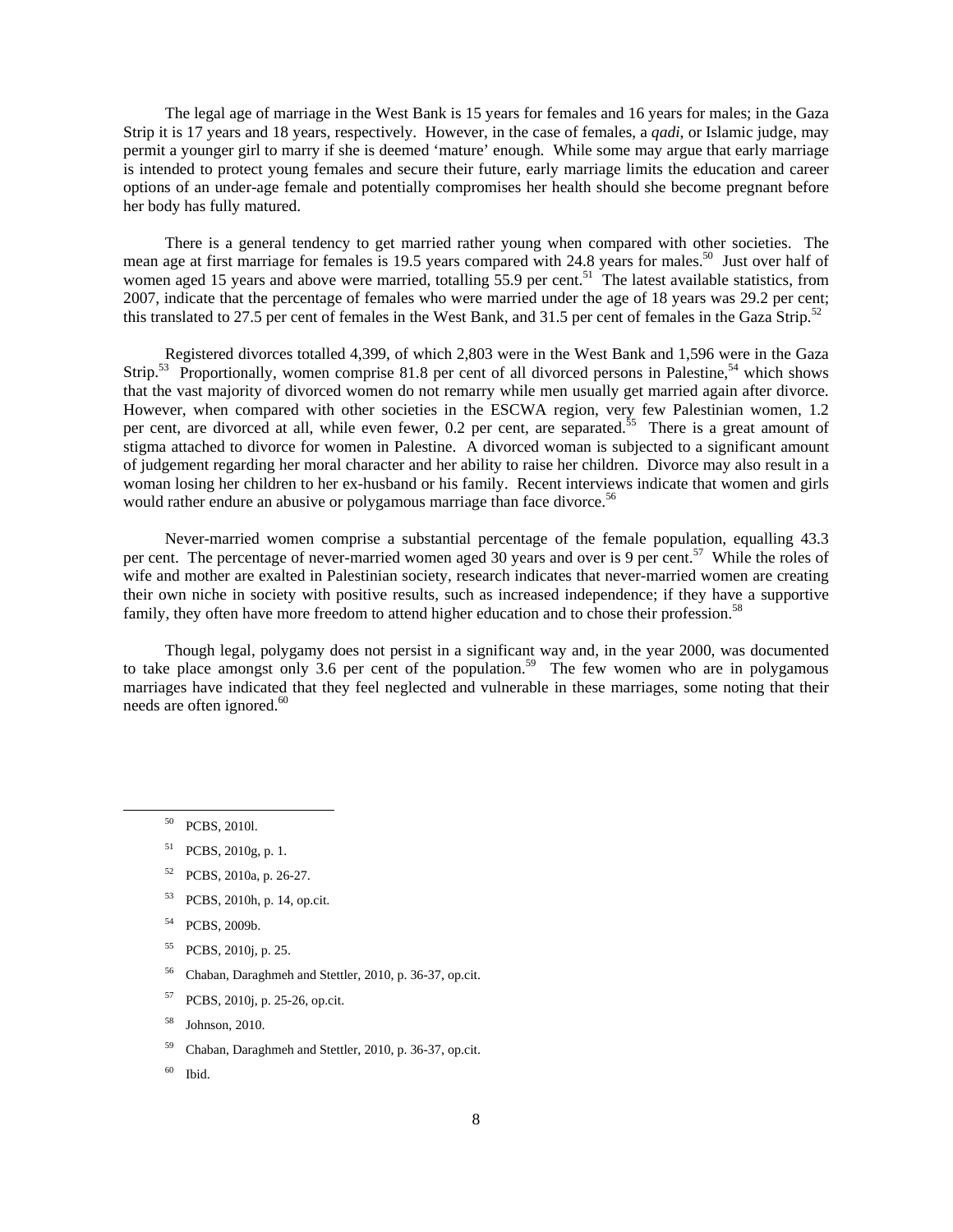The legal age of marriage in the West Bank is 15 years for females and 16 years for males; in the Gaza Strip it is 17 years and 18 years, respectively. However, in the case of females, a *qadi*, or Islamic judge, may permit a younger girl to marry if she is deemed 'mature' enough. While some may argue that early marriage is intended to protect young females and secure their future, early marriage limits the education and career options of an under-age female and potentially compromises her health should she become pregnant before her body has fully matured.

There is a general tendency to get married rather young when compared with other societies. The mean age at first marriage for females is 19.5 years compared with 24.8 years for males.[50] Just over half of women aged 15 years and above were married, totalling 55.9 per cent.[51] The latest available statistics, from 2007, indicate that the percentage of females who were married under the age of 18 years was 29.2 per cent; this translated to 27.5 per cent of females in the West Bank, and 31.5 per cent of females in the Gaza Strip.[52]

Registered divorces totalled 4,399, of which 2,803 were in the West Bank and 1,596 were in the Gaza Strip.[53] Proportionally, women comprise 81.8 per cent of all divorced persons in Palestine,[54] which shows that the vast majority of divorced women do not remarry while men usually get married again after divorce. However, when compared with other societies in the ESCWA region, very few Palestinian women, 1.2 per cent, are divorced at all, while even fewer, 0.2 per cent, are separated.[55] There is a great amount of stigma attached to divorce for women in Palestine. A divorced woman is subjected to a significant amount of judgement regarding her moral character and her ability to raise her children. Divorce may also result in a woman losing her children to her ex-husband or his family. Recent interviews indicate that women and girls would rather endure an abusive or polygamous marriage than face divorce.[56]

Never-married women comprise a substantial percentage of the female population, equalling 43.3 per cent. The percentage of never-married women aged 30 years and over is 9 per cent.[57] While the roles of wife and mother are exalted in Palestinian society, research indicates that never-married women are creating their own niche in society with positive results, such as increased independence; if they have a supportive family, they often have more freedom to attend higher education and to chose their profession.[58]

Though legal, polygamy does not persist in a significant way and, in the year 2000, was documented to take place amongst only 3.6 per cent of the population.[59] The few women who are in polygamous marriages have indicated that they feel neglected and vulnerable in these marriages, some noting that their needs are often ignored.[60]

---

[50] PCBS, 2010l.

[51] PCBS, 2010g, p. 1.

[52] PCBS, 2010a, p. 26-27.

[53] PCBS, 2010h, p. 14, op.cit.

[54] PCBS, 2009b.

[55] PCBS, 2010j, p. 25.

[56] Chaban, Daraghmeh and Stettler, 2010, p. 36-37, op.cit.

[57] PCBS, 2010j, p. 25-26, op.cit.

[58] Johnson, 2010.

[59] Chaban, Daraghmeh and Stettler, 2010, p. 36-37, op.cit.

[60] Ibid.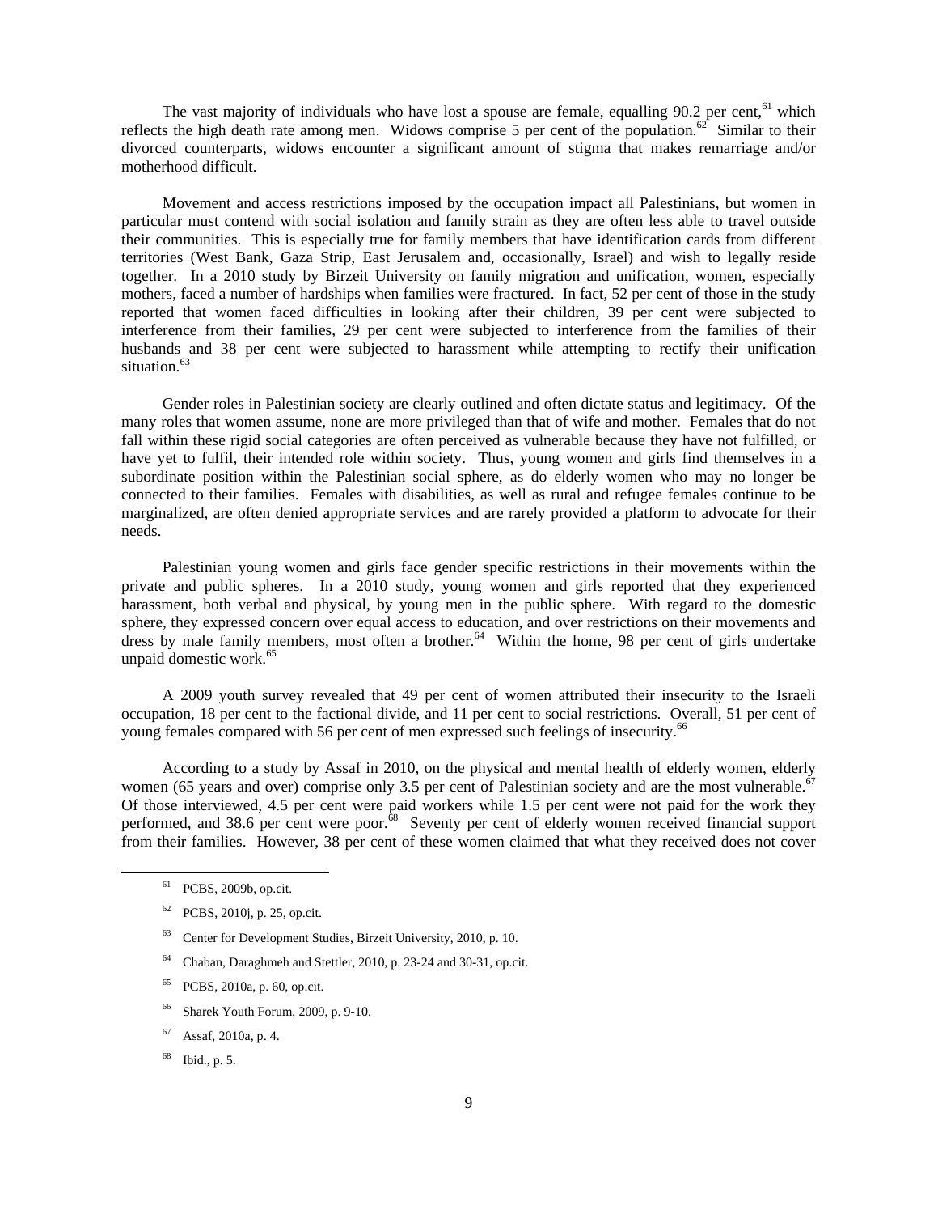The vast majority of individuals who have lost a spouse are female, equalling 90.2 per cent,[61] which reflects the high death rate among men. Widows comprise 5 per cent of the population.[62] Similar to their divorced counterparts, widows encounter a significant amount of stigma that makes remarriage and/or motherhood difficult.

Movement and access restrictions imposed by the occupation impact all Palestinians, but women in particular must contend with social isolation and family strain as they are often less able to travel outside their communities. This is especially true for family members that have identification cards from different territories (West Bank, Gaza Strip, East Jerusalem and, occasionally, Israel) and wish to legally reside together. In a 2010 study by Birzeit University on family migration and unification, women, especially mothers, faced a number of hardships when families were fractured. In fact, 52 per cent of those in the study reported that women faced difficulties in looking after their children, 39 per cent were subjected to interference from their families, 29 per cent were subjected to interference from the families of their husbands and 38 per cent were subjected to harassment while attempting to rectify their unification situation.[63]

Gender roles in Palestinian society are clearly outlined and often dictate status and legitimacy. Of the many roles that women assume, none are more privileged than that of wife and mother. Females that do not fall within these rigid social categories are often perceived as vulnerable because they have not fulfilled, or have yet to fulfil, their intended role within society. Thus, young women and girls find themselves in a subordinate position within the Palestinian social sphere, as do elderly women who may no longer be connected to their families. Females with disabilities, as well as rural and refugee females continue to be marginalized, are often denied appropriate services and are rarely provided a platform to advocate for their needs.

Palestinian young women and girls face gender specific restrictions in their movements within the private and public spheres. In a 2010 study, young women and girls reported that they experienced harassment, both verbal and physical, by young men in the public sphere. With regard to the domestic sphere, they expressed concern over equal access to education, and over restrictions on their movements and dress by male family members, most often a brother.[64] Within the home, 98 per cent of girls undertake unpaid domestic work.[65]

A 2009 youth survey revealed that 49 per cent of women attributed their insecurity to the Israeli occupation, 18 per cent to the factional divide, and 11 per cent to social restrictions. Overall, 51 per cent of young females compared with 56 per cent of men expressed such feelings of insecurity.[66]

According to a study by Assaf in 2010, on the physical and mental health of elderly women, elderly women (65 years and over) comprise only 3.5 per cent of Palestinian society and are the most vulnerable.[67] Of those interviewed, 4.5 per cent were paid workers while 1.5 per cent were not paid for the work they performed, and 38.6 per cent were poor.[68] Seventy per cent of elderly women received financial support from their families. However, 38 per cent of these women claimed that what they received does not cover

---

[61] PCBS, 2009b, op.cit.

[62] PCBS, 2010j, p. 25, op.cit.

[63] Center for Development Studies, Birzeit University, 2010, p. 10.

[64] Chaban, Daraghmeh and Stettler, 2010, p. 23-24 and 30-31, op.cit.

[65] PCBS, 2010a, p. 60, op.cit.

[66] Sharek Youth Forum, 2009, p. 9-10.

[67] Assaf, 2010a, p. 4.

[68] Ibid., p. 5.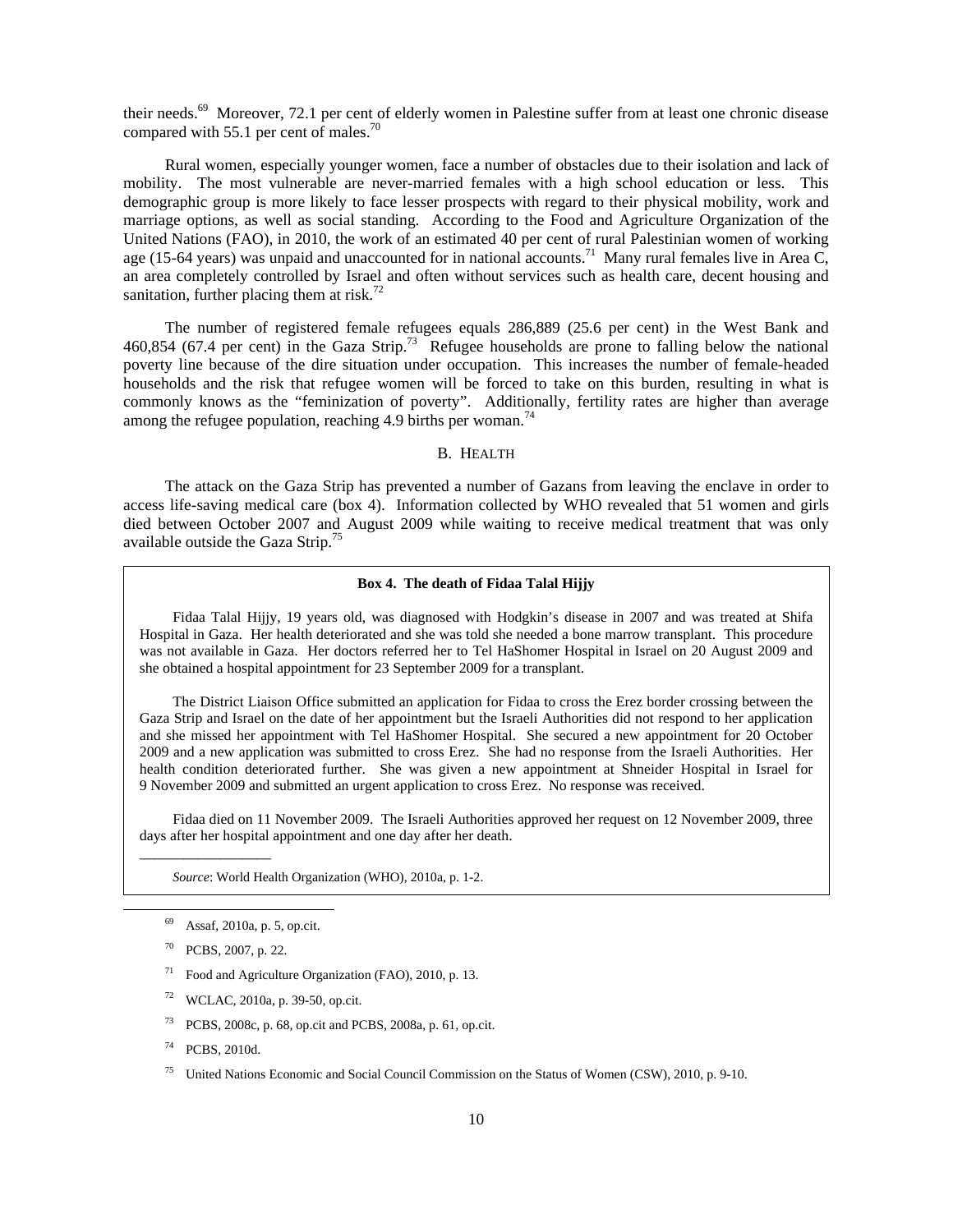their needs.[69] Moreover, 72.1 per cent of elderly women in Palestine suffer from at least one chronic disease compared with 55.1 per cent of males.[70]

Rural women, especially younger women, face a number of obstacles due to their isolation and lack of mobility. The most vulnerable are never-married females with a high school education or less. This demographic group is more likely to face lesser prospects with regard to their physical mobility, work and marriage options, as well as social standing. According to the Food and Agriculture Organization of the United Nations (FAO), in 2010, the work of an estimated 40 per cent of rural Palestinian women of working age (15-64 years) was unpaid and unaccounted for in national accounts.[71] Many rural females live in Area C, an area completely controlled by Israel and often without services such as health care, decent housing and sanitation, further placing them at risk.[72]

The number of registered female refugees equals 286,889 (25.6 per cent) in the West Bank and 460,854 (67.4 per cent) in the Gaza Strip.[73] Refugee households are prone to falling below the national poverty line because of the dire situation under occupation. This increases the number of female-headed households and the risk that refugee women will be forced to take on this burden, resulting in what is commonly knows as the "feminization of poverty". Additionally, fertility rates are higher than average among the refugee population, reaching 4.9 births per woman.[74]

## B. HEALTH

The attack on the Gaza Strip has prevented a number of Gazans from leaving the enclave in order to access life-saving medical care (box 4). Information collected by WHO revealed that 51 women and girls died between October 2007 and August 2009 while waiting to receive medical treatment that was only available outside the Gaza Strip.[75]

**Box 4. The death of Fidaa Talal Hijjy**

Fidaa Talal Hijjy, 19 years old, was diagnosed with Hodgkin's disease in 2007 and was treated at Shifa Hospital in Gaza. Her health deteriorated and she was told she needed a bone marrow transplant. This procedure was not available in Gaza. Her doctors referred her to Tel HaShomer Hospital in Israel on 20 August 2009 and she obtained a hospital appointment for 23 September 2009 for a transplant.

The District Liaison Office submitted an application for Fidaa to cross the Erez border crossing between the Gaza Strip and Israel on the date of her appointment but the Israeli Authorities did not respond to her application and she missed her appointment with Tel HaShomer Hospital. She secured a new appointment for 20 October 2009 and a new application was submitted to cross Erez. She had no response from the Israeli Authorities. Her health condition deteriorated further. She was given a new appointment at Shneider Hospital in Israel for 9 November 2009 and submitted an urgent application to cross Erez. No response was received.

Fidaa died on 11 November 2009. The Israeli Authorities approved her request on 12 November 2009, three days after her hospital appointment and one day after her death.

*Source*: World Health Organization (WHO), 2010a, p. 1-2.

---

[69] Assaf, 2010a, p. 5, op.cit.

[70] PCBS, 2007, p. 22.

[71] Food and Agriculture Organization (FAO), 2010, p. 13.

[72] WCLAC, 2010a, p. 39-50, op.cit.

[73] PCBS, 2008c, p. 68, op.cit and PCBS, 2008a, p. 61, op.cit.

[74] PCBS, 2010d.

[75] United Nations Economic and Social Council Commission on the Status of Women (CSW), 2010, p. 9-10.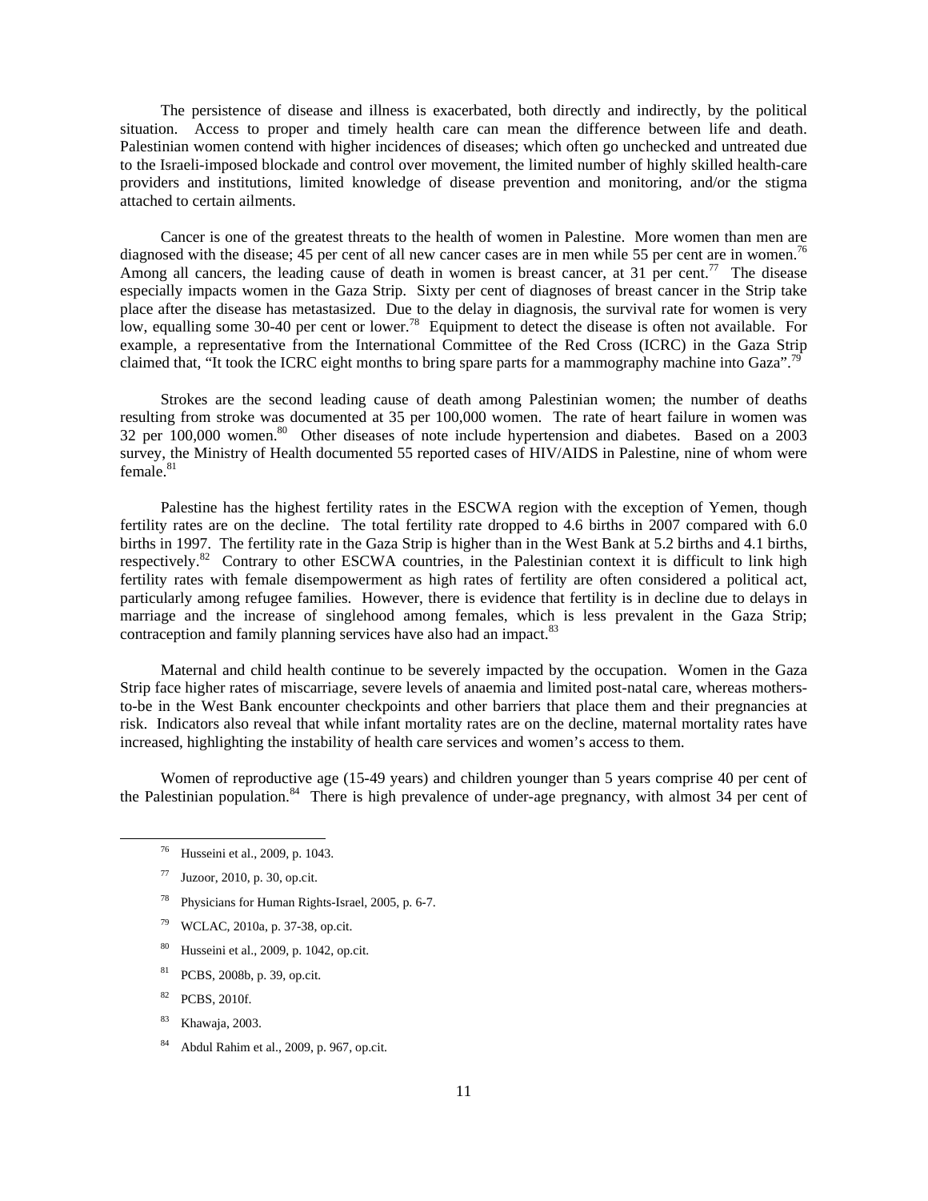The persistence of disease and illness is exacerbated, both directly and indirectly, by the political situation. Access to proper and timely health care can mean the difference between life and death. Palestinian women contend with higher incidences of diseases; which often go unchecked and untreated due to the Israeli-imposed blockade and control over movement, the limited number of highly skilled health-care providers and institutions, limited knowledge of disease prevention and monitoring, and/or the stigma attached to certain ailments.

Cancer is one of the greatest threats to the health of women in Palestine. More women than men are diagnosed with the disease; 45 per cent of all new cancer cases are in men while 55 per cent are in women.[76] Among all cancers, the leading cause of death in women is breast cancer, at 31 per cent.[77] The disease especially impacts women in the Gaza Strip. Sixty per cent of diagnoses of breast cancer in the Strip take place after the disease has metastasized. Due to the delay in diagnosis, the survival rate for women is very low, equalling some 30-40 per cent or lower.[78] Equipment to detect the disease is often not available. For example, a representative from the International Committee of the Red Cross (ICRC) in the Gaza Strip claimed that, "It took the ICRC eight months to bring spare parts for a mammography machine into Gaza".[79]

Strokes are the second leading cause of death among Palestinian women; the number of deaths resulting from stroke was documented at 35 per 100,000 women. The rate of heart failure in women was 32 per 100,000 women.[80] Other diseases of note include hypertension and diabetes. Based on a 2003 survey, the Ministry of Health documented 55 reported cases of HIV/AIDS in Palestine, nine of whom were female.[81]

Palestine has the highest fertility rates in the ESCWA region with the exception of Yemen, though fertility rates are on the decline. The total fertility rate dropped to 4.6 births in 2007 compared with 6.0 births in 1997. The fertility rate in the Gaza Strip is higher than in the West Bank at 5.2 births and 4.1 births, respectively.[82] Contrary to other ESCWA countries, in the Palestinian context it is difficult to link high fertility rates with female disempowerment as high rates of fertility are often considered a political act, particularly among refugee families. However, there is evidence that fertility is in decline due to delays in marriage and the increase of singlehood among females, which is less prevalent in the Gaza Strip; contraception and family planning services have also had an impact.[83]

Maternal and child health continue to be severely impacted by the occupation. Women in the Gaza Strip face higher rates of miscarriage, severe levels of anaemia and limited post-natal care, whereas mothers-to-be in the West Bank encounter checkpoints and other barriers that place them and their pregnancies at risk. Indicators also reveal that while infant mortality rates are on the decline, maternal mortality rates have increased, highlighting the instability of health care services and women's access to them.

Women of reproductive age (15-49 years) and children younger than 5 years comprise 40 per cent of the Palestinian population.[84] There is high prevalence of under-age pregnancy, with almost 34 per cent of

---

[76] Husseini et al., 2009, p. 1043.

[77] Juzoor, 2010, p. 30, op.cit.

[78] Physicians for Human Rights-Israel, 2005, p. 6-7.

[79] WCLAC, 2010a, p. 37-38, op.cit.

[80] Husseini et al., 2009, p. 1042, op.cit.

[81] PCBS, 2008b, p. 39, op.cit.

[82] PCBS, 2010f.

[83] Khawaja, 2003.

[84] Abdul Rahim et al., 2009, p. 967, op.cit.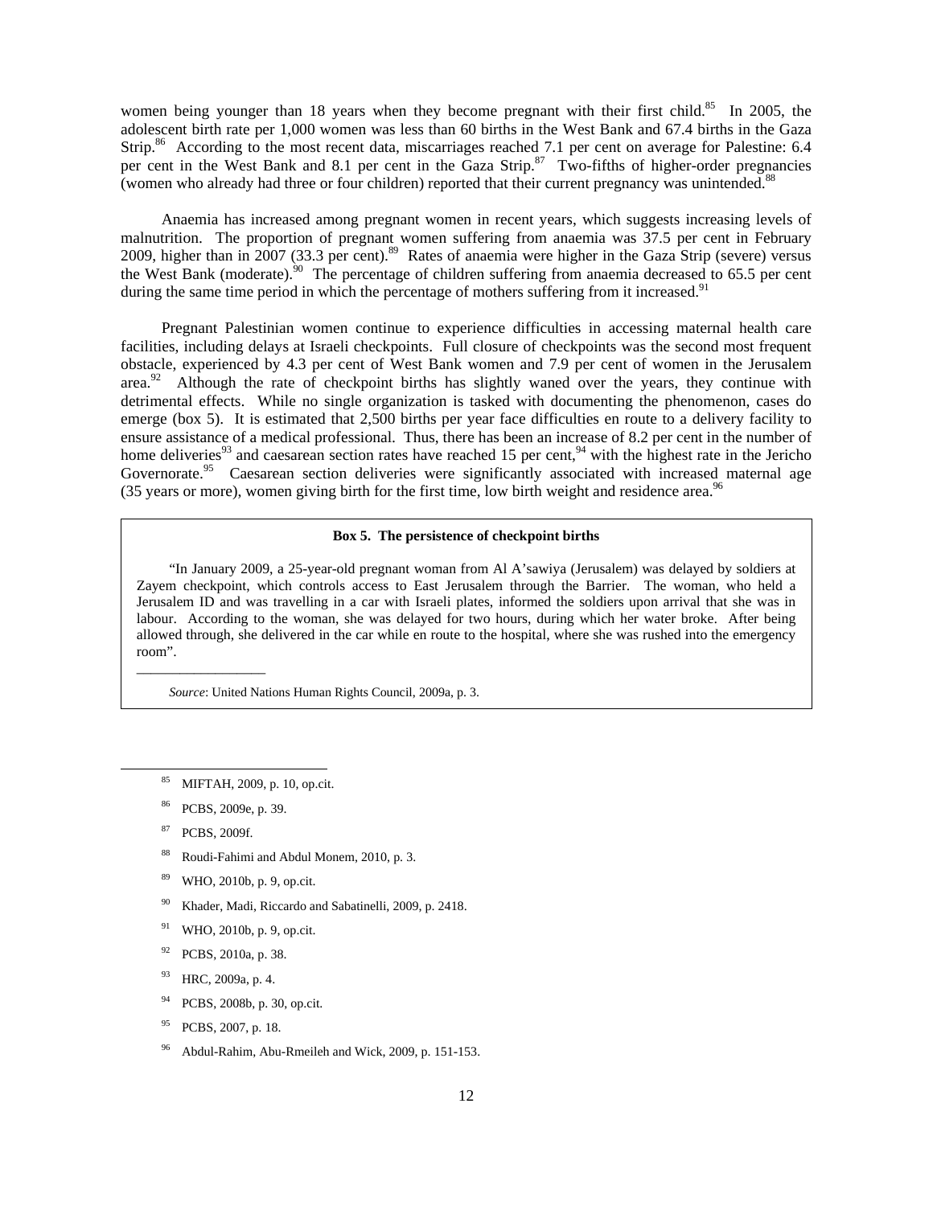women being younger than 18 years when they become pregnant with their first child.[85] In 2005, the adolescent birth rate per 1,000 women was less than 60 births in the West Bank and 67.4 births in the Gaza Strip.[86] According to the most recent data, miscarriages reached 7.1 per cent on average for Palestine: 6.4 per cent in the West Bank and 8.1 per cent in the Gaza Strip.[87] Two-fifths of higher-order pregnancies (women who already had three or four children) reported that their current pregnancy was unintended.[88]

Anaemia has increased among pregnant women in recent years, which suggests increasing levels of malnutrition. The proportion of pregnant women suffering from anaemia was 37.5 per cent in February 2009, higher than in 2007 (33.3 per cent).[89] Rates of anaemia were higher in the Gaza Strip (severe) versus the West Bank (moderate).[90] The percentage of children suffering from anaemia decreased to 65.5 per cent during the same time period in which the percentage of mothers suffering from it increased.[91]

Pregnant Palestinian women continue to experience difficulties in accessing maternal health care facilities, including delays at Israeli checkpoints. Full closure of checkpoints was the second most frequent obstacle, experienced by 4.3 per cent of West Bank women and 7.9 per cent of women in the Jerusalem area.[92] Although the rate of checkpoint births has slightly waned over the years, they continue with detrimental effects. While no single organization is tasked with documenting the phenomenon, cases do emerge (box 5). It is estimated that 2,500 births per year face difficulties en route to a delivery facility to ensure assistance of a medical professional. Thus, there has been an increase of 8.2 per cent in the number of home deliveries[93] and caesarean section rates have reached 15 per cent,[94] with the highest rate in the Jericho Governorate.[95] Caesarean section deliveries were significantly associated with increased maternal age (35 years or more), women giving birth for the first time, low birth weight and residence area.[96]

**Box 5. The persistence of checkpoint births**

"In January 2009, a 25-year-old pregnant woman from Al A'sawiya (Jerusalem) was delayed by soldiers at Zayem checkpoint, which controls access to East Jerusalem through the Barrier. The woman, who held a Jerusalem ID and was travelling in a car with Israeli plates, informed the soldiers upon arrival that she was in labour. According to the woman, she was delayed for two hours, during which her water broke. After being allowed through, she delivered in the car while en route to the hospital, where she was rushed into the emergency room".

*Source*: United Nations Human Rights Council, 2009a, p. 3.

---

[85] MIFTAH, 2009, p. 10, op.cit.

[86] PCBS, 2009e, p. 39.

[87] PCBS, 2009f.

[88] Roudi-Fahimi and Abdul Monem, 2010, p. 3.

[89] WHO, 2010b, p. 9, op.cit.

[90] Khader, Madi, Riccardo and Sabatinelli, 2009, p. 2418.

[91] WHO, 2010b, p. 9, op.cit.

[92] PCBS, 2010a, p. 38.

[93] HRC, 2009a, p. 4.

[94] PCBS, 2008b, p. 30, op.cit.

[95] PCBS, 2007, p. 18.

[96] Abdul-Rahim, Abu-Rmeileh and Wick, 2009, p. 151-153.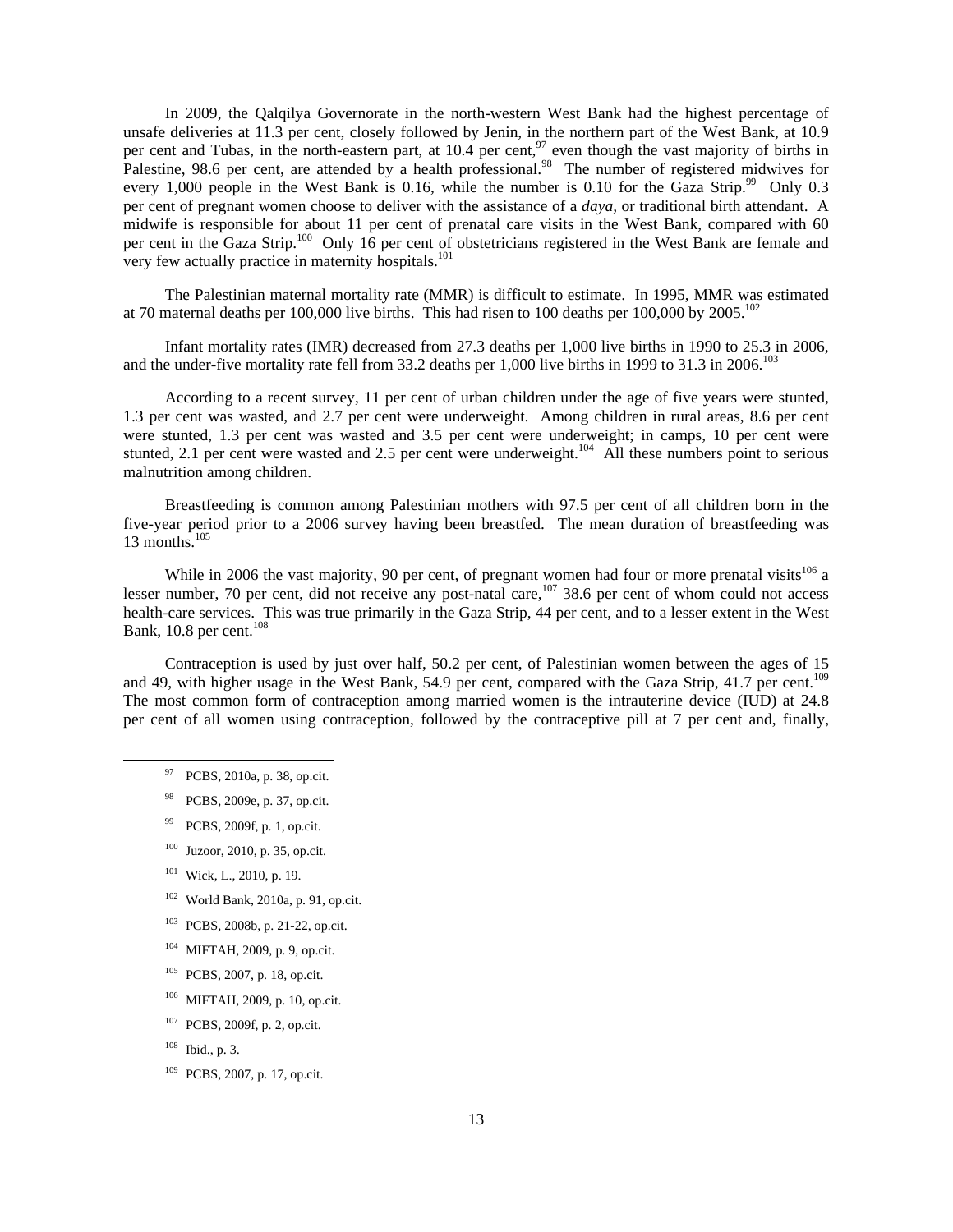In 2009, the Qalqilya Governorate in the north-western West Bank had the highest percentage of unsafe deliveries at 11.3 per cent, closely followed by Jenin, in the northern part of the West Bank, at 10.9 per cent and Tubas, in the north-eastern part, at 10.4 per cent,[97] even though the vast majority of births in Palestine, 98.6 per cent, are attended by a health professional.[98] The number of registered midwives for every 1,000 people in the West Bank is 0.16, while the number is 0.10 for the Gaza Strip.[99] Only 0.3 per cent of pregnant women choose to deliver with the assistance of a *daya*, or traditional birth attendant. A midwife is responsible for about 11 per cent of prenatal care visits in the West Bank, compared with 60 per cent in the Gaza Strip.[100] Only 16 per cent of obstetricians registered in the West Bank are female and very few actually practice in maternity hospitals.[101]

The Palestinian maternal mortality rate (MMR) is difficult to estimate. In 1995, MMR was estimated at 70 maternal deaths per 100,000 live births. This had risen to 100 deaths per 100,000 by 2005.[102]

Infant mortality rates (IMR) decreased from 27.3 deaths per 1,000 live births in 1990 to 25.3 in 2006, and the under-five mortality rate fell from 33.2 deaths per 1,000 live births in 1999 to 31.3 in 2006.[103]

According to a recent survey, 11 per cent of urban children under the age of five years were stunted, 1.3 per cent was wasted, and 2.7 per cent were underweight. Among children in rural areas, 8.6 per cent were stunted, 1.3 per cent was wasted and 3.5 per cent were underweight; in camps, 10 per cent were stunted, 2.1 per cent were wasted and 2.5 per cent were underweight.[104] All these numbers point to serious malnutrition among children.

Breastfeeding is common among Palestinian mothers with 97.5 per cent of all children born in the five-year period prior to a 2006 survey having been breastfed. The mean duration of breastfeeding was 13 months.[105]

While in 2006 the vast majority, 90 per cent, of pregnant women had four or more prenatal visits[106] a lesser number, 70 per cent, did not receive any post-natal care,[107] 38.6 per cent of whom could not access health-care services. This was true primarily in the Gaza Strip, 44 per cent, and to a lesser extent in the West Bank, 10.8 per cent.[108]

Contraception is used by just over half, 50.2 per cent, of Palestinian women between the ages of 15 and 49, with higher usage in the West Bank, 54.9 per cent, compared with the Gaza Strip, 41.7 per cent.[109] The most common form of contraception among married women is the intrauterine device (IUD) at 24.8 per cent of all women using contraception, followed by the contraceptive pill at 7 per cent and, finally,

---

[97] PCBS, 2010a, p. 38, op.cit.

[98] PCBS, 2009e, p. 37, op.cit.

[99] PCBS, 2009f, p. 1, op.cit.

[100] Juzoor, 2010, p. 35, op.cit.

[101] Wick, L., 2010, p. 19.

[102] World Bank, 2010a, p. 91, op.cit.

[103] PCBS, 2008b, p. 21-22, op.cit.

[104] MIFTAH, 2009, p. 9, op.cit.

[105] PCBS, 2007, p. 18, op.cit.

[106] MIFTAH, 2009, p. 10, op.cit.

[107] PCBS, 2009f, p. 2, op.cit.

[108] Ibid., p. 3.

[109] PCBS, 2007, p. 17, op.cit.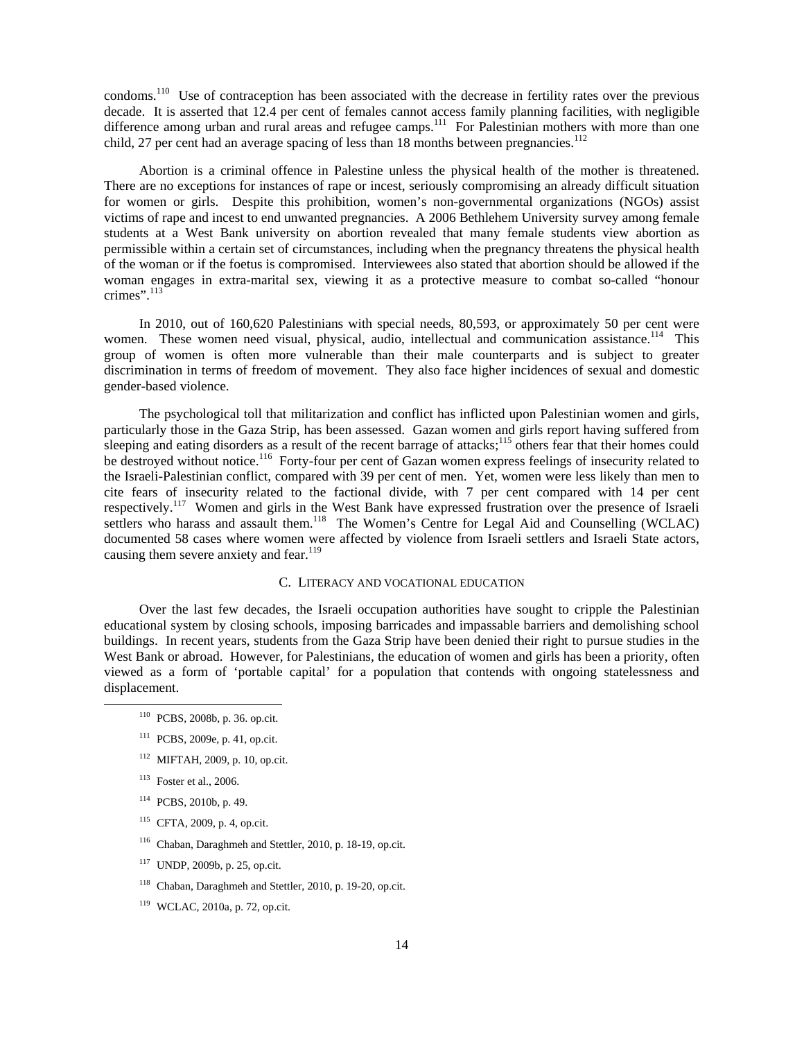condoms.[110] Use of contraception has been associated with the decrease in fertility rates over the previous decade. It is asserted that 12.4 per cent of females cannot access family planning facilities, with negligible difference among urban and rural areas and refugee camps.[111] For Palestinian mothers with more than one child, 27 per cent had an average spacing of less than 18 months between pregnancies.[112]

Abortion is a criminal offence in Palestine unless the physical health of the mother is threatened. There are no exceptions for instances of rape or incest, seriously compromising an already difficult situation for women or girls. Despite this prohibition, women's non-governmental organizations (NGOs) assist victims of rape and incest to end unwanted pregnancies. A 2006 Bethlehem University survey among female students at a West Bank university on abortion revealed that many female students view abortion as permissible within a certain set of circumstances, including when the pregnancy threatens the physical health of the woman or if the foetus is compromised. Interviewees also stated that abortion should be allowed if the woman engages in extra-marital sex, viewing it as a protective measure to combat so-called "honour crimes".[113]

In 2010, out of 160,620 Palestinians with special needs, 80,593, or approximately 50 per cent were women. These women need visual, physical, audio, intellectual and communication assistance.[114] This group of women is often more vulnerable than their male counterparts and is subject to greater discrimination in terms of freedom of movement. They also face higher incidences of sexual and domestic gender-based violence.

The psychological toll that militarization and conflict has inflicted upon Palestinian women and girls, particularly those in the Gaza Strip, has been assessed. Gazan women and girls report having suffered from sleeping and eating disorders as a result of the recent barrage of attacks;[115] others fear that their homes could be destroyed without notice.[116] Forty-four per cent of Gazan women express feelings of insecurity related to the Israeli-Palestinian conflict, compared with 39 per cent of men. Yet, women were less likely than men to cite fears of insecurity related to the factional divide, with 7 per cent compared with 14 per cent respectively.[117] Women and girls in the West Bank have expressed frustration over the presence of Israeli settlers who harass and assault them.[118] The Women's Centre for Legal Aid and Counselling (WCLAC) documented 58 cases where women were affected by violence from Israeli settlers and Israeli State actors, causing them severe anxiety and fear.[119]

### C. Literacy and vocational education

Over the last few decades, the Israeli occupation authorities have sought to cripple the Palestinian educational system by closing schools, imposing barricades and impassable barriers and demolishing school buildings. In recent years, students from the Gaza Strip have been denied their right to pursue studies in the West Bank or abroad. However, for Palestinians, the education of women and girls has been a priority, often viewed as a form of 'portable capital' for a population that contends with ongoing statelessness and displacement.

---

[110] PCBS, 2008b, p. 36. op.cit.

[111] PCBS, 2009e, p. 41, op.cit.

[112] MIFTAH, 2009, p. 10, op.cit.

[113] Foster et al., 2006.

[114] PCBS, 2010b, p. 49.

[115] CFTA, 2009, p. 4, op.cit.

[116] Chaban, Daraghmeh and Stettler, 2010, p. 18-19, op.cit.

[117] UNDP, 2009b, p. 25, op.cit.

[118] Chaban, Daraghmeh and Stettler, 2010, p. 19-20, op.cit.

[119] WCLAC, 2010a, p. 72, op.cit.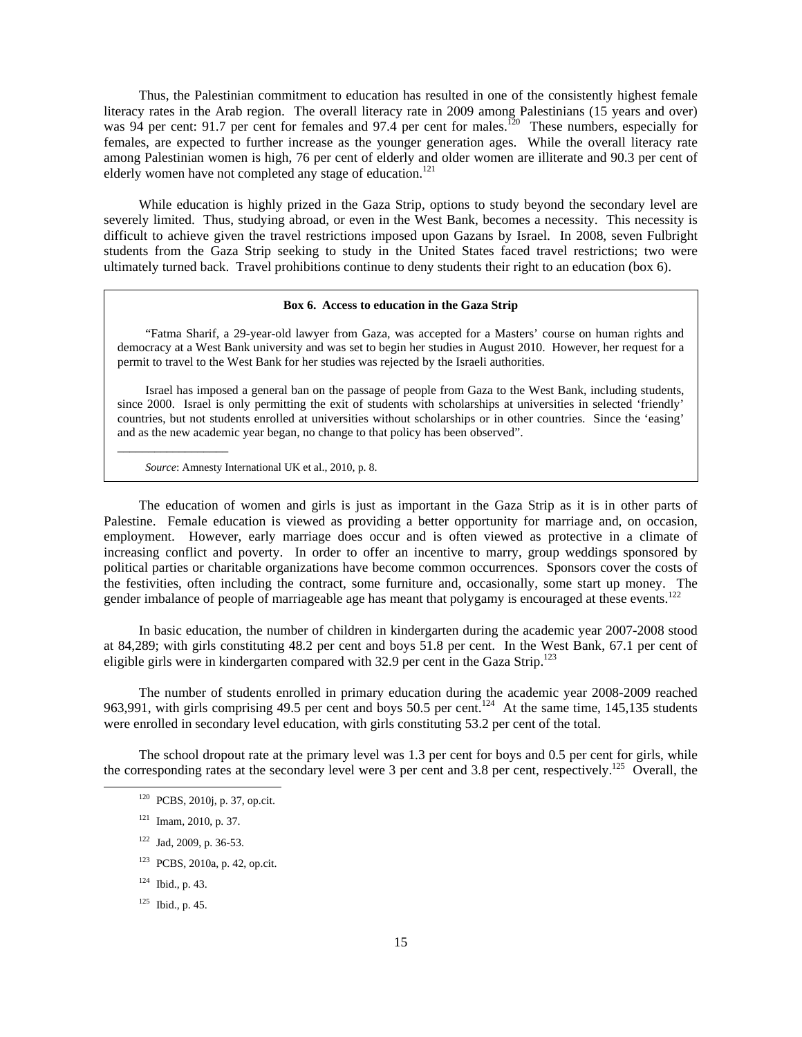Thus, the Palestinian commitment to education has resulted in one of the consistently highest female literacy rates in the Arab region. The overall literacy rate in 2009 among Palestinians (15 years and over) was 94 per cent: 91.7 per cent for females and 97.4 per cent for males.[120] These numbers, especially for females, are expected to further increase as the younger generation ages. While the overall literacy rate among Palestinian women is high, 76 per cent of elderly and older women are illiterate and 90.3 per cent of elderly women have not completed any stage of education.[121]

While education is highly prized in the Gaza Strip, options to study beyond the secondary level are severely limited. Thus, studying abroad, or even in the West Bank, becomes a necessity. This necessity is difficult to achieve given the travel restrictions imposed upon Gazans by Israel. In 2008, seven Fulbright students from the Gaza Strip seeking to study in the United States faced travel restrictions; two were ultimately turned back. Travel prohibitions continue to deny students their right to an education (box 6).

> **Box 6. Access to education in the Gaza Strip**
>
> "Fatma Sharif, a 29-year-old lawyer from Gaza, was accepted for a Masters' course on human rights and democracy at a West Bank university and was set to begin her studies in August 2010. However, her request for a permit to travel to the West Bank for her studies was rejected by the Israeli authorities.
>
> Israel has imposed a general ban on the passage of people from Gaza to the West Bank, including students, since 2000. Israel is only permitting the exit of students with scholarships at universities in selected 'friendly' countries, but not students enrolled at universities without scholarships or in other countries. Since the 'easing' and as the new academic year began, no change to that policy has been observed".
>
> ___________________
>
> *Source*: Amnesty International UK et al., 2010, p. 8.

The education of women and girls is just as important in the Gaza Strip as it is in other parts of Palestine. Female education is viewed as providing a better opportunity for marriage and, on occasion, employment. However, early marriage does occur and is often viewed as protective in a climate of increasing conflict and poverty. In order to offer an incentive to marry, group weddings sponsored by political parties or charitable organizations have become common occurrences. Sponsors cover the costs of the festivities, often including the contract, some furniture and, occasionally, some start up money. The gender imbalance of people of marriageable age has meant that polygamy is encouraged at these events.[122]

In basic education, the number of children in kindergarten during the academic year 2007-2008 stood at 84,289; with girls constituting 48.2 per cent and boys 51.8 per cent. In the West Bank, 67.1 per cent of eligible girls were in kindergarten compared with 32.9 per cent in the Gaza Strip.[123]

The number of students enrolled in primary education during the academic year 2008-2009 reached 963,991, with girls comprising 49.5 per cent and boys 50.5 per cent.[124] At the same time, 145,135 students were enrolled in secondary level education, with girls constituting 53.2 per cent of the total.

The school dropout rate at the primary level was 1.3 per cent for boys and 0.5 per cent for girls, while the corresponding rates at the secondary level were 3 per cent and 3.8 per cent, respectively.[125] Overall, the

---

[120] PCBS, 2010j, p. 37, op.cit.

[121] Imam, 2010, p. 37.

[122] Jad, 2009, p. 36-53.

[123] PCBS, 2010a, p. 42, op.cit.

[124] Ibid., p. 43.

[125] Ibid., p. 45.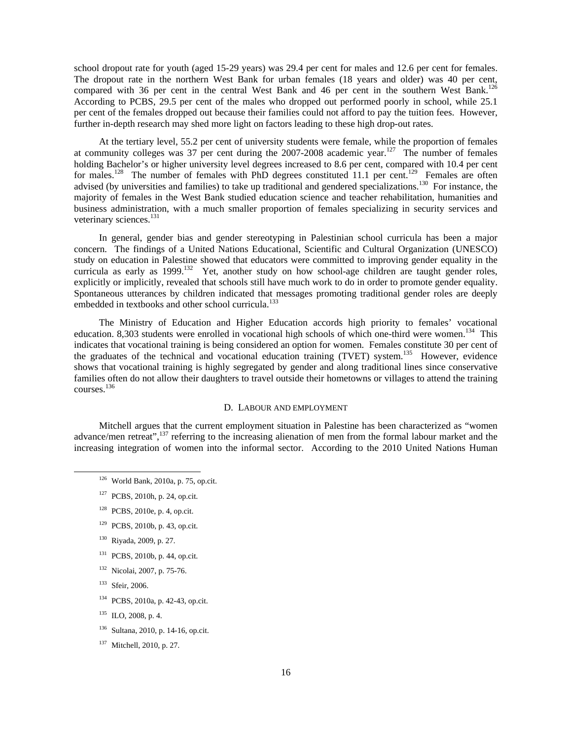school dropout rate for youth (aged 15-29 years) was 29.4 per cent for males and 12.6 per cent for females. The dropout rate in the northern West Bank for urban females (18 years and older) was 40 per cent, compared with 36 per cent in the central West Bank and 46 per cent in the southern West Bank.[126] According to PCBS, 29.5 per cent of the males who dropped out performed poorly in school, while 25.1 per cent of the females dropped out because their families could not afford to pay the tuition fees. However, further in-depth research may shed more light on factors leading to these high drop-out rates.

At the tertiary level, 55.2 per cent of university students were female, while the proportion of females at community colleges was 37 per cent during the 2007-2008 academic year.[127] The number of females holding Bachelor's or higher university level degrees increased to 8.6 per cent, compared with 10.4 per cent for males.[128] The number of females with PhD degrees constituted 11.1 per cent.[129] Females are often advised (by universities and families) to take up traditional and gendered specializations.[130] For instance, the majority of females in the West Bank studied education science and teacher rehabilitation, humanities and business administration, with a much smaller proportion of females specializing in security services and veterinary sciences.[131]

In general, gender bias and gender stereotyping in Palestinian school curricula has been a major concern. The findings of a United Nations Educational, Scientific and Cultural Organization (UNESCO) study on education in Palestine showed that educators were committed to improving gender equality in the curricula as early as 1999.[132] Yet, another study on how school-age children are taught gender roles, explicitly or implicitly, revealed that schools still have much work to do in order to promote gender equality. Spontaneous utterances by children indicated that messages promoting traditional gender roles are deeply embedded in textbooks and other school curricula.[133]

The Ministry of Education and Higher Education accords high priority to females' vocational education. 8,303 students were enrolled in vocational high schools of which one-third were women.[134] This indicates that vocational training is being considered an option for women. Females constitute 30 per cent of the graduates of the technical and vocational education training (TVET) system.[135] However, evidence shows that vocational training is highly segregated by gender and along traditional lines since conservative families often do not allow their daughters to travel outside their hometowns or villages to attend the training courses.[136]

## D. Labour and employment

Mitchell argues that the current employment situation in Palestine has been characterized as "women advance/men retreat",[137] referring to the increasing alienation of men from the formal labour market and the increasing integration of women into the informal sector. According to the 2010 United Nations Human

---

[126] World Bank, 2010a, p. 75, op.cit.

[127] PCBS, 2010h, p. 24, op.cit.

[128] PCBS, 2010e, p. 4, op.cit.

[129] PCBS, 2010b, p. 43, op.cit.

[130] Riyada, 2009, p. 27.

[131] PCBS, 2010b, p. 44, op.cit.

[132] Nicolai, 2007, p. 75-76.

[133] Sfeir, 2006.

[134] PCBS, 2010a, p. 42-43, op.cit.

[135] ILO, 2008, p. 4.

[136] Sultana, 2010, p. 14-16, op.cit.

[137] Mitchell, 2010, p. 27.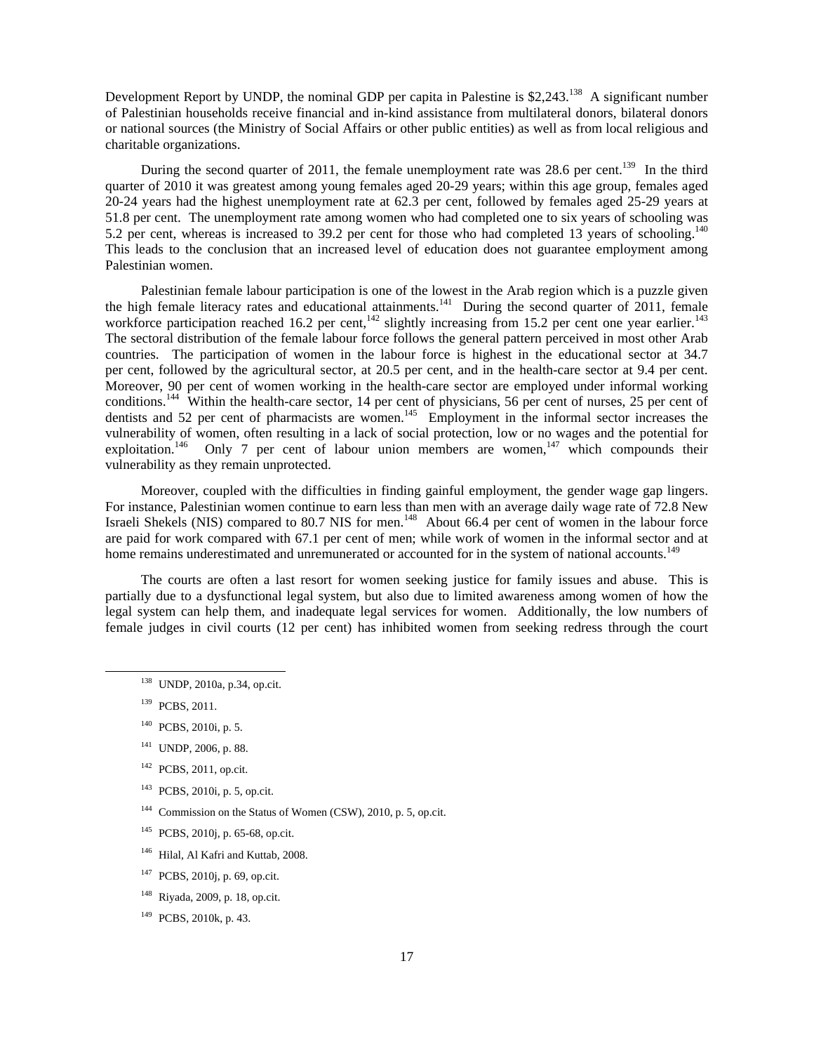Development Report by UNDP, the nominal GDP per capita in Palestine is $2,243.[138] A significant number of Palestinian households receive financial and in-kind assistance from multilateral donors, bilateral donors or national sources (the Ministry of Social Affairs or other public entities) as well as from local religious and charitable organizations.

During the second quarter of 2011, the female unemployment rate was 28.6 per cent.[139] In the third quarter of 2010 it was greatest among young females aged 20-29 years; within this age group, females aged 20-24 years had the highest unemployment rate at 62.3 per cent, followed by females aged 25-29 years at 51.8 per cent. The unemployment rate among women who had completed one to six years of schooling was 5.2 per cent, whereas is increased to 39.2 per cent for those who had completed 13 years of schooling.[140] This leads to the conclusion that an increased level of education does not guarantee employment among Palestinian women.

Palestinian female labour participation is one of the lowest in the Arab region which is a puzzle given the high female literacy rates and educational attainments.[141] During the second quarter of 2011, female workforce participation reached 16.2 per cent,[142] slightly increasing from 15.2 per cent one year earlier.[143] The sectoral distribution of the female labour force follows the general pattern perceived in most other Arab countries. The participation of women in the labour force is highest in the educational sector at 34.7 per cent, followed by the agricultural sector, at 20.5 per cent, and in the health-care sector at 9.4 per cent. Moreover, 90 per cent of women working in the health-care sector are employed under informal working conditions.[144] Within the health-care sector, 14 per cent of physicians, 56 per cent of nurses, 25 per cent of dentists and 52 per cent of pharmacists are women.[145] Employment in the informal sector increases the vulnerability of women, often resulting in a lack of social protection, low or no wages and the potential for exploitation.[146] Only 7 per cent of labour union members are women,[147] which compounds their vulnerability as they remain unprotected.

Moreover, coupled with the difficulties in finding gainful employment, the gender wage gap lingers. For instance, Palestinian women continue to earn less than men with an average daily wage rate of 72.8 New Israeli Shekels (NIS) compared to 80.7 NIS for men.[148] About 66.4 per cent of women in the labour force are paid for work compared with 67.1 per cent of men; while work of women in the informal sector and at home remains underestimated and unremunerated or accounted for in the system of national accounts.[149]

The courts are often a last resort for women seeking justice for family issues and abuse. This is partially due to a dysfunctional legal system, but also due to limited awareness among women of how the legal system can help them, and inadequate legal services for women. Additionally, the low numbers of female judges in civil courts (12 per cent) has inhibited women from seeking redress through the court

---

[138] UNDP, 2010a, p.34, op.cit.

[139] PCBS, 2011.

[140] PCBS, 2010i, p. 5.

[141] UNDP, 2006, p. 88.

[142] PCBS, 2011, op.cit.

[143] PCBS, 2010i, p. 5, op.cit.

[144] Commission on the Status of Women (CSW), 2010, p. 5, op.cit.

[145] PCBS, 2010j, p. 65-68, op.cit.

[146] Hilal, Al Kafri and Kuttab, 2008.

[147] PCBS, 2010j, p. 69, op.cit.

[148] Riyada, 2009, p. 18, op.cit.

[149] PCBS, 2010k, p. 43.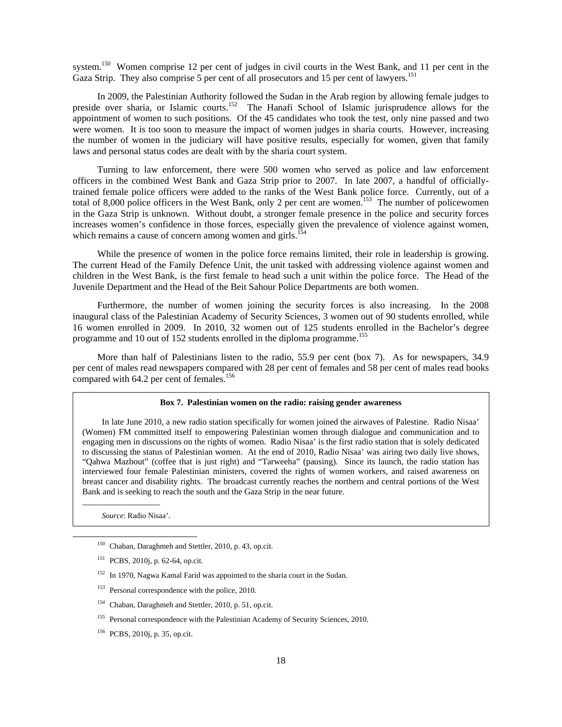system.[150] Women comprise 12 per cent of judges in civil courts in the West Bank, and 11 per cent in the Gaza Strip. They also comprise 5 per cent of all prosecutors and 15 per cent of lawyers.[151]

In 2009, the Palestinian Authority followed the Sudan in the Arab region by allowing female judges to preside over sharia, or Islamic courts.[152] The Hanafi School of Islamic jurisprudence allows for the appointment of women to such positions. Of the 45 candidates who took the test, only nine passed and two were women. It is too soon to measure the impact of women judges in sharia courts. However, increasing the number of women in the judiciary will have positive results, especially for women, given that family laws and personal status codes are dealt with by the sharia court system.

Turning to law enforcement, there were 500 women who served as police and law enforcement officers in the combined West Bank and Gaza Strip prior to 2007. In late 2007, a handful of officially-trained female police officers were added to the ranks of the West Bank police force. Currently, out of a total of 8,000 police officers in the West Bank, only 2 per cent are women.[153] The number of policewomen in the Gaza Strip is unknown. Without doubt, a stronger female presence in the police and security forces increases women's confidence in those forces, especially given the prevalence of violence against women, which remains a cause of concern among women and girls.[154]

While the presence of women in the police force remains limited, their role in leadership is growing. The current Head of the Family Defence Unit, the unit tasked with addressing violence against women and children in the West Bank, is the first female to head such a unit within the police force. The Head of the Juvenile Department and the Head of the Beit Sahour Police Departments are both women.

Furthermore, the number of women joining the security forces is also increasing. In the 2008 inaugural class of the Palestinian Academy of Security Sciences, 3 women out of 90 students enrolled, while 16 women enrolled in 2009. In 2010, 32 women out of 125 students enrolled in the Bachelor's degree programme and 10 out of 152 students enrolled in the diploma programme.[155]

More than half of Palestinians listen to the radio, 55.9 per cent (box 7). As for newspapers, 34.9 per cent of males read newspapers compared with 28 per cent of females and 58 per cent of males read books compared with 64.2 per cent of females.[156]

**Box 7. Palestinian women on the radio: raising gender awareness**

In late June 2010, a new radio station specifically for women joined the airwaves of Palestine. Radio Nisaa' (Women) FM committed itself to empowering Palestinian women through dialogue and communication and to engaging men in discussions on the rights of women. Radio Nisaa' is the first radio station that is solely dedicated to discussing the status of Palestinian women. At the end of 2010, Radio Nisaa' was airing two daily live shows, "Qahwa Mazbout" (coffee that is just right) and "Tarweeha" (pausing). Since its launch, the radio station has interviewed four female Palestinian ministers, covered the rights of women workers, and raised awareness on breast cancer and disability rights. The broadcast currently reaches the northern and central portions of the West Bank and is seeking to reach the south and the Gaza Strip in the near future.

*Source*: Radio Nisaa'.

---

[150] Chaban, Daraghmeh and Stettler, 2010, p. 43, op.cit.

[151] PCBS, 2010j, p. 62-64, op.cit.

[152] In 1970, Nagwa Kamal Farid was appointed to the sharia court in the Sudan.

[153] Personal correspondence with the police, 2010.

[154] Chaban, Daraghmeh and Stettler, 2010, p. 51, op.cit.

[155] Personal correspondence with the Palestinian Academy of Security Sciences, 2010.

[156] PCBS, 2010j, p. 35, op.cit.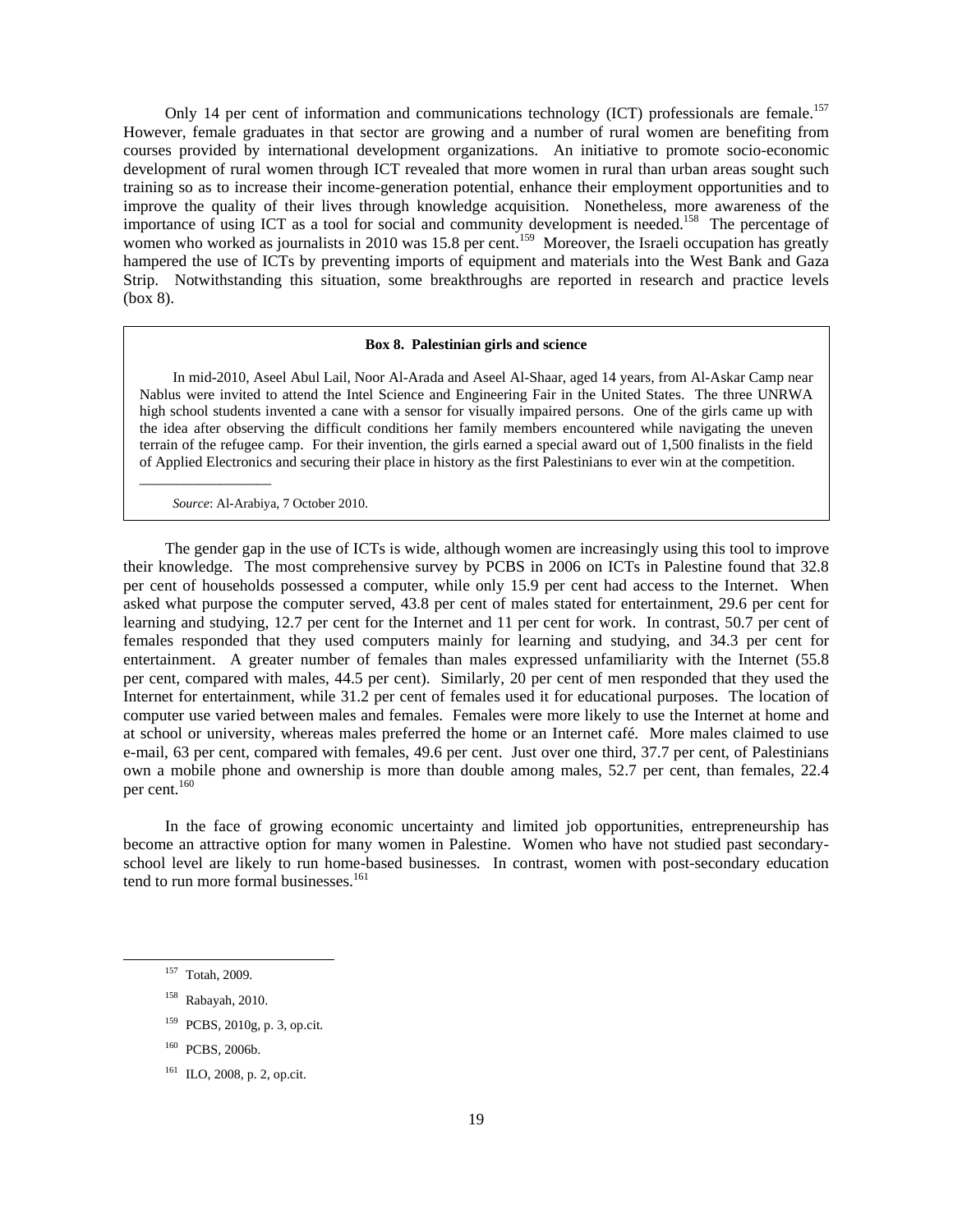Only 14 per cent of information and communications technology (ICT) professionals are female.[157] However, female graduates in that sector are growing and a number of rural women are benefiting from courses provided by international development organizations. An initiative to promote socio-economic development of rural women through ICT revealed that more women in rural than urban areas sought such training so as to increase their income-generation potential, enhance their employment opportunities and to improve the quality of their lives through knowledge acquisition. Nonetheless, more awareness of the importance of using ICT as a tool for social and community development is needed.[158] The percentage of women who worked as journalists in 2010 was 15.8 per cent.[159] Moreover, the Israeli occupation has greatly hampered the use of ICTs by preventing imports of equipment and materials into the West Bank and Gaza Strip. Notwithstanding this situation, some breakthroughs are reported in research and practice levels (box 8).

**Box 8. Palestinian girls and science**

In mid-2010, Aseel Abul Lail, Noor Al-Arada and Aseel Al-Shaar, aged 14 years, from Al-Askar Camp near Nablus were invited to attend the Intel Science and Engineering Fair in the United States. The three UNRWA high school students invented a cane with a sensor for visually impaired persons. One of the girls came up with the idea after observing the difficult conditions her family members encountered while navigating the uneven terrain of the refugee camp. For their invention, the girls earned a special award out of 1,500 finalists in the field of Applied Electronics and securing their place in history as the first Palestinians to ever win at the competition.

*Source*: Al-Arabiya, 7 October 2010.

The gender gap in the use of ICTs is wide, although women are increasingly using this tool to improve their knowledge. The most comprehensive survey by PCBS in 2006 on ICTs in Palestine found that 32.8 per cent of households possessed a computer, while only 15.9 per cent had access to the Internet. When asked what purpose the computer served, 43.8 per cent of males stated for entertainment, 29.6 per cent for learning and studying, 12.7 per cent for the Internet and 11 per cent for work. In contrast, 50.7 per cent of females responded that they used computers mainly for learning and studying, and 34.3 per cent for entertainment. A greater number of females than males expressed unfamiliarity with the Internet (55.8 per cent, compared with males, 44.5 per cent). Similarly, 20 per cent of men responded that they used the Internet for entertainment, while 31.2 per cent of females used it for educational purposes. The location of computer use varied between males and females. Females were more likely to use the Internet at home and at school or university, whereas males preferred the home or an Internet café. More males claimed to use e-mail, 63 per cent, compared with females, 49.6 per cent. Just over one third, 37.7 per cent, of Palestinians own a mobile phone and ownership is more than double among males, 52.7 per cent, than females, 22.4 per cent.[160]

In the face of growing economic uncertainty and limited job opportunities, entrepreneurship has become an attractive option for many women in Palestine. Women who have not studied past secondary-school level are likely to run home-based businesses. In contrast, women with post-secondary education tend to run more formal businesses.[161]

[157] Totah, 2009.

[158] Rabayah, 2010.

[159] PCBS, 2010g, p. 3, op.cit.

[160] PCBS, 2006b.

[161] ILO, 2008, p. 2, op.cit.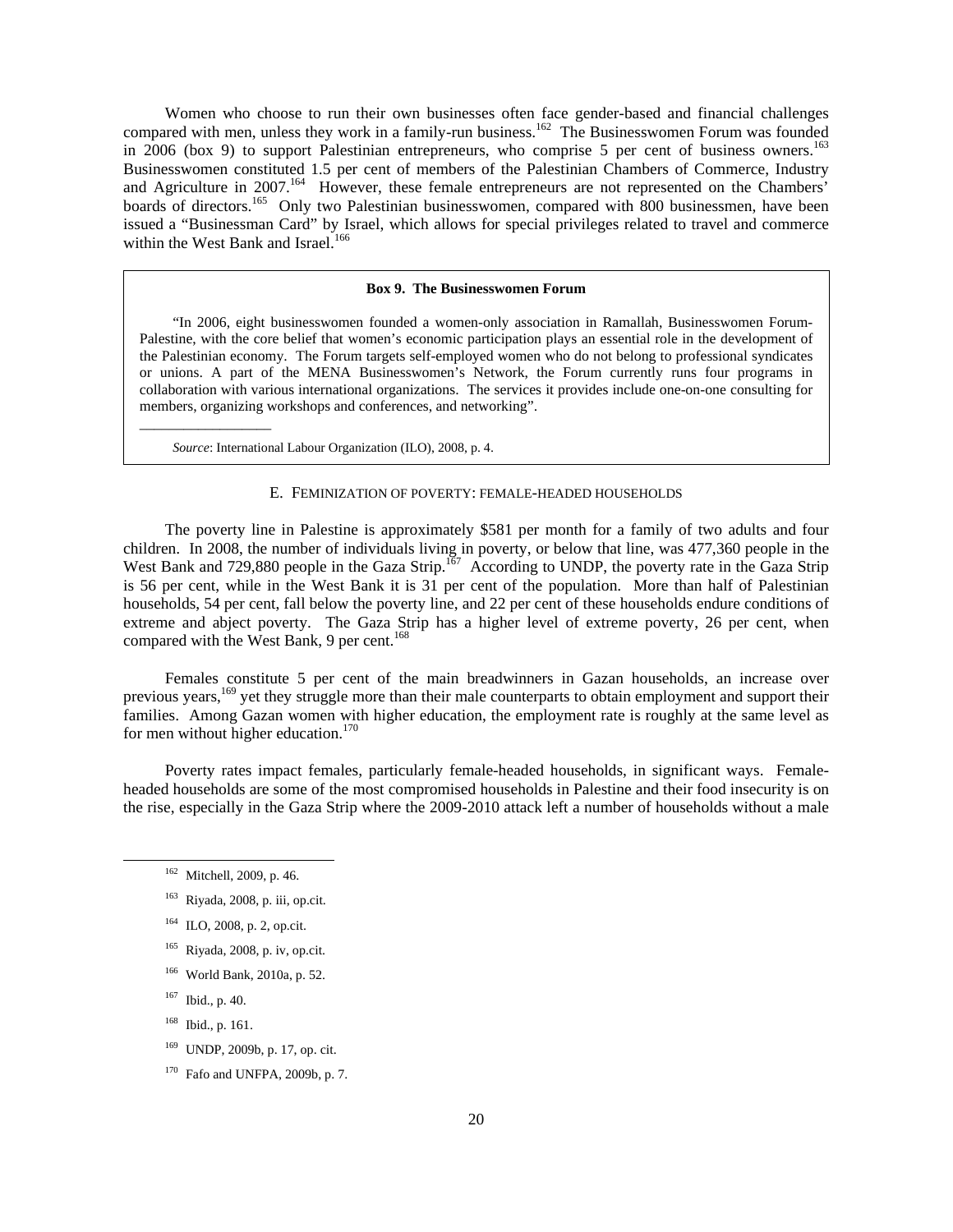Women who choose to run their own businesses often face gender-based and financial challenges compared with men, unless they work in a family-run business.[162] The Businesswomen Forum was founded in 2006 (box 9) to support Palestinian entrepreneurs, who comprise 5 per cent of business owners.[163] Businesswomen constituted 1.5 per cent of members of the Palestinian Chambers of Commerce, Industry and Agriculture in 2007.[164] However, these female entrepreneurs are not represented on the Chambers' boards of directors.[165] Only two Palestinian businesswomen, compared with 800 businessmen, have been issued a "Businessman Card" by Israel, which allows for special privileges related to travel and commerce within the West Bank and Israel.[166]

> **Box 9. The Businesswomen Forum**
>
> "In 2006, eight businesswomen founded a women-only association in Ramallah, Businesswomen Forum-Palestine, with the core belief that women's economic participation plays an essential role in the development of the Palestinian economy. The Forum targets self-employed women who do not belong to professional syndicates or unions. A part of the MENA Businesswomen's Network, the Forum currently runs four programs in collaboration with various international organizations. The services it provides include one-on-one consulting for members, organizing workshops and conferences, and networking".
>
> *Source*: International Labour Organization (ILO), 2008, p. 4.

## E. Feminization of poverty: female-headed households

The poverty line in Palestine is approximately $581 per month for a family of two adults and four children. In 2008, the number of individuals living in poverty, or below that line, was 477,360 people in the West Bank and 729,880 people in the Gaza Strip.[167] According to UNDP, the poverty rate in the Gaza Strip is 56 per cent, while in the West Bank it is 31 per cent of the population. More than half of Palestinian households, 54 per cent, fall below the poverty line, and 22 per cent of these households endure conditions of extreme and abject poverty. The Gaza Strip has a higher level of extreme poverty, 26 per cent, when compared with the West Bank, 9 per cent.[168]

Females constitute 5 per cent of the main breadwinners in Gazan households, an increase over previous years,[169] yet they struggle more than their male counterparts to obtain employment and support their families. Among Gazan women with higher education, the employment rate is roughly at the same level as for men without higher education.[170]

Poverty rates impact females, particularly female-headed households, in significant ways. Female-headed households are some of the most compromised households in Palestine and their food insecurity is on the rise, especially in the Gaza Strip where the 2009-2010 attack left a number of households without a male

---

[162] Mitchell, 2009, p. 46.

[163] Riyada, 2008, p. iii, op.cit.

[164] ILO, 2008, p. 2, op.cit.

[165] Riyada, 2008, p. iv, op.cit.

[166] World Bank, 2010a, p. 52.

[167] Ibid., p. 40.

[168] Ibid., p. 161.

[169] UNDP, 2009b, p. 17, op. cit.

[170] Fafo and UNFPA, 2009b, p. 7.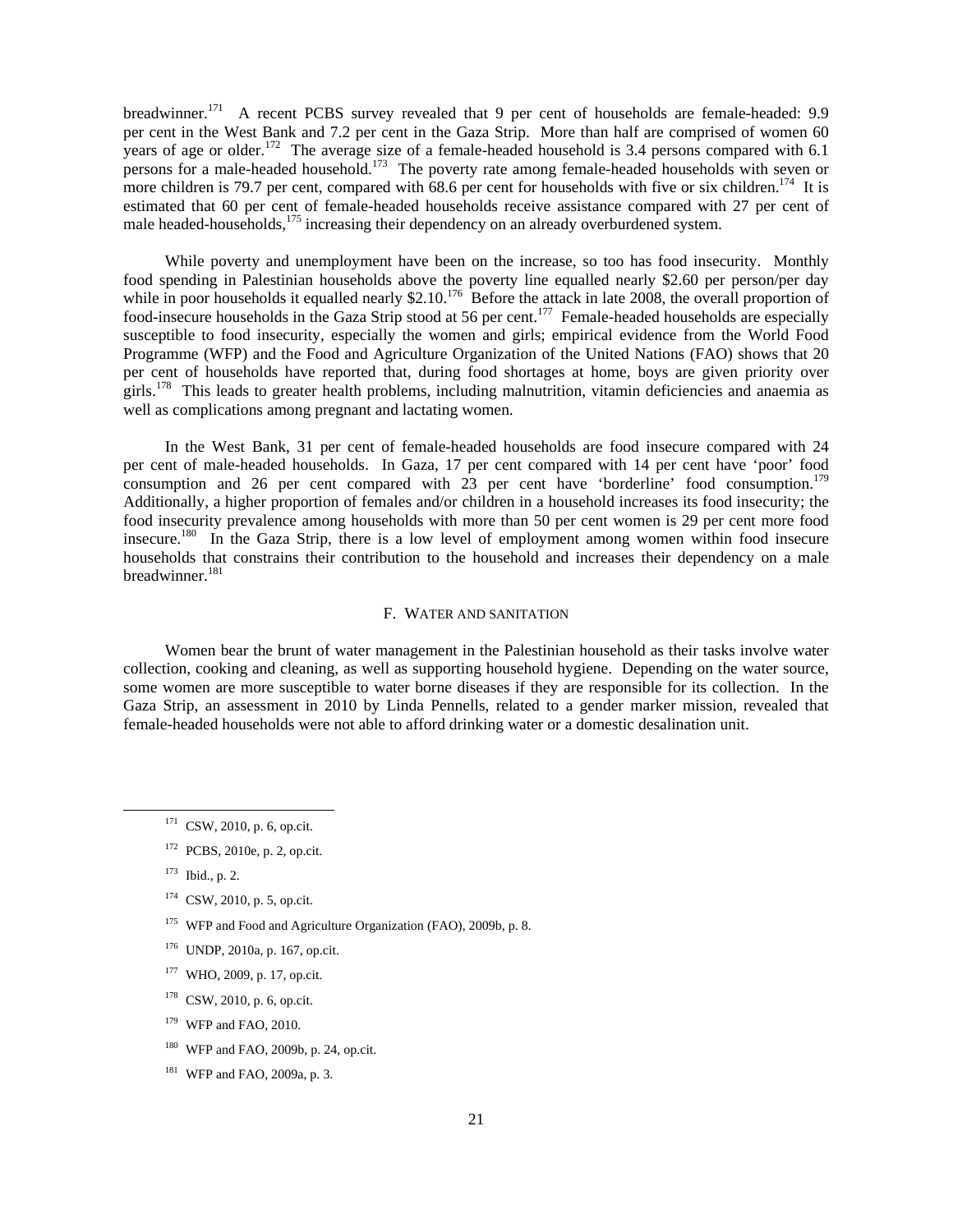breadwinner.[171] A recent PCBS survey revealed that 9 per cent of households are female-headed: 9.9 per cent in the West Bank and 7.2 per cent in the Gaza Strip. More than half are comprised of women 60 years of age or older.[172] The average size of a female-headed household is 3.4 persons compared with 6.1 persons for a male-headed household.[173] The poverty rate among female-headed households with seven or more children is 79.7 per cent, compared with 68.6 per cent for households with five or six children.[174] It is estimated that 60 per cent of female-headed households receive assistance compared with 27 per cent of male headed-households,[175] increasing their dependency on an already overburdened system.

While poverty and unemployment have been on the increase, so too has food insecurity. Monthly food spending in Palestinian households above the poverty line equalled nearly $2.60 per person/per day while in poor households it equalled nearly $2.10.[176] Before the attack in late 2008, the overall proportion of food-insecure households in the Gaza Strip stood at 56 per cent.[177] Female-headed households are especially susceptible to food insecurity, especially the women and girls; empirical evidence from the World Food Programme (WFP) and the Food and Agriculture Organization of the United Nations (FAO) shows that 20 per cent of households have reported that, during food shortages at home, boys are given priority over girls.[178] This leads to greater health problems, including malnutrition, vitamin deficiencies and anaemia as well as complications among pregnant and lactating women.

In the West Bank, 31 per cent of female-headed households are food insecure compared with 24 per cent of male-headed households. In Gaza, 17 per cent compared with 14 per cent have 'poor' food consumption and 26 per cent compared with 23 per cent have 'borderline' food consumption.[179] Additionally, a higher proportion of females and/or children in a household increases its food insecurity; the food insecurity prevalence among households with more than 50 per cent women is 29 per cent more food insecure.[180] In the Gaza Strip, there is a low level of employment among women within food insecure households that constrains their contribution to the household and increases their dependency on a male breadwinner.[181]

## F. WATER AND SANITATION

Women bear the brunt of water management in the Palestinian household as their tasks involve water collection, cooking and cleaning, as well as supporting household hygiene. Depending on the water source, some women are more susceptible to water borne diseases if they are responsible for its collection. In the Gaza Strip, an assessment in 2010 by Linda Pennells, related to a gender marker mission, revealed that female-headed households were not able to afford drinking water or a domestic desalination unit.

---

[171] CSW, 2010, p. 6, op.cit.

[172] PCBS, 2010e, p. 2, op.cit.

[173] Ibid., p. 2.

[174] CSW, 2010, p. 5, op.cit.

[175] WFP and Food and Agriculture Organization (FAO), 2009b, p. 8.

[176] UNDP, 2010a, p. 167, op.cit.

[177] WHO, 2009, p. 17, op.cit.

[178] CSW, 2010, p. 6, op.cit.

[179] WFP and FAO, 2010.

[180] WFP and FAO, 2009b, p. 24, op.cit.

[181] WFP and FAO, 2009a, p. 3.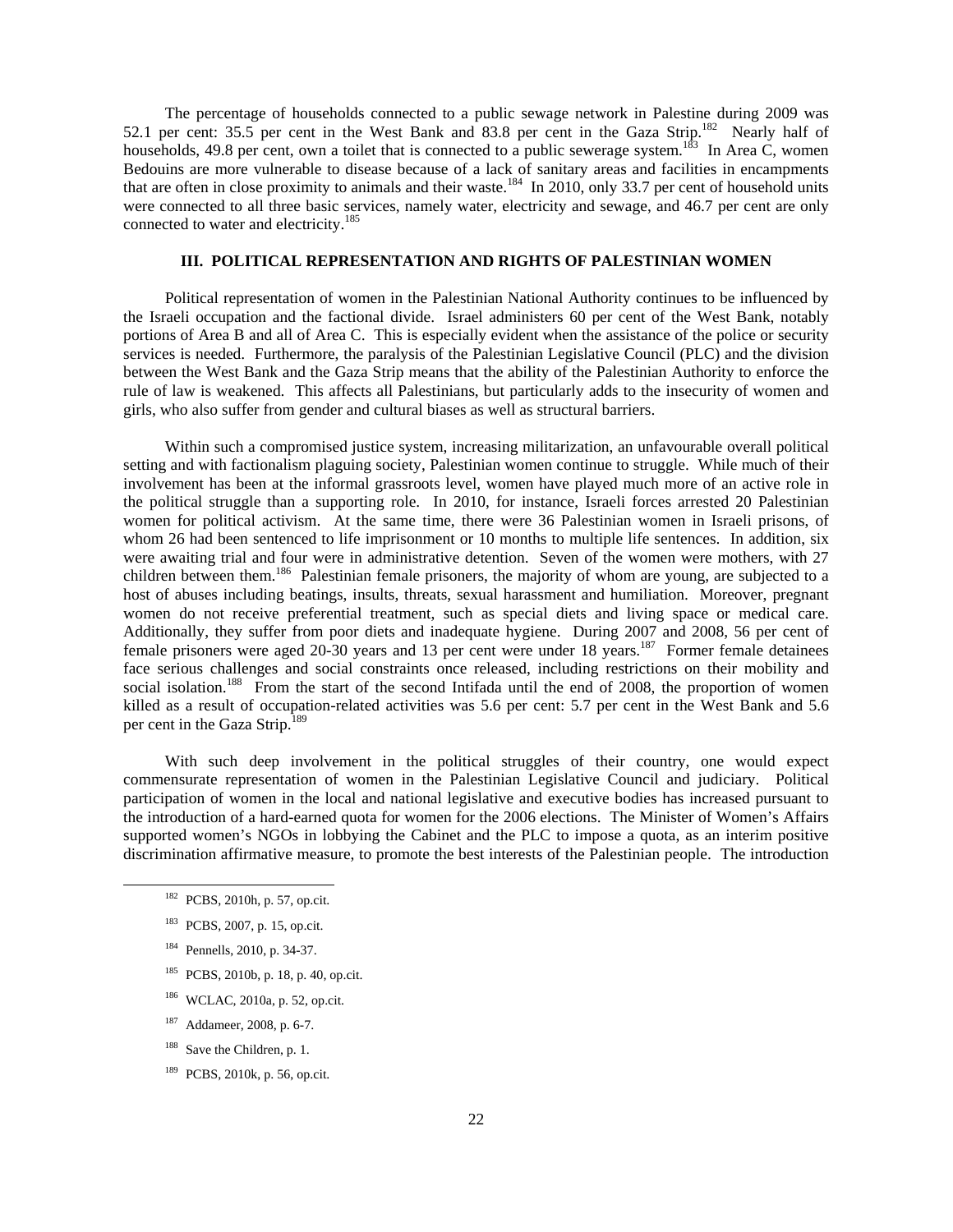The percentage of households connected to a public sewage network in Palestine during 2009 was 52.1 per cent: 35.5 per cent in the West Bank and 83.8 per cent in the Gaza Strip.[182] Nearly half of households, 49.8 per cent, own a toilet that is connected to a public sewerage system.[183] In Area C, women Bedouins are more vulnerable to disease because of a lack of sanitary areas and facilities in encampments that are often in close proximity to animals and their waste.[184] In 2010, only 33.7 per cent of household units were connected to all three basic services, namely water, electricity and sewage, and 46.7 per cent are only connected to water and electricity.[185]

## III. POLITICAL REPRESENTATION AND RIGHTS OF PALESTINIAN WOMEN

Political representation of women in the Palestinian National Authority continues to be influenced by the Israeli occupation and the factional divide. Israel administers 60 per cent of the West Bank, notably portions of Area B and all of Area C. This is especially evident when the assistance of the police or security services is needed. Furthermore, the paralysis of the Palestinian Legislative Council (PLC) and the division between the West Bank and the Gaza Strip means that the ability of the Palestinian Authority to enforce the rule of law is weakened. This affects all Palestinians, but particularly adds to the insecurity of women and girls, who also suffer from gender and cultural biases as well as structural barriers.

Within such a compromised justice system, increasing militarization, an unfavourable overall political setting and with factionalism plaguing society, Palestinian women continue to struggle. While much of their involvement has been at the informal grassroots level, women have played much more of an active role in the political struggle than a supporting role. In 2010, for instance, Israeli forces arrested 20 Palestinian women for political activism. At the same time, there were 36 Palestinian women in Israeli prisons, of whom 26 had been sentenced to life imprisonment or 10 months to multiple life sentences. In addition, six were awaiting trial and four were in administrative detention. Seven of the women were mothers, with 27 children between them.[186] Palestinian female prisoners, the majority of whom are young, are subjected to a host of abuses including beatings, insults, threats, sexual harassment and humiliation. Moreover, pregnant women do not receive preferential treatment, such as special diets and living space or medical care. Additionally, they suffer from poor diets and inadequate hygiene. During 2007 and 2008, 56 per cent of female prisoners were aged 20-30 years and 13 per cent were under 18 years.[187] Former female detainees face serious challenges and social constraints once released, including restrictions on their mobility and social isolation.[188] From the start of the second Intifada until the end of 2008, the proportion of women killed as a result of occupation-related activities was 5.6 per cent: 5.7 per cent in the West Bank and 5.6 per cent in the Gaza Strip.[189]

With such deep involvement in the political struggles of their country, one would expect commensurate representation of women in the Palestinian Legislative Council and judiciary. Political participation of women in the local and national legislative and executive bodies has increased pursuant to the introduction of a hard-earned quota for women for the 2006 elections. The Minister of Women's Affairs supported women's NGOs in lobbying the Cabinet and the PLC to impose a quota, as an interim positive discrimination affirmative measure, to promote the best interests of the Palestinian people. The introduction

---

[182] PCBS, 2010h, p. 57, op.cit.

[183] PCBS, 2007, p. 15, op.cit.

[184] Pennells, 2010, p. 34-37.

[185] PCBS, 2010b, p. 18, p. 40, op.cit.

[186] WCLAC, 2010a, p. 52, op.cit.

[187] Addameer, 2008, p. 6-7.

[188] Save the Children, p. 1.

[189] PCBS, 2010k, p. 56, op.cit.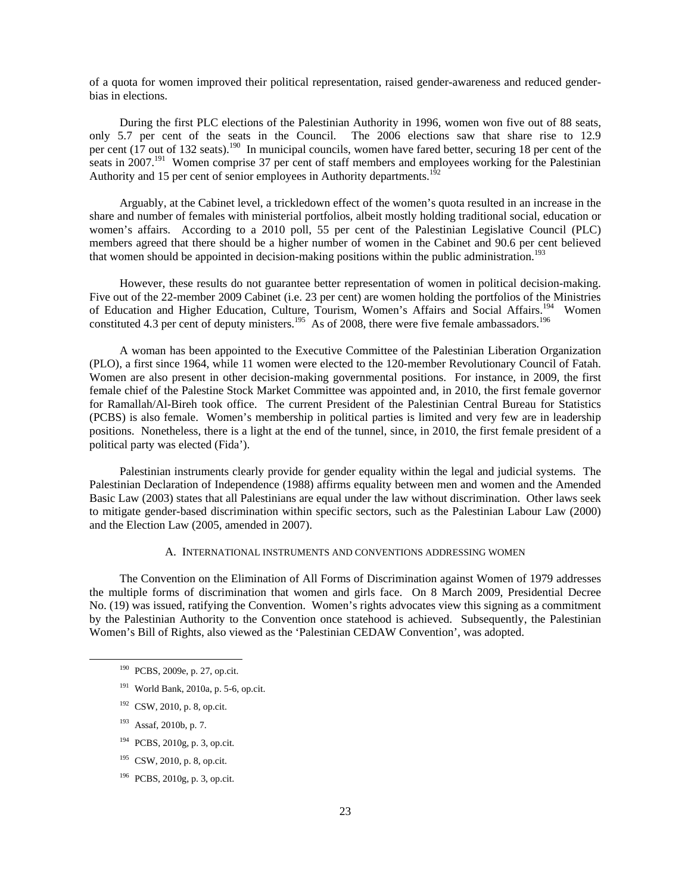of a quota for women improved their political representation, raised gender-awareness and reduced gender-bias in elections.

During the first PLC elections of the Palestinian Authority in 1996, women won five out of 88 seats, only 5.7 per cent of the seats in the Council. The 2006 elections saw that share rise to 12.9 per cent (17 out of 132 seats).[190] In municipal councils, women have fared better, securing 18 per cent of the seats in 2007.[191] Women comprise 37 per cent of staff members and employees working for the Palestinian Authority and 15 per cent of senior employees in Authority departments.[192]

Arguably, at the Cabinet level, a trickledown effect of the women's quota resulted in an increase in the share and number of females with ministerial portfolios, albeit mostly holding traditional social, education or women's affairs. According to a 2010 poll, 55 per cent of the Palestinian Legislative Council (PLC) members agreed that there should be a higher number of women in the Cabinet and 90.6 per cent believed that women should be appointed in decision-making positions within the public administration.[193]

However, these results do not guarantee better representation of women in political decision-making. Five out of the 22-member 2009 Cabinet (i.e. 23 per cent) are women holding the portfolios of the Ministries of Education and Higher Education, Culture, Tourism, Women's Affairs and Social Affairs.[194] Women constituted 4.3 per cent of deputy ministers.[195] As of 2008, there were five female ambassadors.[196]

A woman has been appointed to the Executive Committee of the Palestinian Liberation Organization (PLO), a first since 1964, while 11 women were elected to the 120-member Revolutionary Council of Fatah. Women are also present in other decision-making governmental positions. For instance, in 2009, the first female chief of the Palestine Stock Market Committee was appointed and, in 2010, the first female governor for Ramallah/Al-Bireh took office. The current President of the Palestinian Central Bureau for Statistics (PCBS) is also female. Women's membership in political parties is limited and very few are in leadership positions. Nonetheless, there is a light at the end of the tunnel, since, in 2010, the first female president of a political party was elected (Fida').

Palestinian instruments clearly provide for gender equality within the legal and judicial systems. The Palestinian Declaration of Independence (1988) affirms equality between men and women and the Amended Basic Law (2003) states that all Palestinians are equal under the law without discrimination. Other laws seek to mitigate gender-based discrimination within specific sectors, such as the Palestinian Labour Law (2000) and the Election Law (2005, amended in 2007).

### A. International instruments and conventions addressing women

The Convention on the Elimination of All Forms of Discrimination against Women of 1979 addresses the multiple forms of discrimination that women and girls face. On 8 March 2009, Presidential Decree No. (19) was issued, ratifying the Convention. Women's rights advocates view this signing as a commitment by the Palestinian Authority to the Convention once statehood is achieved. Subsequently, the Palestinian Women's Bill of Rights, also viewed as the 'Palestinian CEDAW Convention', was adopted.

---

[190] PCBS, 2009e, p. 27, op.cit.

[191] World Bank, 2010a, p. 5-6, op.cit.

[192] CSW, 2010, p. 8, op.cit.

[193] Assaf, 2010b, p. 7.

[194] PCBS, 2010g, p. 3, op.cit.

[195] CSW, 2010, p. 8, op.cit.

[196] PCBS, 2010g, p. 3, op.cit.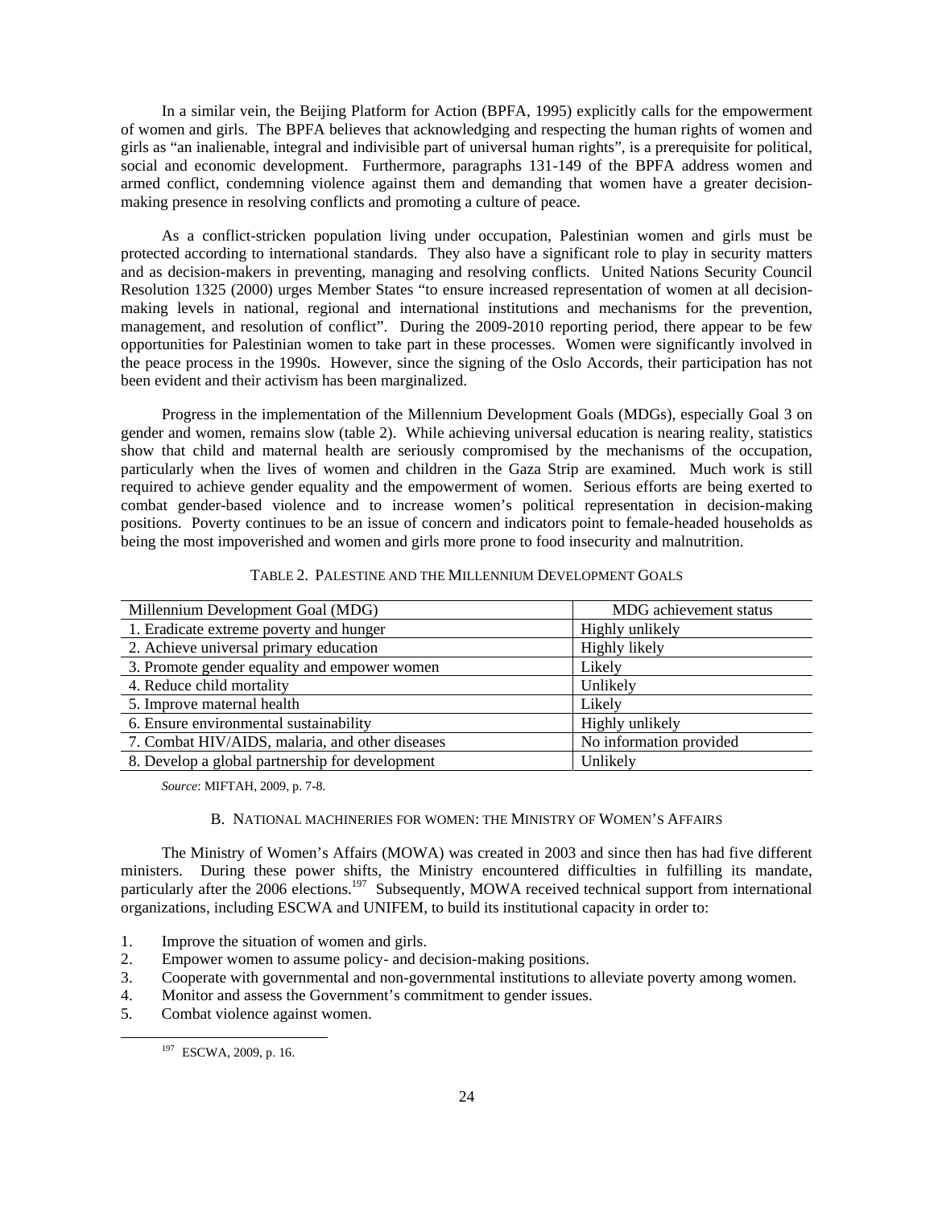In a similar vein, the Beijing Platform for Action (BPFA, 1995) explicitly calls for the empowerment of women and girls. The BPFA believes that acknowledging and respecting the human rights of women and girls as "an inalienable, integral and indivisible part of universal human rights", is a prerequisite for political, social and economic development. Furthermore, paragraphs 131-149 of the BPFA address women and armed conflict, condemning violence against them and demanding that women have a greater decision-making presence in resolving conflicts and promoting a culture of peace.

As a conflict-stricken population living under occupation, Palestinian women and girls must be protected according to international standards. They also have a significant role to play in security matters and as decision-makers in preventing, managing and resolving conflicts. United Nations Security Council Resolution 1325 (2000) urges Member States "to ensure increased representation of women at all decision-making levels in national, regional and international institutions and mechanisms for the prevention, management, and resolution of conflict". During the 2009-2010 reporting period, there appear to be few opportunities for Palestinian women to take part in these processes. Women were significantly involved in the peace process in the 1990s. However, since the signing of the Oslo Accords, their participation has not been evident and their activism has been marginalized.

Progress in the implementation of the Millennium Development Goals (MDGs), especially Goal 3 on gender and women, remains slow (table 2). While achieving universal education is nearing reality, statistics show that child and maternal health are seriously compromised by the mechanisms of the occupation, particularly when the lives of women and children in the Gaza Strip are examined. Much work is still required to achieve gender equality and the empowerment of women. Serious efforts are being exerted to combat gender-based violence and to increase women's political representation in decision-making positions. Poverty continues to be an issue of concern and indicators point to female-headed households as being the most impoverished and women and girls more prone to food insecurity and malnutrition.

TABLE 2. PALESTINE AND THE MILLENNIUM DEVELOPMENT GOALS

| Millennium Development Goal (MDG) | MDG achievement status |
|---|---|
| 1. Eradicate extreme poverty and hunger | Highly unlikely |
| 2. Achieve universal primary education | Highly likely |
| 3. Promote gender equality and empower women | Likely |
| 4. Reduce child mortality | Unlikely |
| 5. Improve maternal health | Likely |
| 6. Ensure environmental sustainability | Highly unlikely |
| 7. Combat HIV/AIDS, malaria, and other diseases | No information provided |
| 8. Develop a global partnership for development | Unlikely |

*Source*: MIFTAH, 2009, p. 7-8.

## B. NATIONAL MACHINERIES FOR WOMEN: THE MINISTRY OF WOMEN'S AFFAIRS

The Ministry of Women's Affairs (MOWA) was created in 2003 and since then has had five different ministers. During these power shifts, the Ministry encountered difficulties in fulfilling its mandate, particularly after the 2006 elections.[197] Subsequently, MOWA received technical support from international organizations, including ESCWA and UNIFEM, to build its institutional capacity in order to:

1. Improve the situation of women and girls.
2. Empower women to assume policy- and decision-making positions.
3. Cooperate with governmental and non-governmental institutions to alleviate poverty among women.
4. Monitor and assess the Government's commitment to gender issues.
5. Combat violence against women.

[197] ESCWA, 2009, p. 16.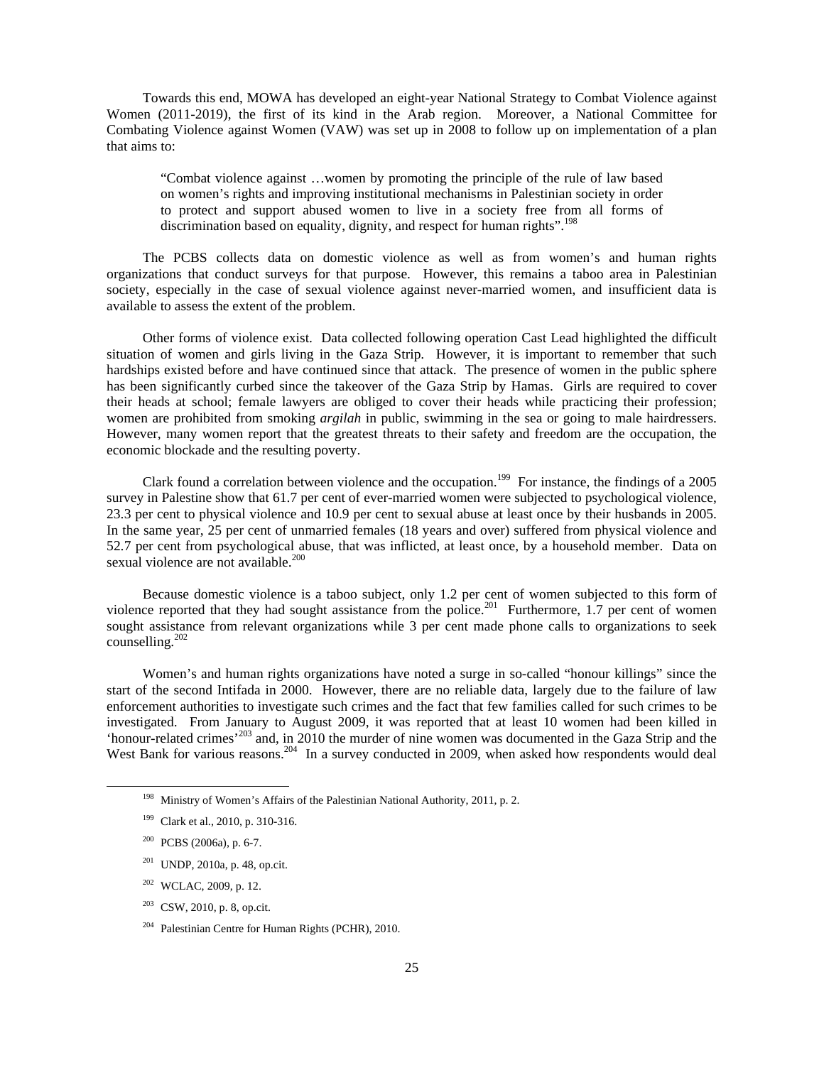Towards this end, MOWA has developed an eight-year National Strategy to Combat Violence against Women (2011-2019), the first of its kind in the Arab region. Moreover, a National Committee for Combating Violence against Women (VAW) was set up in 2008 to follow up on implementation of a plan that aims to:

> "Combat violence against …women by promoting the principle of the rule of law based on women's rights and improving institutional mechanisms in Palestinian society in order to protect and support abused women to live in a society free from all forms of discrimination based on equality, dignity, and respect for human rights".[198]

The PCBS collects data on domestic violence as well as from women's and human rights organizations that conduct surveys for that purpose. However, this remains a taboo area in Palestinian society, especially in the case of sexual violence against never-married women, and insufficient data is available to assess the extent of the problem.

Other forms of violence exist. Data collected following operation Cast Lead highlighted the difficult situation of women and girls living in the Gaza Strip. However, it is important to remember that such hardships existed before and have continued since that attack. The presence of women in the public sphere has been significantly curbed since the takeover of the Gaza Strip by Hamas. Girls are required to cover their heads at school; female lawyers are obliged to cover their heads while practicing their profession; women are prohibited from smoking *argilah* in public, swimming in the sea or going to male hairdressers. However, many women report that the greatest threats to their safety and freedom are the occupation, the economic blockade and the resulting poverty.

Clark found a correlation between violence and the occupation.[199] For instance, the findings of a 2005 survey in Palestine show that 61.7 per cent of ever-married women were subjected to psychological violence, 23.3 per cent to physical violence and 10.9 per cent to sexual abuse at least once by their husbands in 2005. In the same year, 25 per cent of unmarried females (18 years and over) suffered from physical violence and 52.7 per cent from psychological abuse, that was inflicted, at least once, by a household member. Data on sexual violence are not available.[200]

Because domestic violence is a taboo subject, only 1.2 per cent of women subjected to this form of violence reported that they had sought assistance from the police.[201] Furthermore, 1.7 per cent of women sought assistance from relevant organizations while 3 per cent made phone calls to organizations to seek counselling.[202]

Women's and human rights organizations have noted a surge in so-called "honour killings" since the start of the second Intifada in 2000. However, there are no reliable data, largely due to the failure of law enforcement authorities to investigate such crimes and the fact that few families called for such crimes to be investigated. From January to August 2009, it was reported that at least 10 women had been killed in 'honour-related crimes'[203] and, in 2010 the murder of nine women was documented in the Gaza Strip and the West Bank for various reasons.[204] In a survey conducted in 2009, when asked how respondents would deal

---

[198] Ministry of Women's Affairs of the Palestinian National Authority, 2011, p. 2.

[199] Clark et al., 2010, p. 310-316.

[200] PCBS (2006a), p. 6-7.

[201] UNDP, 2010a, p. 48, op.cit.

[202] WCLAC, 2009, p. 12.

[203] CSW, 2010, p. 8, op.cit.

[204] Palestinian Centre for Human Rights (PCHR), 2010.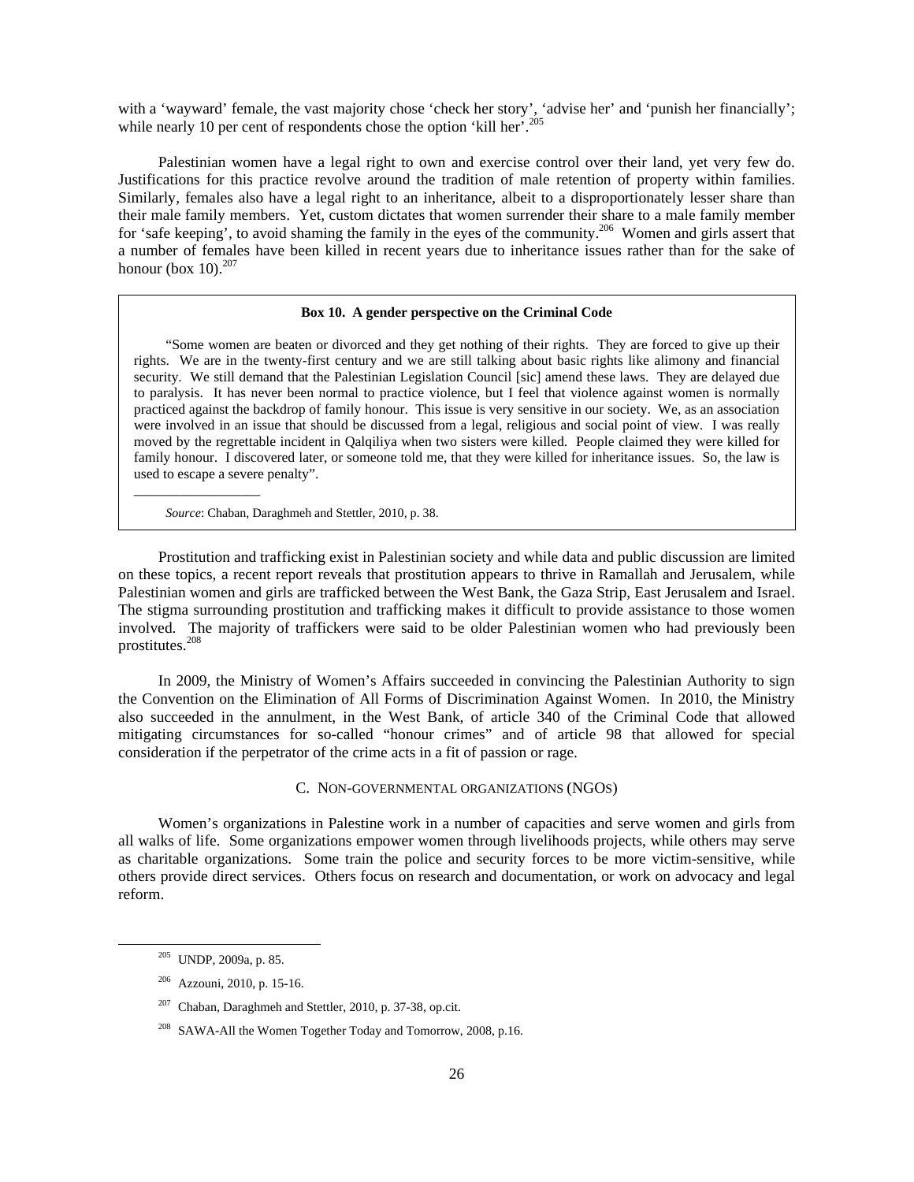with a 'wayward' female, the vast majority chose 'check her story', 'advise her' and 'punish her financially'; while nearly 10 per cent of respondents chose the option 'kill her'.[205]

Palestinian women have a legal right to own and exercise control over their land, yet very few do. Justifications for this practice revolve around the tradition of male retention of property within families. Similarly, females also have a legal right to an inheritance, albeit to a disproportionately lesser share than their male family members. Yet, custom dictates that women surrender their share to a male family member for 'safe keeping', to avoid shaming the family in the eyes of the community.[206] Women and girls assert that a number of females have been killed in recent years due to inheritance issues rather than for the sake of honour (box 10).[207]

> **Box 10. A gender perspective on the Criminal Code**
>
> "Some women are beaten or divorced and they get nothing of their rights. They are forced to give up their rights. We are in the twenty-first century and we are still talking about basic rights like alimony and financial security. We still demand that the Palestinian Legislation Council [sic] amend these laws. They are delayed due to paralysis. It has never been normal to practice violence, but I feel that violence against women is normally practiced against the backdrop of family honour. This issue is very sensitive in our society. We, as an association were involved in an issue that should be discussed from a legal, religious and social point of view. I was really moved by the regrettable incident in Qalqiliya when two sisters were killed. People claimed they were killed for family honour. I discovered later, or someone told me, that they were killed for inheritance issues. So, the law is used to escape a severe penalty".
>
> *Source*: Chaban, Daraghmeh and Stettler, 2010, p. 38.

Prostitution and trafficking exist in Palestinian society and while data and public discussion are limited on these topics, a recent report reveals that prostitution appears to thrive in Ramallah and Jerusalem, while Palestinian women and girls are trafficked between the West Bank, the Gaza Strip, East Jerusalem and Israel. The stigma surrounding prostitution and trafficking makes it difficult to provide assistance to those women involved. The majority of traffickers were said to be older Palestinian women who had previously been prostitutes.[208]

In 2009, the Ministry of Women's Affairs succeeded in convincing the Palestinian Authority to sign the Convention on the Elimination of All Forms of Discrimination Against Women. In 2010, the Ministry also succeeded in the annulment, in the West Bank, of article 340 of the Criminal Code that allowed mitigating circumstances for so-called "honour crimes" and of article 98 that allowed for special consideration if the perpetrator of the crime acts in a fit of passion or rage.

### C. Non-governmental organizations (NGOs)

Women's organizations in Palestine work in a number of capacities and serve women and girls from all walks of life. Some organizations empower women through livelihoods projects, while others may serve as charitable organizations. Some train the police and security forces to be more victim-sensitive, while others provide direct services. Others focus on research and documentation, or work on advocacy and legal reform.

---

[205] UNDP, 2009a, p. 85.

[206] Azzouni, 2010, p. 15-16.

[207] Chaban, Daraghmeh and Stettler, 2010, p. 37-38, op.cit.

[208] SAWA-All the Women Together Today and Tomorrow, 2008, p.16.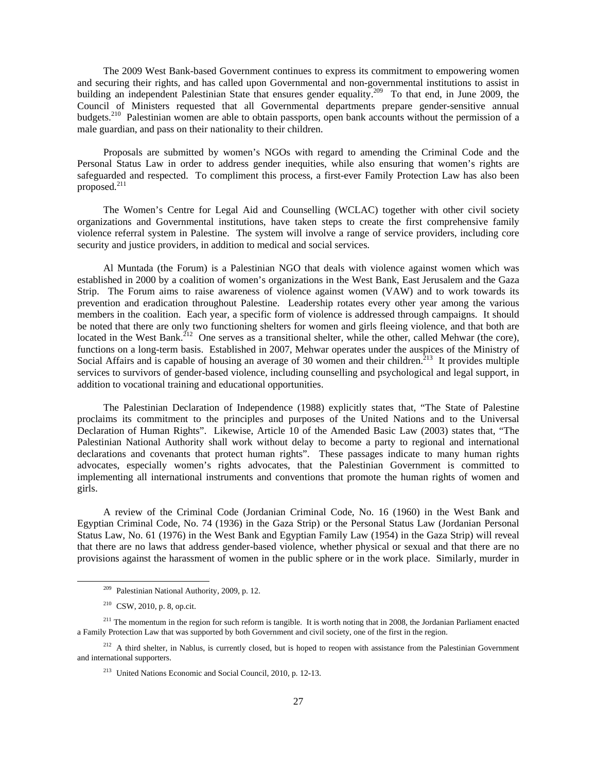The 2009 West Bank-based Government continues to express its commitment to empowering women and securing their rights, and has called upon Governmental and non-governmental institutions to assist in building an independent Palestinian State that ensures gender equality.[209] To that end, in June 2009, the Council of Ministers requested that all Governmental departments prepare gender-sensitive annual budgets.[210] Palestinian women are able to obtain passports, open bank accounts without the permission of a male guardian, and pass on their nationality to their children.

Proposals are submitted by women's NGOs with regard to amending the Criminal Code and the Personal Status Law in order to address gender inequities, while also ensuring that women's rights are safeguarded and respected. To compliment this process, a first-ever Family Protection Law has also been proposed.[211]

The Women's Centre for Legal Aid and Counselling (WCLAC) together with other civil society organizations and Governmental institutions, have taken steps to create the first comprehensive family violence referral system in Palestine. The system will involve a range of service providers, including core security and justice providers, in addition to medical and social services.

Al Muntada (the Forum) is a Palestinian NGO that deals with violence against women which was established in 2000 by a coalition of women's organizations in the West Bank, East Jerusalem and the Gaza Strip. The Forum aims to raise awareness of violence against women (VAW) and to work towards its prevention and eradication throughout Palestine. Leadership rotates every other year among the various members in the coalition. Each year, a specific form of violence is addressed through campaigns. It should be noted that there are only two functioning shelters for women and girls fleeing violence, and that both are located in the West Bank.[212] One serves as a transitional shelter, while the other, called Mehwar (the core), functions on a long-term basis. Established in 2007, Mehwar operates under the auspices of the Ministry of Social Affairs and is capable of housing an average of 30 women and their children.[213] It provides multiple services to survivors of gender-based violence, including counselling and psychological and legal support, in addition to vocational training and educational opportunities.

The Palestinian Declaration of Independence (1988) explicitly states that, "The State of Palestine proclaims its commitment to the principles and purposes of the United Nations and to the Universal Declaration of Human Rights". Likewise, Article 10 of the Amended Basic Law (2003) states that, "The Palestinian National Authority shall work without delay to become a party to regional and international declarations and covenants that protect human rights". These passages indicate to many human rights advocates, especially women's rights advocates, that the Palestinian Government is committed to implementing all international instruments and conventions that promote the human rights of women and girls.

A review of the Criminal Code (Jordanian Criminal Code, No. 16 (1960) in the West Bank and Egyptian Criminal Code, No. 74 (1936) in the Gaza Strip) or the Personal Status Law (Jordanian Personal Status Law, No. 61 (1976) in the West Bank and Egyptian Family Law (1954) in the Gaza Strip) will reveal that there are no laws that address gender-based violence, whether physical or sexual and that there are no provisions against the harassment of women in the public sphere or in the work place. Similarly, murder in

---

[209] Palestinian National Authority, 2009, p. 12.

[210] CSW, 2010, p. 8, op.cit.

[211] The momentum in the region for such reform is tangible. It is worth noting that in 2008, the Jordanian Parliament enacted a Family Protection Law that was supported by both Government and civil society, one of the first in the region.

[212] A third shelter, in Nablus, is currently closed, but is hoped to reopen with assistance from the Palestinian Government and international supporters.

[213] United Nations Economic and Social Council, 2010, p. 12-13.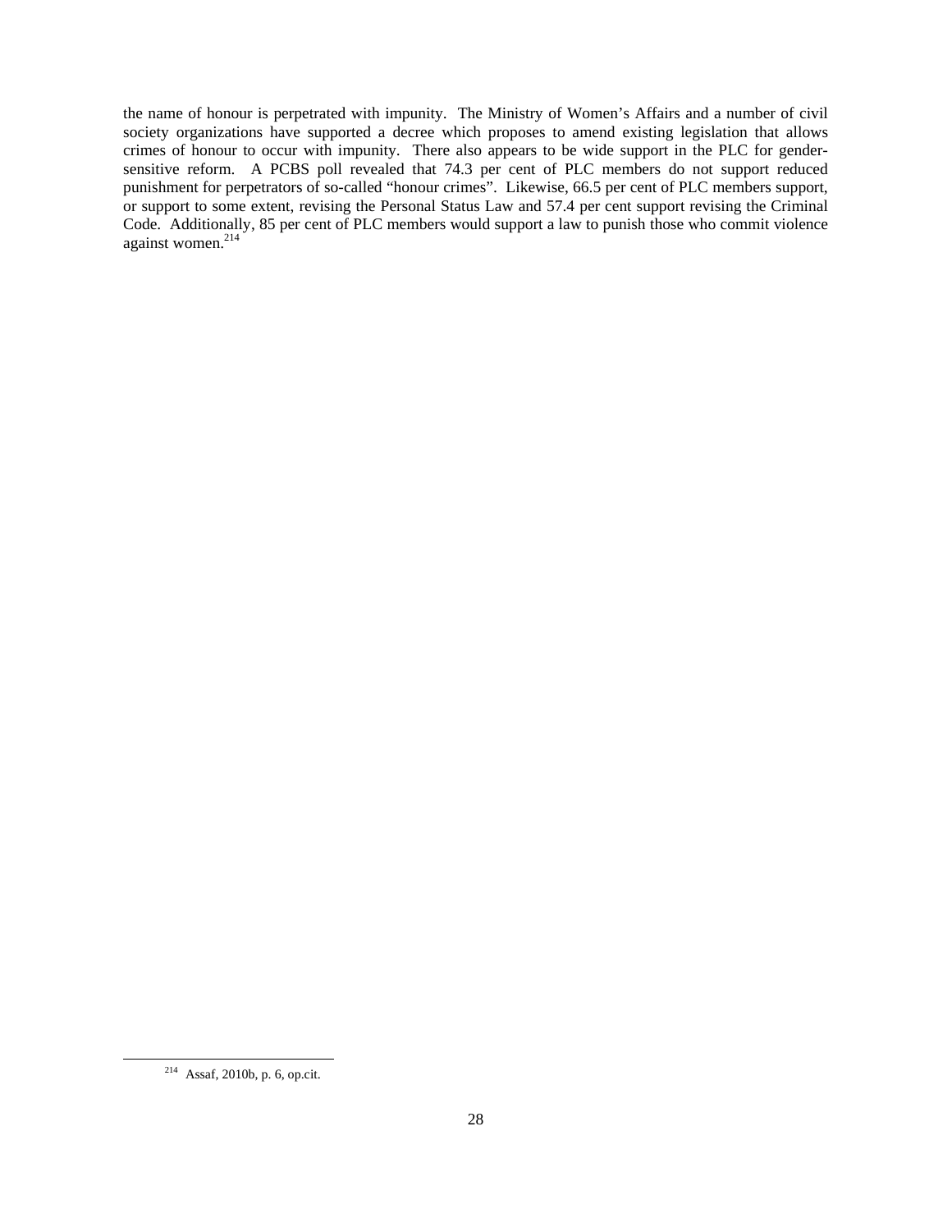the name of honour is perpetrated with impunity. The Ministry of Women's Affairs and a number of civil society organizations have supported a decree which proposes to amend existing legislation that allows crimes of honour to occur with impunity. There also appears to be wide support in the PLC for gender-sensitive reform. A PCBS poll revealed that 74.3 per cent of PLC members do not support reduced punishment for perpetrators of so-called "honour crimes". Likewise, 66.5 per cent of PLC members support, or support to some extent, revising the Personal Status Law and 57.4 per cent support revising the Criminal Code. Additionally, 85 per cent of PLC members would support a law to punish those who commit violence against women.[214]

[214] Assaf, 2010b, p. 6, op.cit.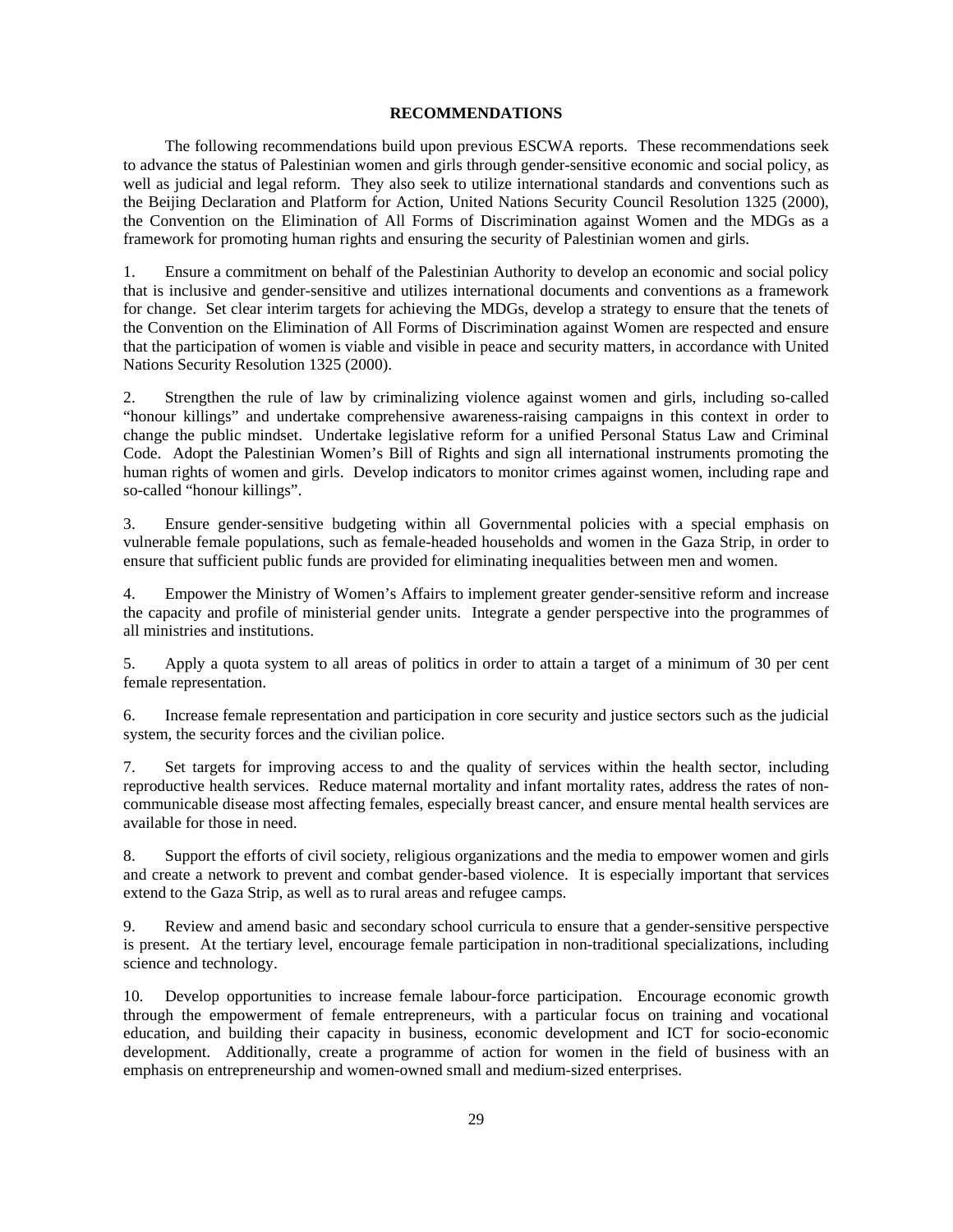## RECOMMENDATIONS

The following recommendations build upon previous ESCWA reports. These recommendations seek to advance the status of Palestinian women and girls through gender-sensitive economic and social policy, as well as judicial and legal reform. They also seek to utilize international standards and conventions such as the Beijing Declaration and Platform for Action, United Nations Security Council Resolution 1325 (2000), the Convention on the Elimination of All Forms of Discrimination against Women and the MDGs as a framework for promoting human rights and ensuring the security of Palestinian women and girls.

1. Ensure a commitment on behalf of the Palestinian Authority to develop an economic and social policy that is inclusive and gender-sensitive and utilizes international documents and conventions as a framework for change. Set clear interim targets for achieving the MDGs, develop a strategy to ensure that the tenets of the Convention on the Elimination of All Forms of Discrimination against Women are respected and ensure that the participation of women is viable and visible in peace and security matters, in accordance with United Nations Security Resolution 1325 (2000).

2. Strengthen the rule of law by criminalizing violence against women and girls, including so-called "honour killings" and undertake comprehensive awareness-raising campaigns in this context in order to change the public mindset. Undertake legislative reform for a unified Personal Status Law and Criminal Code. Adopt the Palestinian Women's Bill of Rights and sign all international instruments promoting the human rights of women and girls. Develop indicators to monitor crimes against women, including rape and so-called "honour killings".

3. Ensure gender-sensitive budgeting within all Governmental policies with a special emphasis on vulnerable female populations, such as female-headed households and women in the Gaza Strip, in order to ensure that sufficient public funds are provided for eliminating inequalities between men and women.

4. Empower the Ministry of Women's Affairs to implement greater gender-sensitive reform and increase the capacity and profile of ministerial gender units. Integrate a gender perspective into the programmes of all ministries and institutions.

5. Apply a quota system to all areas of politics in order to attain a target of a minimum of 30 per cent female representation.

6. Increase female representation and participation in core security and justice sectors such as the judicial system, the security forces and the civilian police.

7. Set targets for improving access to and the quality of services within the health sector, including reproductive health services. Reduce maternal mortality and infant mortality rates, address the rates of non-communicable disease most affecting females, especially breast cancer, and ensure mental health services are available for those in need.

8. Support the efforts of civil society, religious organizations and the media to empower women and girls and create a network to prevent and combat gender-based violence. It is especially important that services extend to the Gaza Strip, as well as to rural areas and refugee camps.

9. Review and amend basic and secondary school curricula to ensure that a gender-sensitive perspective is present. At the tertiary level, encourage female participation in non-traditional specializations, including science and technology.

10. Develop opportunities to increase female labour-force participation. Encourage economic growth through the empowerment of female entrepreneurs, with a particular focus on training and vocational education, and building their capacity in business, economic development and ICT for socio-economic development. Additionally, create a programme of action for women in the field of business with an emphasis on entrepreneurship and women-owned small and medium-sized enterprises.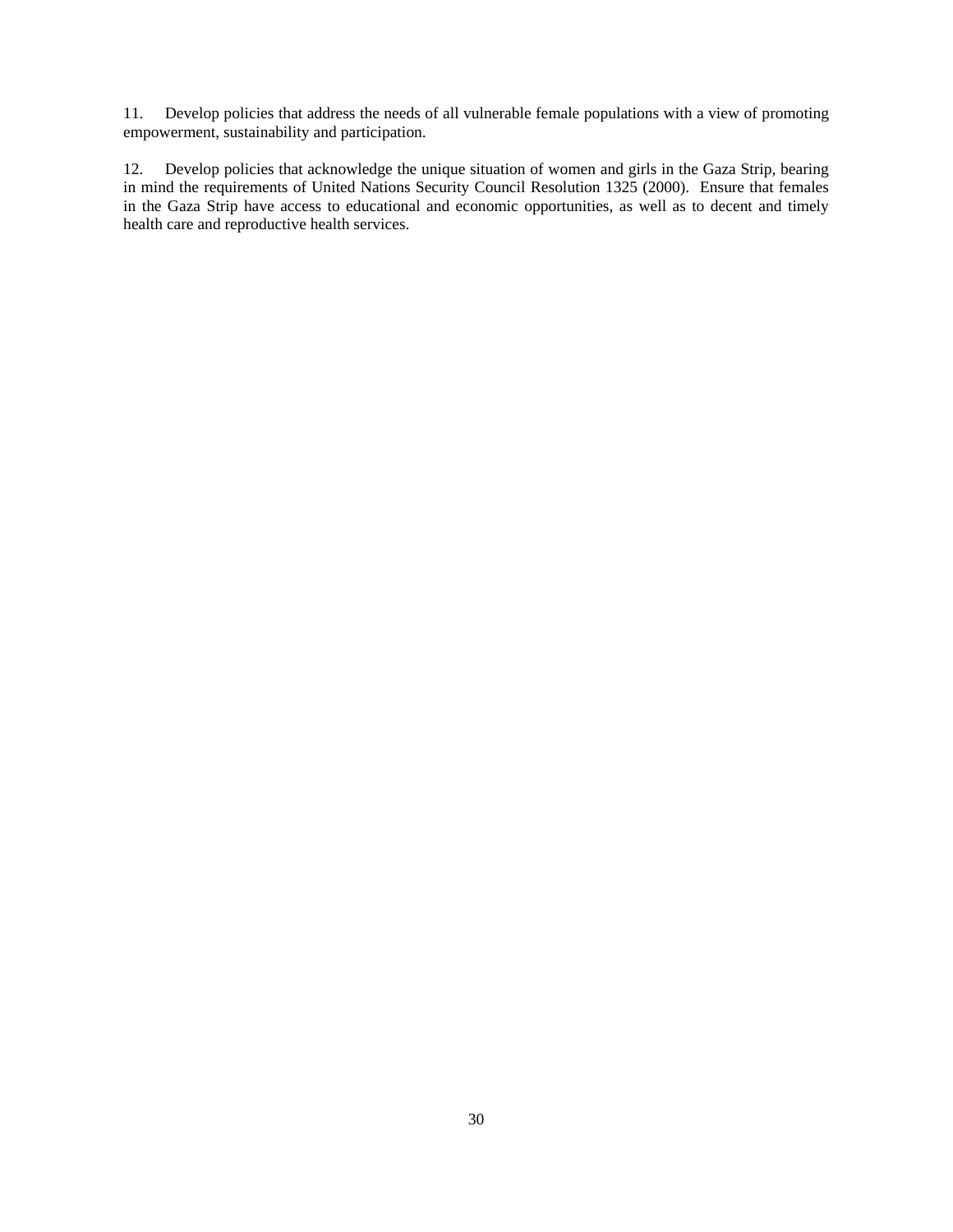11. Develop policies that address the needs of all vulnerable female populations with a view of promoting empowerment, sustainability and participation.

12. Develop policies that acknowledge the unique situation of women and girls in the Gaza Strip, bearing in mind the requirements of United Nations Security Council Resolution 1325 (2000). Ensure that females in the Gaza Strip have access to educational and economic opportunities, as well as to decent and timely health care and reproductive health services.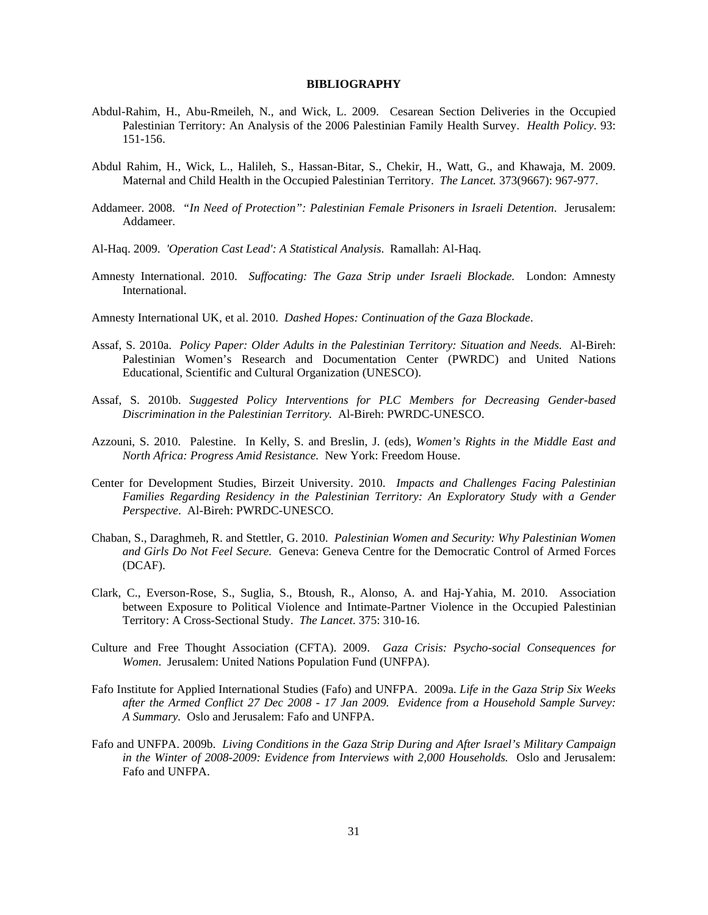# BIBLIOGRAPHY

Abdul-Rahim, H., Abu-Rmeileh, N., and Wick, L. 2009. Cesarean Section Deliveries in the Occupied Palestinian Territory: An Analysis of the 2006 Palestinian Family Health Survey. *Health Policy*. 93: 151-156.

Abdul Rahim, H., Wick, L., Halileh, S., Hassan-Bitar, S., Chekir, H., Watt, G., and Khawaja, M. 2009. Maternal and Child Health in the Occupied Palestinian Territory. *The Lancet.* 373(9667): 967-977.

Addameer. 2008. *"In Need of Protection": Palestinian Female Prisoners in Israeli Detention*. Jerusalem: Addameer.

Al-Haq. 2009. *'Operation Cast Lead': A Statistical Analysis*. Ramallah: Al-Haq.

Amnesty International. 2010. *Suffocating: The Gaza Strip under Israeli Blockade.* London: Amnesty International.

Amnesty International UK, et al. 2010. *Dashed Hopes: Continuation of the Gaza Blockade*.

Assaf, S. 2010a. *Policy Paper: Older Adults in the Palestinian Territory: Situation and Needs.* Al-Bireh: Palestinian Women's Research and Documentation Center (PWRDC) and United Nations Educational, Scientific and Cultural Organization (UNESCO).

Assaf, S. 2010b. *Suggested Policy Interventions for PLC Members for Decreasing Gender-based Discrimination in the Palestinian Territory.* Al-Bireh: PWRDC-UNESCO.

Azzouni, S. 2010. Palestine. In Kelly, S. and Breslin, J. (eds), *Women's Rights in the Middle East and North Africa: Progress Amid Resistance.* New York: Freedom House.

Center for Development Studies, Birzeit University. 2010. *Impacts and Challenges Facing Palestinian Families Regarding Residency in the Palestinian Territory: An Exploratory Study with a Gender Perspective*. Al-Bireh: PWRDC-UNESCO.

Chaban, S., Daraghmeh, R. and Stettler, G. 2010. *Palestinian Women and Security: Why Palestinian Women and Girls Do Not Feel Secure.* Geneva: Geneva Centre for the Democratic Control of Armed Forces (DCAF).

Clark, C., Everson-Rose, S., Suglia, S., Btoush, R., Alonso, A. and Haj-Yahia, M. 2010. Association between Exposure to Political Violence and Intimate-Partner Violence in the Occupied Palestinian Territory: A Cross-Sectional Study. *The Lancet.* 375: 310-16.

Culture and Free Thought Association (CFTA). 2009. *Gaza Crisis: Psycho-social Consequences for Women*. Jerusalem: United Nations Population Fund (UNFPA).

Fafo Institute for Applied International Studies (Fafo) and UNFPA. 2009a. *Life in the Gaza Strip Six Weeks after the Armed Conflict 27 Dec 2008 - 17 Jan 2009. Evidence from a Household Sample Survey: A Summary.* Oslo and Jerusalem: Fafo and UNFPA.

Fafo and UNFPA. 2009b. *Living Conditions in the Gaza Strip During and After Israel's Military Campaign in the Winter of 2008-2009: Evidence from Interviews with 2,000 Households.* Oslo and Jerusalem: Fafo and UNFPA.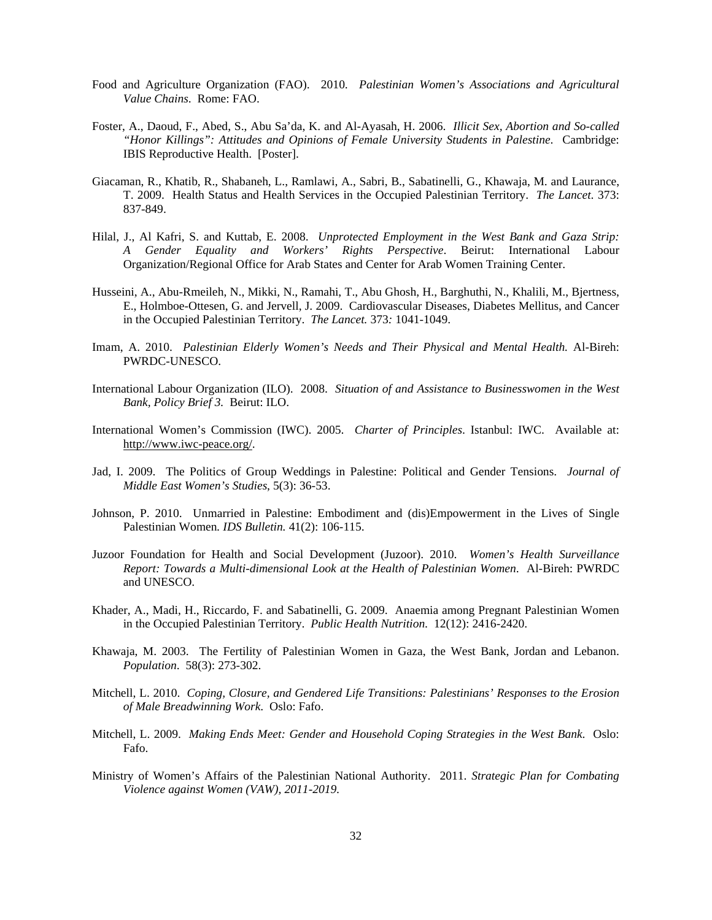Food and Agriculture Organization (FAO). 2010. *Palestinian Women's Associations and Agricultural Value Chains*. Rome: FAO.

Foster, A., Daoud, F., Abed, S., Abu Sa'da, K. and Al-Ayasah, H. 2006. *Illicit Sex, Abortion and So-called "Honor Killings": Attitudes and Opinions of Female University Students in Palestine*. Cambridge: IBIS Reproductive Health. [Poster].

Giacaman, R., Khatib, R., Shabaneh, L., Ramlawi, A., Sabri, B., Sabatinelli, G., Khawaja, M. and Laurance, T. 2009. Health Status and Health Services in the Occupied Palestinian Territory. *The Lancet*. 373: 837-849.

Hilal, J., Al Kafri, S. and Kuttab, E. 2008. *Unprotected Employment in the West Bank and Gaza Strip: A Gender Equality and Workers' Rights Perspective*. Beirut: International Labour Organization/Regional Office for Arab States and Center for Arab Women Training Center.

Husseini, A., Abu-Rmeileh, N., Mikki, N., Ramahi, T., Abu Ghosh, H., Barghuthi, N., Khalili, M., Bjertness, E., Holmboe-Ottesen, G. and Jervell, J. 2009. Cardiovascular Diseases, Diabetes Mellitus, and Cancer in the Occupied Palestinian Territory. *The Lancet.* 373*:* 1041-1049.

Imam, A. 2010. *Palestinian Elderly Women's Needs and Their Physical and Mental Health.* Al-Bireh: PWRDC-UNESCO.

International Labour Organization (ILO). 2008. *Situation of and Assistance to Businesswomen in the West Bank, Policy Brief 3.* Beirut: ILO.

International Women's Commission (IWC). 2005. *Charter of Principles*. Istanbul: IWC. Available at: http://www.iwc-peace.org/.

Jad, I. 2009. The Politics of Group Weddings in Palestine: Political and Gender Tensions. *Journal of Middle East Women's Studies*, 5(3): 36-53.

Johnson, P. 2010. Unmarried in Palestine: Embodiment and (dis)Empowerment in the Lives of Single Palestinian Women*. IDS Bulletin.* 41(2): 106-115.

Juzoor Foundation for Health and Social Development (Juzoor). 2010. *Women's Health Surveillance Report: Towards a Multi-dimensional Look at the Health of Palestinian Women*. Al-Bireh: PWRDC and UNESCO.

Khader, A., Madi, H., Riccardo, F. and Sabatinelli, G. 2009. Anaemia among Pregnant Palestinian Women in the Occupied Palestinian Territory. *Public Health Nutrition.* 12(12): 2416-2420.

Khawaja, M. 2003. The Fertility of Palestinian Women in Gaza, the West Bank, Jordan and Lebanon. *Population*. 58(3): 273-302.

Mitchell, L. 2010. *Coping, Closure, and Gendered Life Transitions: Palestinians' Responses to the Erosion of Male Breadwinning Work.* Oslo: Fafo.

Mitchell, L. 2009. *Making Ends Meet: Gender and Household Coping Strategies in the West Bank.* Oslo: Fafo.

Ministry of Women's Affairs of the Palestinian National Authority. 2011. *Strategic Plan for Combating Violence against Women (VAW), 2011-2019.*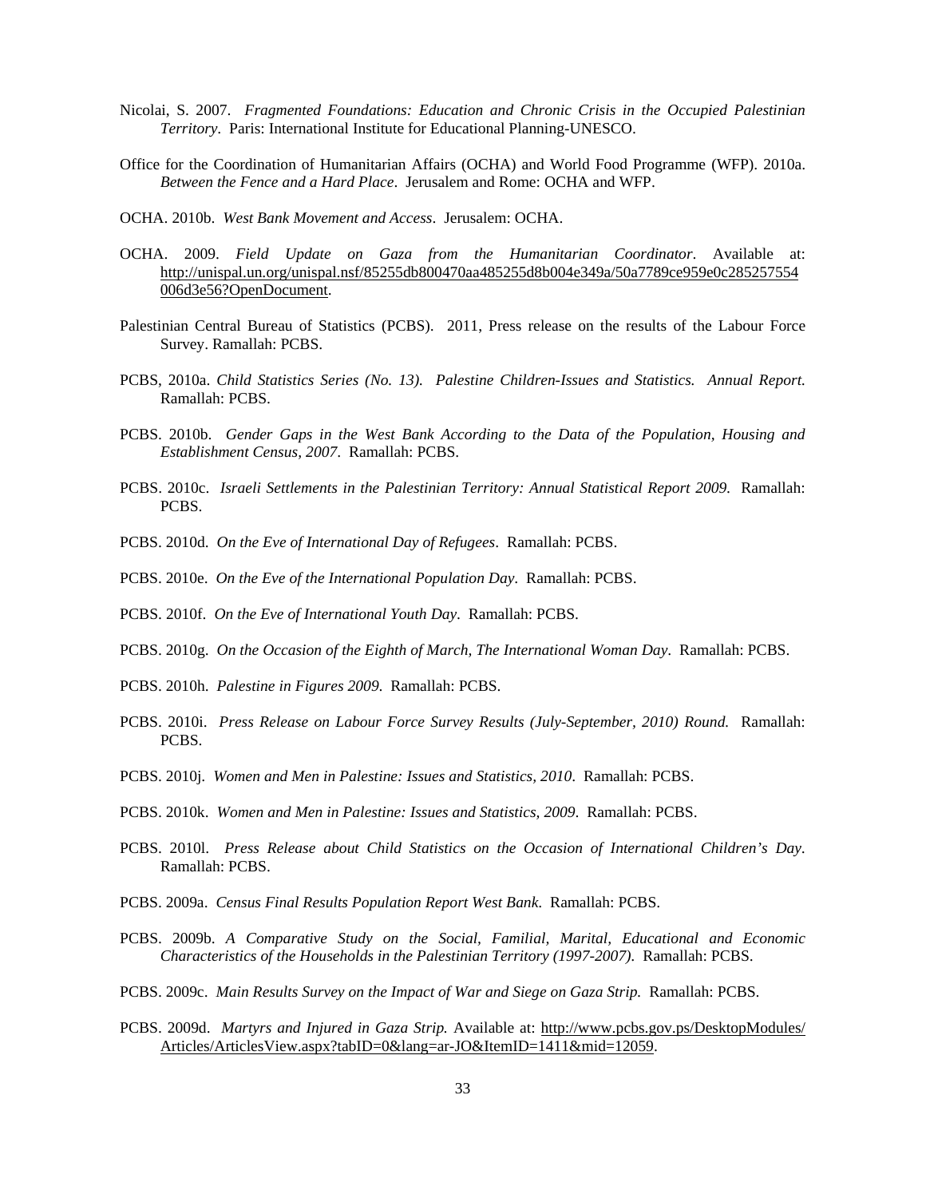Nicolai, S. 2007. *Fragmented Foundations: Education and Chronic Crisis in the Occupied Palestinian Territory*. Paris: International Institute for Educational Planning-UNESCO.

Office for the Coordination of Humanitarian Affairs (OCHA) and World Food Programme (WFP). 2010a. *Between the Fence and a Hard Place*. Jerusalem and Rome: OCHA and WFP.

OCHA. 2010b. *West Bank Movement and Access*. Jerusalem: OCHA.

OCHA. 2009. *Field Update on Gaza from the Humanitarian Coordinator*. Available at: http://unispal.un.org/unispal.nsf/85255db800470aa485255d8b004e349a/50a7789ce959e0c285257554006d3e56?OpenDocument.

Palestinian Central Bureau of Statistics (PCBS). 2011, Press release on the results of the Labour Force Survey. Ramallah: PCBS.

PCBS, 2010a. *Child Statistics Series (No. 13). Palestine Children-Issues and Statistics. Annual Report.* Ramallah: PCBS.

PCBS. 2010b. *Gender Gaps in the West Bank According to the Data of the Population, Housing and Establishment Census, 2007*. Ramallah: PCBS.

PCBS. 2010c. *Israeli Settlements in the Palestinian Territory: Annual Statistical Report 2009.* Ramallah: PCBS.

PCBS. 2010d. *On the Eve of International Day of Refugees*. Ramallah: PCBS.

PCBS. 2010e. *On the Eve of the International Population Day*. Ramallah: PCBS.

PCBS. 2010f. *On the Eve of International Youth Day*. Ramallah: PCBS.

PCBS. 2010g. *On the Occasion of the Eighth of March, The International Woman Day*. Ramallah: PCBS.

PCBS. 2010h. *Palestine in Figures 2009.* Ramallah: PCBS.

PCBS. 2010i. *Press Release on Labour Force Survey Results (July-September, 2010) Round.* Ramallah: PCBS.

PCBS. 2010j. *Women and Men in Palestine: Issues and Statistics, 2010*. Ramallah: PCBS.

PCBS. 2010k. *Women and Men in Palestine: Issues and Statistics, 2009*. Ramallah: PCBS.

PCBS. 2010l. *Press Release about Child Statistics on the Occasion of International Children's Day*. Ramallah: PCBS.

PCBS. 2009a. *Census Final Results Population Report West Bank.* Ramallah: PCBS.

PCBS. 2009b. *A Comparative Study on the Social, Familial, Marital, Educational and Economic Characteristics of the Households in the Palestinian Territory (1997-2007)*. Ramallah: PCBS.

PCBS. 2009c. *Main Results Survey on the Impact of War and Siege on Gaza Strip.* Ramallah: PCBS.

PCBS. 2009d. *Martyrs and Injured in Gaza Strip.* Available at: http://www.pcbs.gov.ps/DesktopModules/Articles/ArticlesView.aspx?tabID=0&lang=ar-JO&ItemID=1411&mid=12059.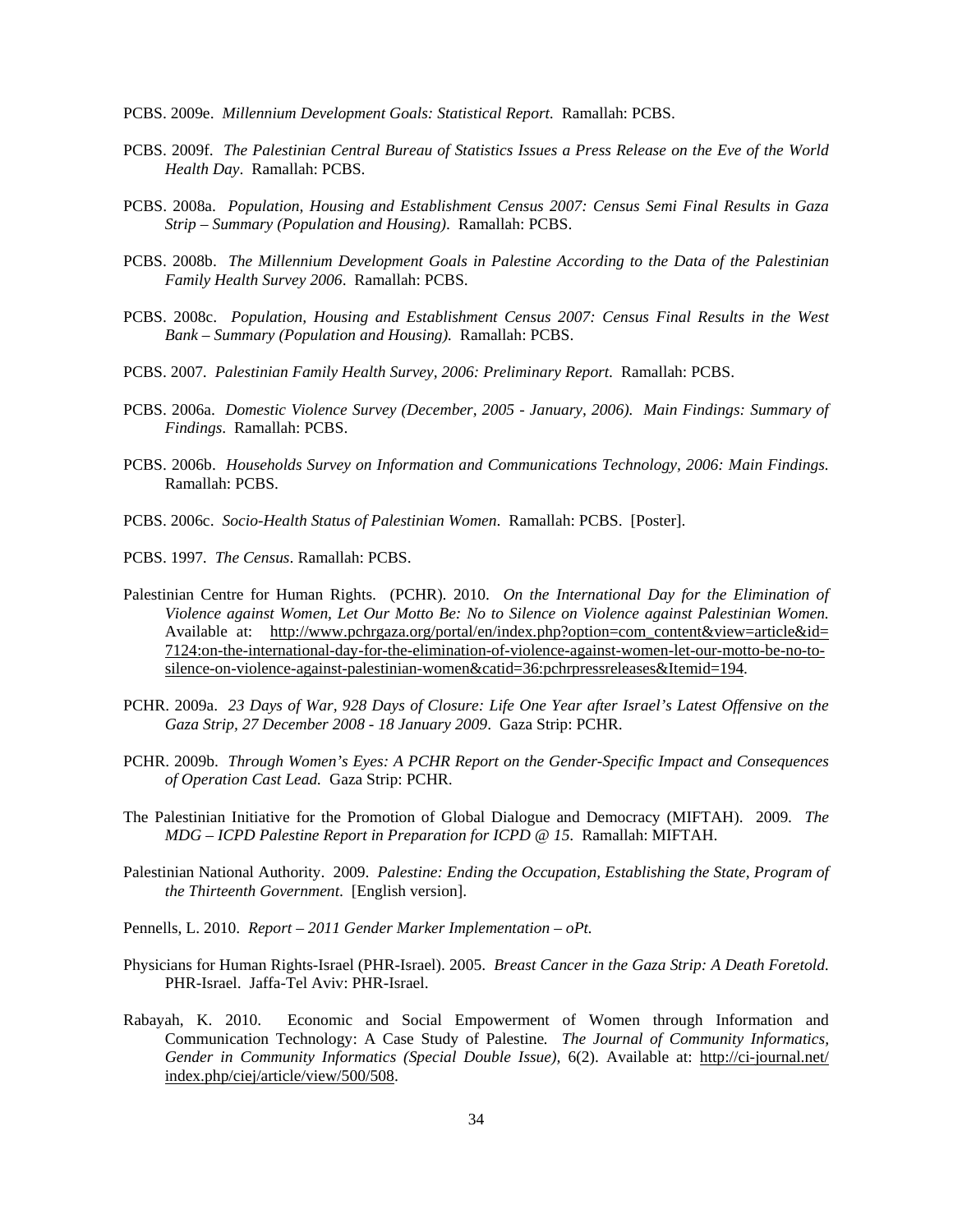PCBS. 2009e. *Millennium Development Goals: Statistical Report*. Ramallah: PCBS.

PCBS. 2009f. *The Palestinian Central Bureau of Statistics Issues a Press Release on the Eve of the World Health Day*. Ramallah: PCBS.

PCBS. 2008a. *Population, Housing and Establishment Census 2007: Census Semi Final Results in Gaza Strip – Summary (Population and Housing)*. Ramallah: PCBS.

PCBS. 2008b. *The Millennium Development Goals in Palestine According to the Data of the Palestinian Family Health Survey 2006*. Ramallah: PCBS.

PCBS. 2008c. *Population, Housing and Establishment Census 2007: Census Final Results in the West Bank – Summary (Population and Housing).* Ramallah: PCBS.

PCBS. 2007. *Palestinian Family Health Survey, 2006: Preliminary Report*. Ramallah: PCBS.

PCBS. 2006a. *Domestic Violence Survey (December, 2005 - January, 2006). Main Findings: Summary of Findings*. Ramallah: PCBS.

PCBS. 2006b. *Households Survey on Information and Communications Technology, 2006: Main Findings.* Ramallah: PCBS.

PCBS. 2006c. *Socio-Health Status of Palestinian Women*. Ramallah: PCBS. [Poster].

PCBS. 1997. *The Census*. Ramallah: PCBS.

Palestinian Centre for Human Rights. (PCHR). 2010. *On the International Day for the Elimination of Violence against Women, Let Our Motto Be: No to Silence on Violence against Palestinian Women.* Available at: http://www.pchrgaza.org/portal/en/index.php?option=com_content&view=article&id=7124:on-the-international-day-for-the-elimination-of-violence-against-women-let-our-motto-be-no-to-silence-on-violence-against-palestinian-women&catid=36:pchrpressreleases&Itemid=194.

PCHR. 2009a. *23 Days of War, 928 Days of Closure: Life One Year after Israel's Latest Offensive on the Gaza Strip, 27 December 2008 - 18 January 2009*. Gaza Strip: PCHR.

PCHR. 2009b. *Through Women's Eyes: A PCHR Report on the Gender-Specific Impact and Consequences of Operation Cast Lead.* Gaza Strip: PCHR.

The Palestinian Initiative for the Promotion of Global Dialogue and Democracy (MIFTAH). 2009. *The MDG – ICPD Palestine Report in Preparation for ICPD @ 15*. Ramallah: MIFTAH.

Palestinian National Authority. 2009. *Palestine: Ending the Occupation, Establishing the State, Program of the Thirteenth Government*. [English version].

Pennells, L. 2010. *Report – 2011 Gender Marker Implementation – oPt.*

Physicians for Human Rights-Israel (PHR-Israel). 2005. *Breast Cancer in the Gaza Strip: A Death Foretold.* PHR-Israel. Jaffa-Tel Aviv: PHR-Israel.

Rabayah, K. 2010. Economic and Social Empowerment of Women through Information and Communication Technology: A Case Study of Palestine*. The Journal of Community Informatics, Gender in Community Informatics (Special Double Issue),* 6(2). Available at: http://ci-journal.net/index.php/ciej/article/view/500/508.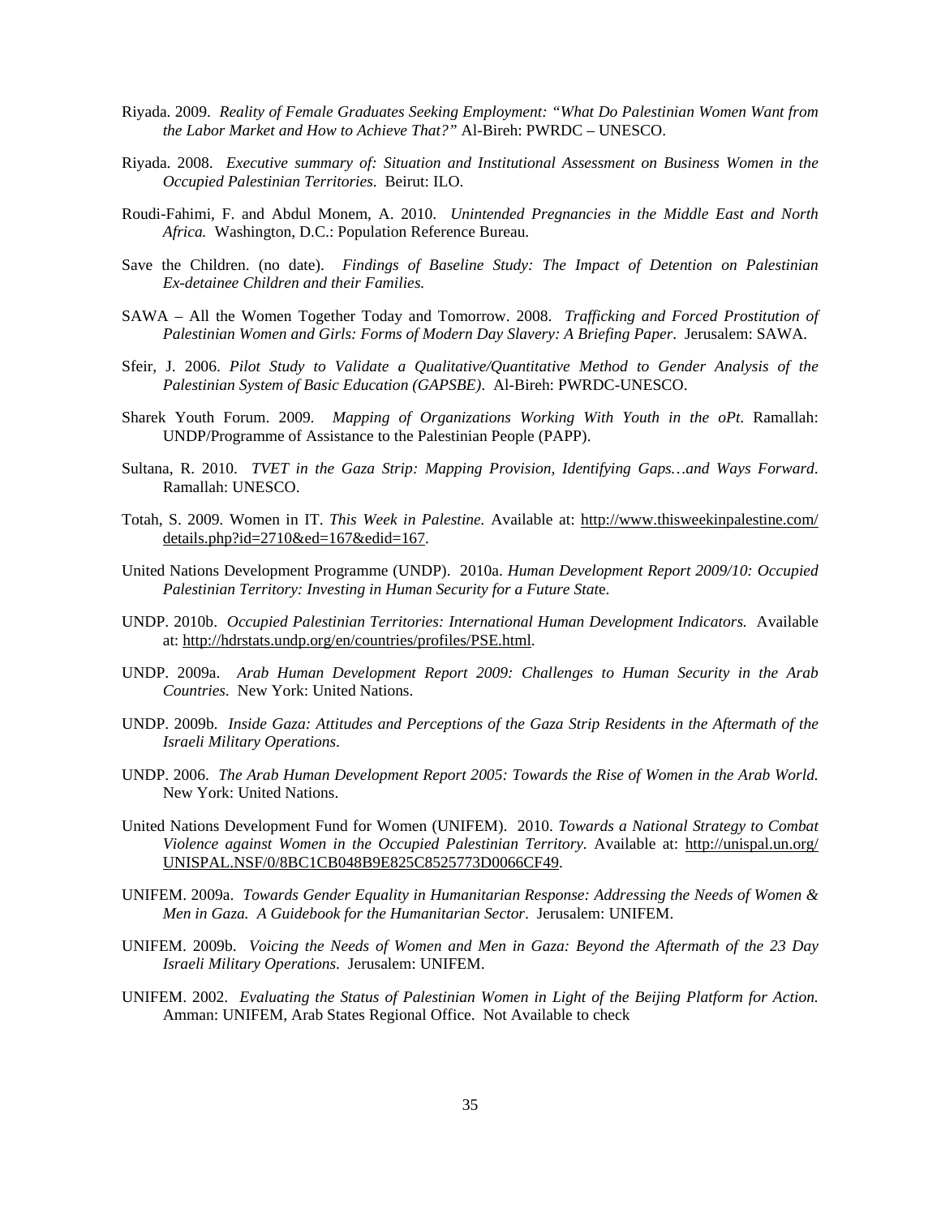Riyada. 2009. *Reality of Female Graduates Seeking Employment: "What Do Palestinian Women Want from the Labor Market and How to Achieve That?"* Al-Bireh: PWRDC – UNESCO.

Riyada. 2008. *Executive summary of: Situation and Institutional Assessment on Business Women in the Occupied Palestinian Territories*. Beirut: ILO.

Roudi-Fahimi, F. and Abdul Monem, A. 2010. *Unintended Pregnancies in the Middle East and North Africa.* Washington, D.C.: Population Reference Bureau.

Save the Children. (no date). *Findings of Baseline Study: The Impact of Detention on Palestinian Ex-detainee Children and their Families.*

SAWA – All the Women Together Today and Tomorrow. 2008. *Trafficking and Forced Prostitution of Palestinian Women and Girls: Forms of Modern Day Slavery: A Briefing Paper*. Jerusalem: SAWA.

Sfeir, J. 2006. *Pilot Study to Validate a Qualitative/Quantitative Method to Gender Analysis of the Palestinian System of Basic Education (GAPSBE)*. Al-Bireh: PWRDC-UNESCO.

Sharek Youth Forum. 2009. *Mapping of Organizations Working With Youth in the oPt*. Ramallah: UNDP/Programme of Assistance to the Palestinian People (PAPP).

Sultana, R. 2010. *TVET in the Gaza Strip: Mapping Provision, Identifying Gaps…and Ways Forward*. Ramallah: UNESCO.

Totah, S. 2009. Women in IT. *This Week in Palestine.* Available at: http://www.thisweekinpalestine.com/details.php?id=2710&ed=167&edid=167.

United Nations Development Programme (UNDP). 2010a. *Human Development Report 2009/10: Occupied Palestinian Territory: Investing in Human Security for a Future State.*

UNDP. 2010b. *Occupied Palestinian Territories: International Human Development Indicators.* Available at: http://hdrstats.undp.org/en/countries/profiles/PSE.html.

UNDP. 2009a. *Arab Human Development Report 2009: Challenges to Human Security in the Arab Countries*. New York: United Nations.

UNDP. 2009b. *Inside Gaza: Attitudes and Perceptions of the Gaza Strip Residents in the Aftermath of the Israeli Military Operations*.

UNDP. 2006. *The Arab Human Development Report 2005: Towards the Rise of Women in the Arab World.* New York: United Nations.

United Nations Development Fund for Women (UNIFEM). 2010. *Towards a National Strategy to Combat Violence against Women in the Occupied Palestinian Territory.* Available at: http://unispal.un.org/UNISPAL.NSF/0/8BC1CB048B9E825C8525773D0066CF49.

UNIFEM. 2009a. *Towards Gender Equality in Humanitarian Response: Addressing the Needs of Women & Men in Gaza. A Guidebook for the Humanitarian Sector*. Jerusalem: UNIFEM.

UNIFEM. 2009b. *Voicing the Needs of Women and Men in Gaza: Beyond the Aftermath of the 23 Day Israeli Military Operations*. Jerusalem: UNIFEM.

UNIFEM. 2002. *Evaluating the Status of Palestinian Women in Light of the Beijing Platform for Action.* Amman: UNIFEM, Arab States Regional Office. Not Available to check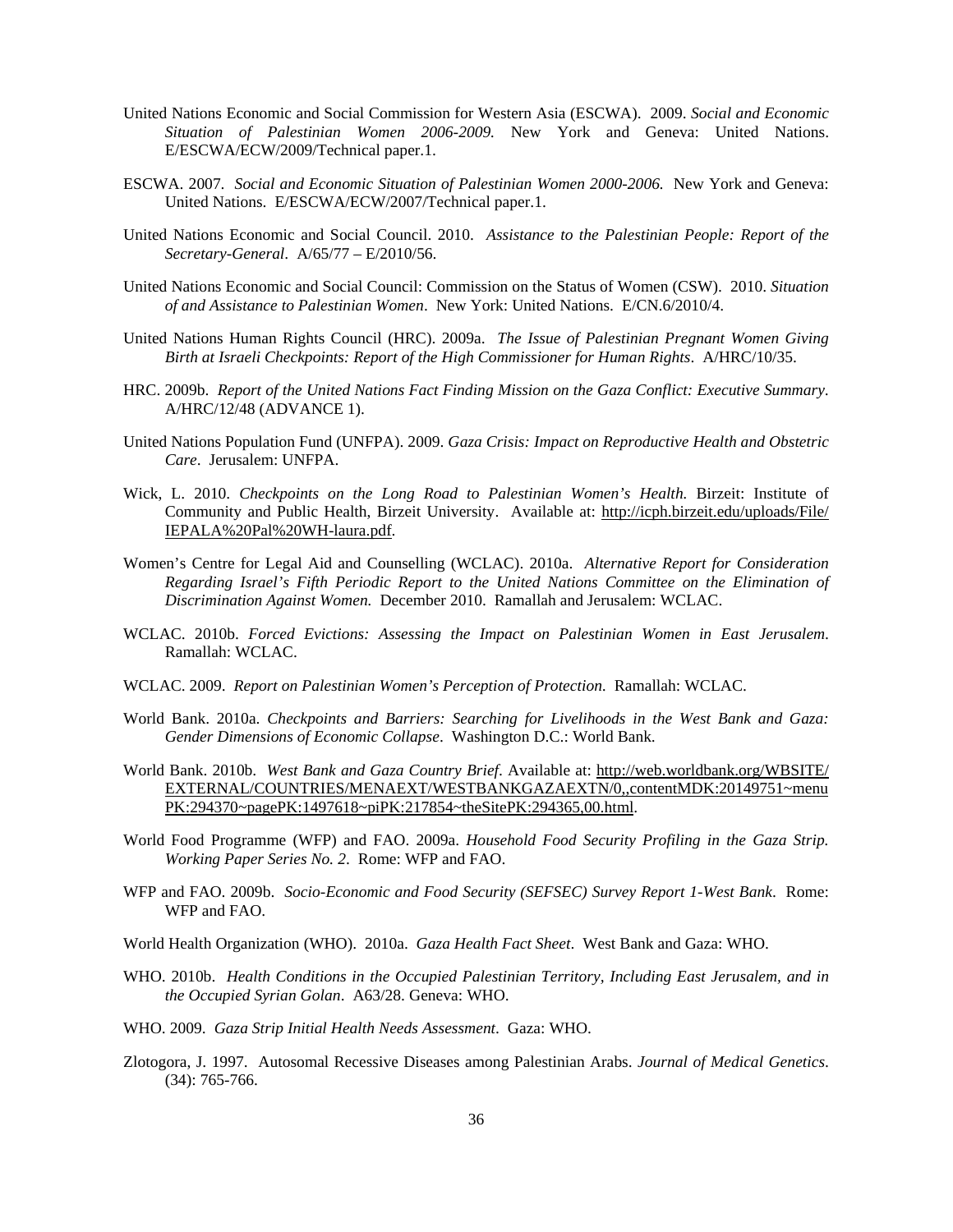United Nations Economic and Social Commission for Western Asia (ESCWA). 2009. *Social and Economic Situation of Palestinian Women 2006-2009.* New York and Geneva: United Nations. E/ESCWA/ECW/2009/Technical paper.1.

ESCWA. 2007. *Social and Economic Situation of Palestinian Women 2000-2006.* New York and Geneva: United Nations. E/ESCWA/ECW/2007/Technical paper.1.

United Nations Economic and Social Council. 2010. *Assistance to the Palestinian People: Report of the Secretary-General*. A/65/77 – E/2010/56.

United Nations Economic and Social Council: Commission on the Status of Women (CSW). 2010. *Situation of and Assistance to Palestinian Women*. New York: United Nations. E/CN.6/2010/4.

United Nations Human Rights Council (HRC). 2009a. *The Issue of Palestinian Pregnant Women Giving Birth at Israeli Checkpoints: Report of the High Commissioner for Human Rights*. A/HRC/10/35.

HRC. 2009b. *Report of the United Nations Fact Finding Mission on the Gaza Conflict: Executive Summary*. A/HRC/12/48 (ADVANCE 1).

United Nations Population Fund (UNFPA). 2009. *Gaza Crisis: Impact on Reproductive Health and Obstetric Care*. Jerusalem: UNFPA.

Wick, L. 2010. *Checkpoints on the Long Road to Palestinian Women's Health.* Birzeit: Institute of Community and Public Health, Birzeit University. Available at: http://icph.birzeit.edu/uploads/File/IEPALA%20Pal%20WH-laura.pdf.

Women's Centre for Legal Aid and Counselling (WCLAC). 2010a. *Alternative Report for Consideration Regarding Israel's Fifth Periodic Report to the United Nations Committee on the Elimination of Discrimination Against Women.* December 2010. Ramallah and Jerusalem: WCLAC.

WCLAC. 2010b. *Forced Evictions: Assessing the Impact on Palestinian Women in East Jerusalem*. Ramallah: WCLAC.

WCLAC. 2009. *Report on Palestinian Women's Perception of Protection.* Ramallah: WCLAC.

World Bank. 2010a. *Checkpoints and Barriers: Searching for Livelihoods in the West Bank and Gaza: Gender Dimensions of Economic Collapse*. Washington D.C.: World Bank.

World Bank. 2010b. *West Bank and Gaza Country Brief*. Available at: http://web.worldbank.org/WBSITE/EXTERNAL/COUNTRIES/MENAEXT/WESTBANKGAZAEXTN/0,,contentMDK:20149751~menuPK:294370~pagePK:1497618~piPK:217854~theSitePK:294365,00.html.

World Food Programme (WFP) and FAO. 2009a. *Household Food Security Profiling in the Gaza Strip. Working Paper Series No. 2*. Rome: WFP and FAO.

WFP and FAO. 2009b. *Socio-Economic and Food Security (SEFSEC) Survey Report 1-West Bank*. Rome: WFP and FAO.

World Health Organization (WHO). 2010a. *Gaza Health Fact Sheet*. West Bank and Gaza: WHO.

WHO. 2010b. *Health Conditions in the Occupied Palestinian Territory, Including East Jerusalem, and in the Occupied Syrian Golan*. A63/28. Geneva: WHO.

WHO. 2009. *Gaza Strip Initial Health Needs Assessment*. Gaza: WHO.

Zlotogora, J. 1997. Autosomal Recessive Diseases among Palestinian Arabs. *Journal of Medical Genetics*. (34): 765-766.